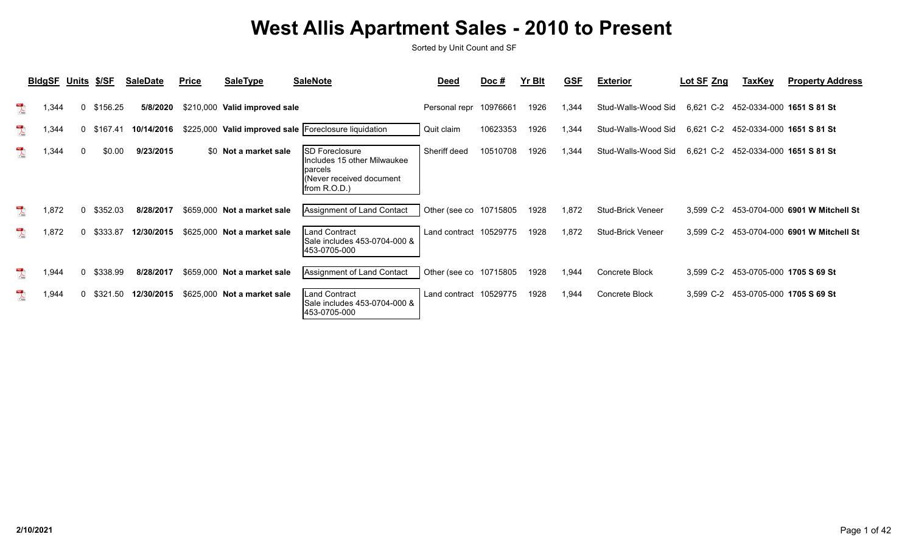# West Allis Apartment Sales - 2010 to Present

Sorted by Unit Count and SF

| BldgSF | Units | $/SF | SaleDate | Price | SaleType | SaleNote | Deed | Doc # | Yr Blt | GSF | Exterior | Lot SF | Zng | TaxKey | Property Address |
|---|---|---|---|---|---|---|---|---|---|---|---|---|---|---|---|
| 1,344 | 0 | $156.25 | **5/8/2020** | $210,000 | **Valid improved sale** | | Personal repr | 10976661 | 1926 | 1,344 | Stud-Walls-Wood Sid | 6,621 | C-2 | 452-0334-000 | **1651 S 81 St** |
| 1,344 | 0 | $167.41 | **10/14/2016** | $225,000 | **Valid improved sale** | Foreclosure liquidation | Quit claim | 10623353 | 1926 | 1,344 | Stud-Walls-Wood Sid | 6,621 | C-2 | 452-0334-000 | **1651 S 81 St** |
| 1,344 | 0 | $0.00 | **9/23/2015** | $0 | **Not a market sale** | SD Foreclosure Includes 15 other Milwaukee parcels (Never received document from R.O.D.) | Sheriff deed | 10510708 | 1926 | 1,344 | Stud-Walls-Wood Sid | 6,621 | C-2 | 452-0334-000 | **1651 S 81 St** |
| 1,872 | 0 | $352.03 | **8/28/2017** | $659,000 | **Not a market sale** | Assignment of Land Contact | Other (see co | 10715805 | 1928 | 1,872 | Stud-Brick Veneer | 3,599 | C-2 | 453-0704-000 | **6901 W Mitchell St** |
| 1,872 | 0 | $333.87 | **12/30/2015** | $625,000 | **Not a market sale** | Land Contract Sale includes 453-0704-000 & 453-0705-000 | Land contract | 10529775 | 1928 | 1,872 | Stud-Brick Veneer | 3,599 | C-2 | 453-0704-000 | **6901 W Mitchell St** |
| 1,944 | 0 | $338.99 | **8/28/2017** | $659,000 | **Not a market sale** | Assignment of Land Contact | Other (see co | 10715805 | 1928 | 1,944 | Concrete Block | 3,599 | C-2 | 453-0705-000 | **1705 S 69 St** |
| 1,944 | 0 | $321.50 | **12/30/2015** | $625,000 | **Not a market sale** | Land Contract Sale includes 453-0704-000 & 453-0705-000 | Land contract | 10529775 | 1928 | 1,944 | Concrete Block | 3,599 | C-2 | 453-0705-000 | **1705 S 69 St** |

**2/10/2021**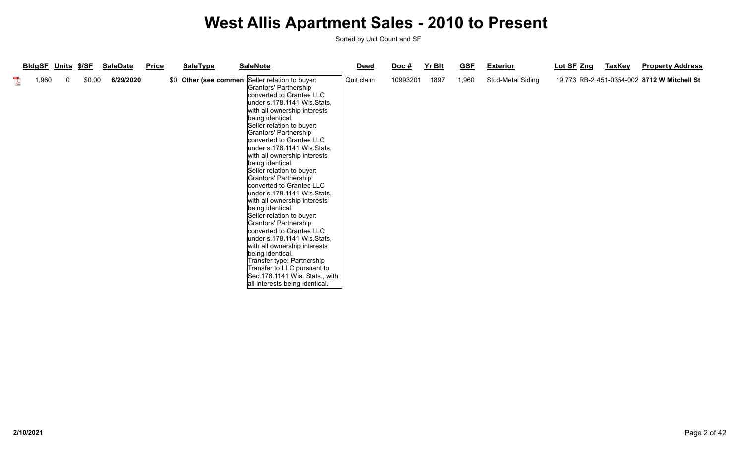# West Allis Apartment Sales - 2010 to Present

Sorted by Unit Count and SF

| BldgSF | Units | $/SF | SaleDate | Price | SaleType | SaleNote | Deed | Doc # | Yr Blt | GSF | Exterior | Lot SF | Zng | TaxKey | Property Address |
|---|---|---|---|---|---|---|---|---|---|---|---|---|---|---|---|
| 1,960 | 0 | $0.00 | 6/29/2020 | $0 | **Other (see commen** | Seller relation to buyer: Grantors' Partnership converted to Grantee LLC under s.178.1141 Wis.Stats, with all ownership interests being identical. Seller relation to buyer: Grantors' Partnership converted to Grantee LLC under s.178.1141 Wis.Stats, with all ownership interests being identical. Seller relation to buyer: Grantors' Partnership converted to Grantee LLC under s.178.1141 Wis.Stats, with all ownership interests being identical. Seller relation to buyer: Grantors' Partnership converted to Grantee LLC under s.178.1141 Wis.Stats, with all ownership interests being identical. Transfer type: Partnership Transfer to LLC pursuant to Sec.178.1141 Wis. Stats., with all interests being identical. | Quit claim | 10993201 | 1897 | 1,960 | Stud-Metal Siding | 19,773 | RB-2 | 451-0354-002 | **8712 W Mitchell St** |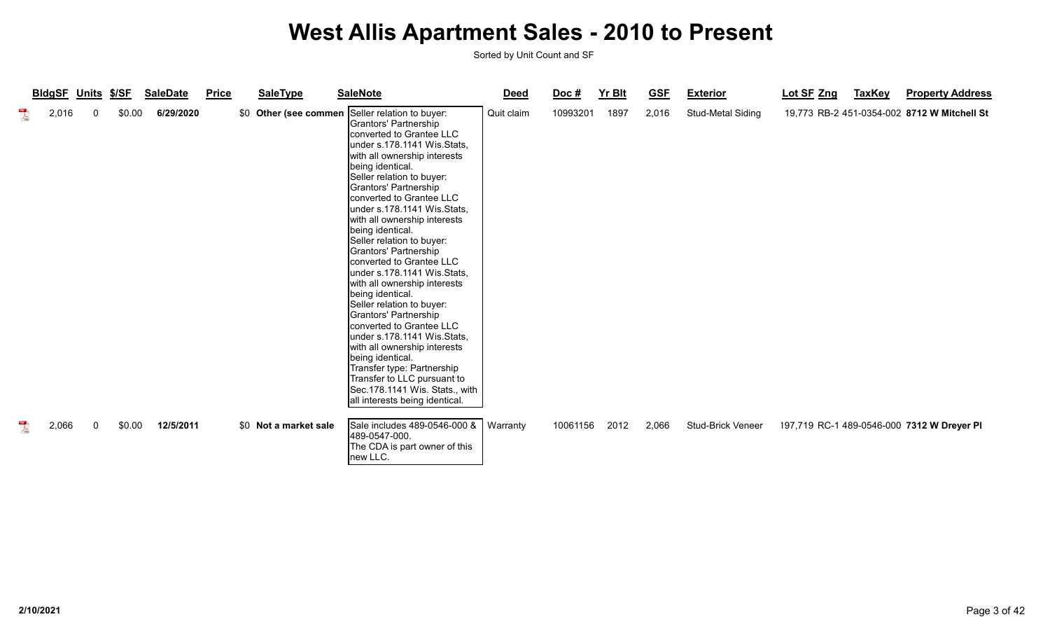# West Allis Apartment Sales - 2010 to Present

Sorted by Unit Count and SF

| BldgSF | Units | $/SF | SaleDate | Price | SaleType | SaleNote | Deed | Doc # | Yr Blt | GSF | Exterior | Lot SF | Zng | TaxKey | Property Address |
|---|---|---|---|---|---|---|---|---|---|---|---|---|---|---|---|
| 2,016 | 0 | $0.00 | 6/29/2020 | $0 | Other (see commen | Seller relation to buyer: Grantors' Partnership converted to Grantee LLC under s.178.1141 Wis.Stats, with all ownership interests being identical. Seller relation to buyer: Grantors' Partnership converted to Grantee LLC under s.178.1141 Wis.Stats, with all ownership interests being identical. Seller relation to buyer: Grantors' Partnership converted to Grantee LLC under s.178.1141 Wis.Stats, with all ownership interests being identical. Seller relation to buyer: Grantors' Partnership converted to Grantee LLC under s.178.1141 Wis.Stats, with all ownership interests being identical. Transfer type: Partnership Transfer to LLC pursuant to Sec.178.1141 Wis. Stats., with all interests being identical. | Quit claim | 10993201 | 1897 | 2,016 | Stud-Metal Siding | 19,773 | RB-2 | 451-0354-002 | 8712 W Mitchell St |
| 2,066 | 0 | $0.00 | 12/5/2011 | $0 | Not a market sale | Sale includes 489-0546-000 & 489-0547-000. The CDA is part owner of this new LLC. | Warranty | 10061156 | 2012 | 2,066 | Stud-Brick Veneer | 197,719 | RC-1 | 489-0546-000 | 7312 W Dreyer Pl |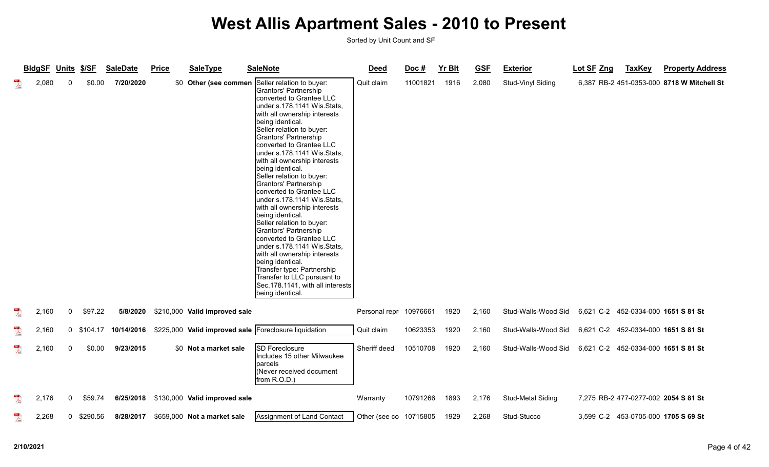# West Allis Apartment Sales - 2010 to Present

Sorted by Unit Count and SF

| BldgSF | Units | $/SF | SaleDate | Price | SaleType | SaleNote | Deed | Doc # | Yr Blt | GSF | Exterior | Lot SF | Zng | TaxKey | Property Address |
|---|---|---|---|---|---|---|---|---|---|---|---|---|---|---|---|
| 2,080 | 0 | $0.00 | 7/20/2020 | $0 | Other (see commen | Seller relation to buyer: Grantors' Partnership converted to Grantee LLC under s.178.1141 Wis.Stats, with all ownership interests being identical. Seller relation to buyer: Grantors' Partnership converted to Grantee LLC under s.178.1141 Wis.Stats, with all ownership interests being identical. Seller relation to buyer: Grantors' Partnership converted to Grantee LLC under s.178.1141 Wis.Stats, with all ownership interests being identical. Seller relation to buyer: Grantors' Partnership converted to Grantee LLC under s.178.1141 Wis.Stats, with all ownership interests being identical. Transfer type: Partnership Transfer to LLC pursuant to Sec.178.1141, with all interests being identical. | Quit claim | 11001821 | 1916 | 2,080 | Stud-Vinyl Siding | 6,387 | RB-2 | 451-0353-000 | **8718 W Mitchell St** |
| 2,160 | 0 | $97.22 | 5/8/2020 | $210,000 | Valid improved sale | | Personal repr | 10976661 | 1920 | 2,160 | Stud-Walls-Wood Sid | 6,621 | C-2 | 452-0334-000 | **1651 S 81 St** |
| 2,160 | 0 | $104.17 | 10/14/2016 | $225,000 | Valid improved sale | Foreclosure liquidation | Quit claim | 10623353 | 1920 | 2,160 | Stud-Walls-Wood Sid | 6,621 | C-2 | 452-0334-000 | **1651 S 81 St** |
| 2,160 | 0 | $0.00 | 9/23/2015 | $0 | Not a market sale | SD Foreclosure Includes 15 other Milwaukee parcels (Never received document from R.O.D.) | Sheriff deed | 10510708 | 1920 | 2,160 | Stud-Walls-Wood Sid | 6,621 | C-2 | 452-0334-000 | **1651 S 81 St** |
| 2,176 | 0 | $59.74 | 6/25/2018 | $130,000 | Valid improved sale | | Warranty | 10791266 | 1893 | 2,176 | Stud-Metal Siding | 7,275 | RB-2 | 477-0277-002 | **2054 S 81 St** |
| 2,268 | 0 | $290.56 | 8/28/2017 | $659,000 | Not a market sale | Assignment of Land Contact | Other (see co | 10715805 | 1929 | 2,268 | Stud-Stucco | 3,599 | C-2 | 453-0705-000 | **1705 S 69 St** |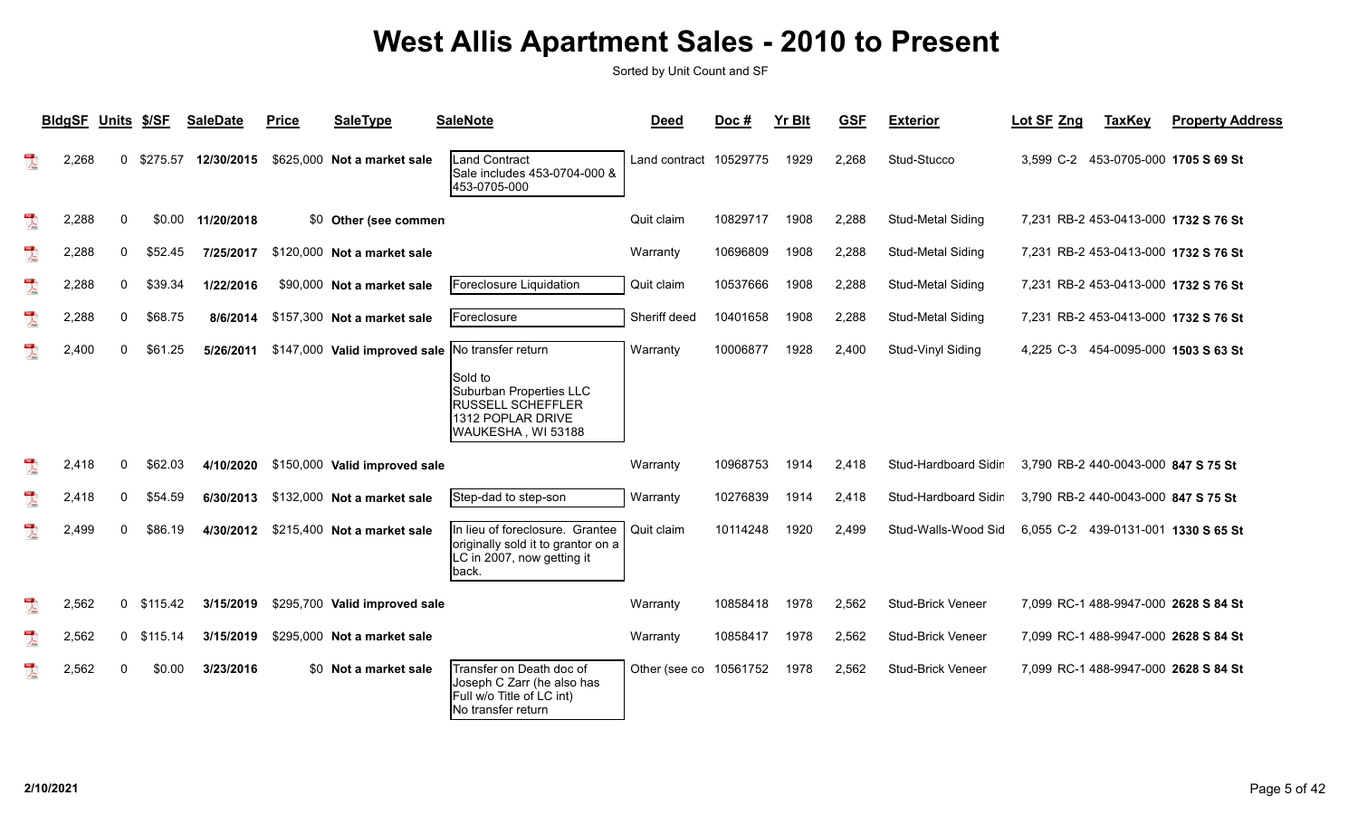# West Allis Apartment Sales - 2010 to Present

Sorted by Unit Count and SF

| BldgSF | Units | $/SF | SaleDate | Price | SaleType | SaleNote | Deed | Doc # | Yr Blt | GSF | Exterior | Lot SF | Zng | TaxKey | Property Address |
|---|---|---|---|---|---|---|---|---|---|---|---|---|---|---|---|
| 2,268 | 0 | $275.57 | 12/30/2015 | $625,000 | Not a market sale | Land Contract Sale includes 453-0704-000 & 453-0705-000 | Land contract | 10529775 | 1929 | 2,268 | Stud-Stucco | 3,599 | C-2 | 453-0705-000 | 1705 S 69 St |
| 2,288 | 0 | $0.00 | 11/20/2018 | $0 | Other (see commen | | Quit claim | 10829717 | 1908 | 2,288 | Stud-Metal Siding | 7,231 | RB-2 | 453-0413-000 | 1732 S 76 St |
| 2,288 | 0 | $52.45 | 7/25/2017 | $120,000 | Not a market sale | | Warranty | 10696809 | 1908 | 2,288 | Stud-Metal Siding | 7,231 | RB-2 | 453-0413-000 | 1732 S 76 St |
| 2,288 | 0 | $39.34 | 1/22/2016 | $90,000 | Not a market sale | Foreclosure Liquidation | Quit claim | 10537666 | 1908 | 2,288 | Stud-Metal Siding | 7,231 | RB-2 | 453-0413-000 | 1732 S 76 St |
| 2,288 | 0 | $68.75 | 8/6/2014 | $157,300 | Not a market sale | Foreclosure | Sheriff deed | 10401658 | 1908 | 2,288 | Stud-Metal Siding | 7,231 | RB-2 | 453-0413-000 | 1732 S 76 St |
| 2,400 | 0 | $61.25 | 5/26/2011 | $147,000 | Valid improved sale | No transfer return Sold to Suburban Properties LLC RUSSELL SCHEFFLER 1312 POPLAR DRIVE WAUKESHA , WI 53188 | Warranty | 10006877 | 1928 | 2,400 | Stud-Vinyl Siding | 4,225 | C-3 | 454-0095-000 | 1503 S 63 St |
| 2,418 | 0 | $62.03 | 4/10/2020 | $150,000 | Valid improved sale | | Warranty | 10968753 | 1914 | 2,418 | Stud-Hardboard Sidin | 3,790 | RB-2 | 440-0043-000 | 847 S 75 St |
| 2,418 | 0 | $54.59 | 6/30/2013 | $132,000 | Not a market sale | Step-dad to step-son | Warranty | 10276839 | 1914 | 2,418 | Stud-Hardboard Sidin | 3,790 | RB-2 | 440-0043-000 | 847 S 75 St |
| 2,499 | 0 | $86.19 | 4/30/2012 | $215,400 | Not a market sale | In lieu of foreclosure. Grantee originally sold it to grantor on a LC in 2007, now getting it back. | Quit claim | 10114248 | 1920 | 2,499 | Stud-Walls-Wood Sid | 6,055 | C-2 | 439-0131-001 | 1330 S 65 St |
| 2,562 | 0 | $115.42 | 3/15/2019 | $295,700 | Valid improved sale | | Warranty | 10858418 | 1978 | 2,562 | Stud-Brick Veneer | 7,099 | RC-1 | 488-9947-000 | 2628 S 84 St |
| 2,562 | 0 | $115.14 | 3/15/2019 | $295,000 | Not a market sale | | Warranty | 10858417 | 1978 | 2,562 | Stud-Brick Veneer | 7,099 | RC-1 | 488-9947-000 | 2628 S 84 St |
| 2,562 | 0 | $0.00 | 3/23/2016 | $0 | Not a market sale | Transfer on Death doc of Joseph C Zarr (he also has Full w/o Title of LC int) No transfer return | Other (see co | 10561752 | 1978 | 2,562 | Stud-Brick Veneer | 7,099 | RC-1 | 488-9947-000 | 2628 S 84 St |

2/10/2021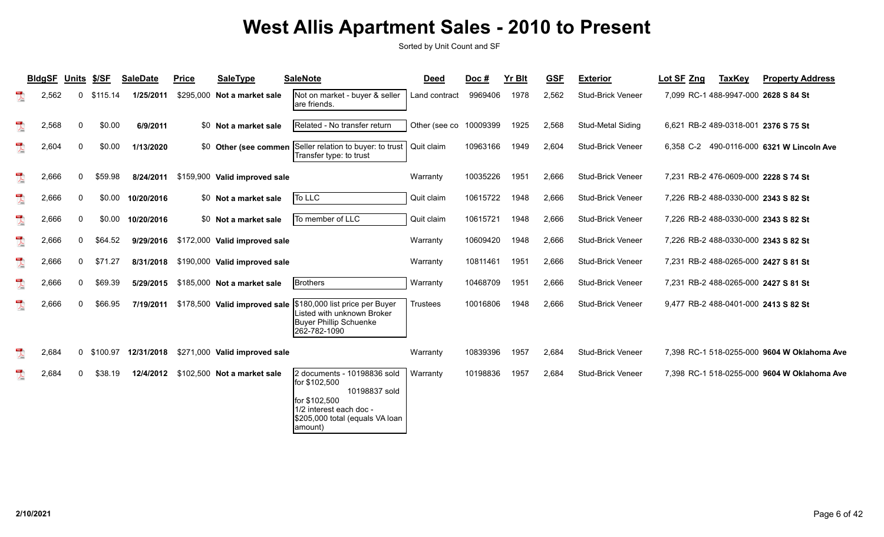# West Allis Apartment Sales - 2010 to Present

Sorted by Unit Count and SF

| BldgSF | Units | $/SF | SaleDate | Price | SaleType | SaleNote | Deed | Doc # | Yr Blt | GSF | Exterior | Lot SF | Zng | TaxKey | Property Address |
|---|---|---|---|---|---|---|---|---|---|---|---|---|---|---|---|
| 2,562 | 0 | $115.14 | 1/25/2011 | $295,000 | Not a market sale | Not on market - buyer & seller are friends. | Land contract | 9969406 | 1978 | 2,562 | Stud-Brick Veneer | 7,099 | RC-1 | 488-9947-000 | 2628 S 84 St |
| 2,568 | 0 | $0.00 | 6/9/2011 | $0 | Not a market sale | Related - No transfer return | Other (see co | 10009399 | 1925 | 2,568 | Stud-Metal Siding | 6,621 | RB-2 | 489-0318-001 | 2376 S 75 St |
| 2,604 | 0 | $0.00 | 1/13/2020 | $0 | Other (see commen | Seller relation to buyer: to trust Transfer type: to trust | Quit claim | 10963166 | 1949 | 2,604 | Stud-Brick Veneer | 6,358 | C-2 | 490-0116-000 | 6321 W Lincoln Ave |
| 2,666 | 0 | $59.98 | 8/24/2011 | $159,900 | Valid improved sale | | Warranty | 10035226 | 1951 | 2,666 | Stud-Brick Veneer | 7,231 | RB-2 | 476-0609-000 | 2228 S 74 St |
| 2,666 | 0 | $0.00 | 10/20/2016 | $0 | Not a market sale | To LLC | Quit claim | 10615722 | 1948 | 2,666 | Stud-Brick Veneer | 7,226 | RB-2 | 488-0330-000 | 2343 S 82 St |
| 2,666 | 0 | $0.00 | 10/20/2016 | $0 | Not a market sale | To member of LLC | Quit claim | 10615721 | 1948 | 2,666 | Stud-Brick Veneer | 7,226 | RB-2 | 488-0330-000 | 2343 S 82 St |
| 2,666 | 0 | $64.52 | 9/29/2016 | $172,000 | Valid improved sale | | Warranty | 10609420 | 1948 | 2,666 | Stud-Brick Veneer | 7,226 | RB-2 | 488-0330-000 | 2343 S 82 St |
| 2,666 | 0 | $71.27 | 8/31/2018 | $190,000 | Valid improved sale | | Warranty | 10811461 | 1951 | 2,666 | Stud-Brick Veneer | 7,231 | RB-2 | 488-0265-000 | 2427 S 81 St |
| 2,666 | 0 | $69.39 | 5/29/2015 | $185,000 | Not a market sale | Brothers | Warranty | 10468709 | 1951 | 2,666 | Stud-Brick Veneer | 7,231 | RB-2 | 488-0265-000 | 2427 S 81 St |
| 2,666 | 0 | $66.95 | 7/19/2011 | $178,500 | Valid improved sale | $180,000 list price per Buyer Listed with unknown Broker Buyer Phillip Schuenke 262-782-1090 | Trustees | 10016806 | 1948 | 2,666 | Stud-Brick Veneer | 9,477 | RB-2 | 488-0401-000 | 2413 S 82 St |
| 2,684 | 0 | $100.97 | 12/31/2018 | $271,000 | Valid improved sale | | Warranty | 10839396 | 1957 | 2,684 | Stud-Brick Veneer | 7,398 | RC-1 | 518-0255-000 | 9604 W Oklahoma Ave |
| 2,684 | 0 | $38.19 | 12/4/2012 | $102,500 | Not a market sale | 2 documents - 10198836 sold for $102,500 10198837 sold for $102,500 1/2 interest each doc - $205,000 total (equals VA loan amount) | Warranty | 10198836 | 1957 | 2,684 | Stud-Brick Veneer | 7,398 | RC-1 | 518-0255-000 | 9604 W Oklahoma Ave |

2/10/2021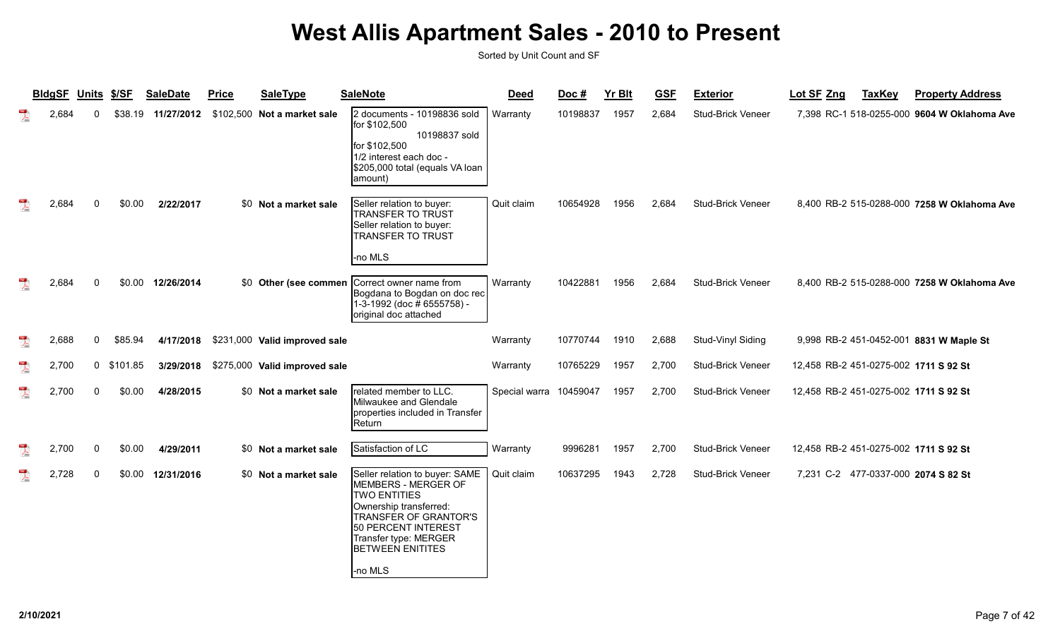# West Allis Apartment Sales - 2010 to Present

Sorted by Unit Count and SF

| BldgSF | Units | $/SF | SaleDate | Price | SaleType | SaleNote | Deed | Doc # | Yr Blt | GSF | Exterior | Lot SF | Zng | TaxKey | Property Address |
|---|---|---|---|---|---|---|---|---|---|---|---|---|---|---|---|
| 2,684 | 0 | $38.19 | 11/27/2012 | $102,500 | Not a market sale | 2 documents - 10198836 sold for $102,500 10198837 sold for $102,500 1/2 interest each doc - $205,000 total (equals VA loan amount) | Warranty | 10198837 | 1957 | 2,684 | Stud-Brick Veneer | 7,398 | RC-1 | 518-0255-000 | 9604 W Oklahoma Ave |
| 2,684 | 0 | $0.00 | 2/22/2017 | $0 | Not a market sale | Seller relation to buyer: TRANSFER TO TRUST Seller relation to buyer: TRANSFER TO TRUST -no MLS | Quit claim | 10654928 | 1956 | 2,684 | Stud-Brick Veneer | 8,400 | RB-2 | 515-0288-000 | 7258 W Oklahoma Ave |
| 2,684 | 0 | $0.00 | 12/26/2014 | $0 | Other (see commen | Correct owner name from Bogdana to Bogdan on doc rec 1-3-1992 (doc # 6555758) - original doc attached | Warranty | 10422881 | 1956 | 2,684 | Stud-Brick Veneer | 8,400 | RB-2 | 515-0288-000 | 7258 W Oklahoma Ave |
| 2,688 | 0 | $85.94 | 4/17/2018 | $231,000 | Valid improved sale | | Warranty | 10770744 | 1910 | 2,688 | Stud-Vinyl Siding | 9,998 | RB-2 | 451-0452-001 | 8831 W Maple St |
| 2,700 | 0 | $101.85 | 3/29/2018 | $275,000 | Valid improved sale | | Warranty | 10765229 | 1957 | 2,700 | Stud-Brick Veneer | 12,458 | RB-2 | 451-0275-002 | 1711 S 92 St |
| 2,700 | 0 | $0.00 | 4/28/2015 | $0 | Not a market sale | related member to LLC. Milwaukee and Glendale properties included in Transfer Return | Special warra | 10459047 | 1957 | 2,700 | Stud-Brick Veneer | 12,458 | RB-2 | 451-0275-002 | 1711 S 92 St |
| 2,700 | 0 | $0.00 | 4/29/2011 | $0 | Not a market sale | Satisfaction of LC | Warranty | 9996281 | 1957 | 2,700 | Stud-Brick Veneer | 12,458 | RB-2 | 451-0275-002 | 1711 S 92 St |
| 2,728 | 0 | $0.00 | 12/31/2016 | $0 | Not a market sale | Seller relation to buyer: SAME MEMBERS - MERGER OF TWO ENTITIES Ownership transferred: TRANSFER OF GRANTOR'S 50 PERCENT INTEREST Transfer type: MERGER BETWEEN ENITITES -no MLS | Quit claim | 10637295 | 1943 | 2,728 | Stud-Brick Veneer | 7,231 | C-2 | 477-0337-000 | 2074 S 82 St |

2/10/2021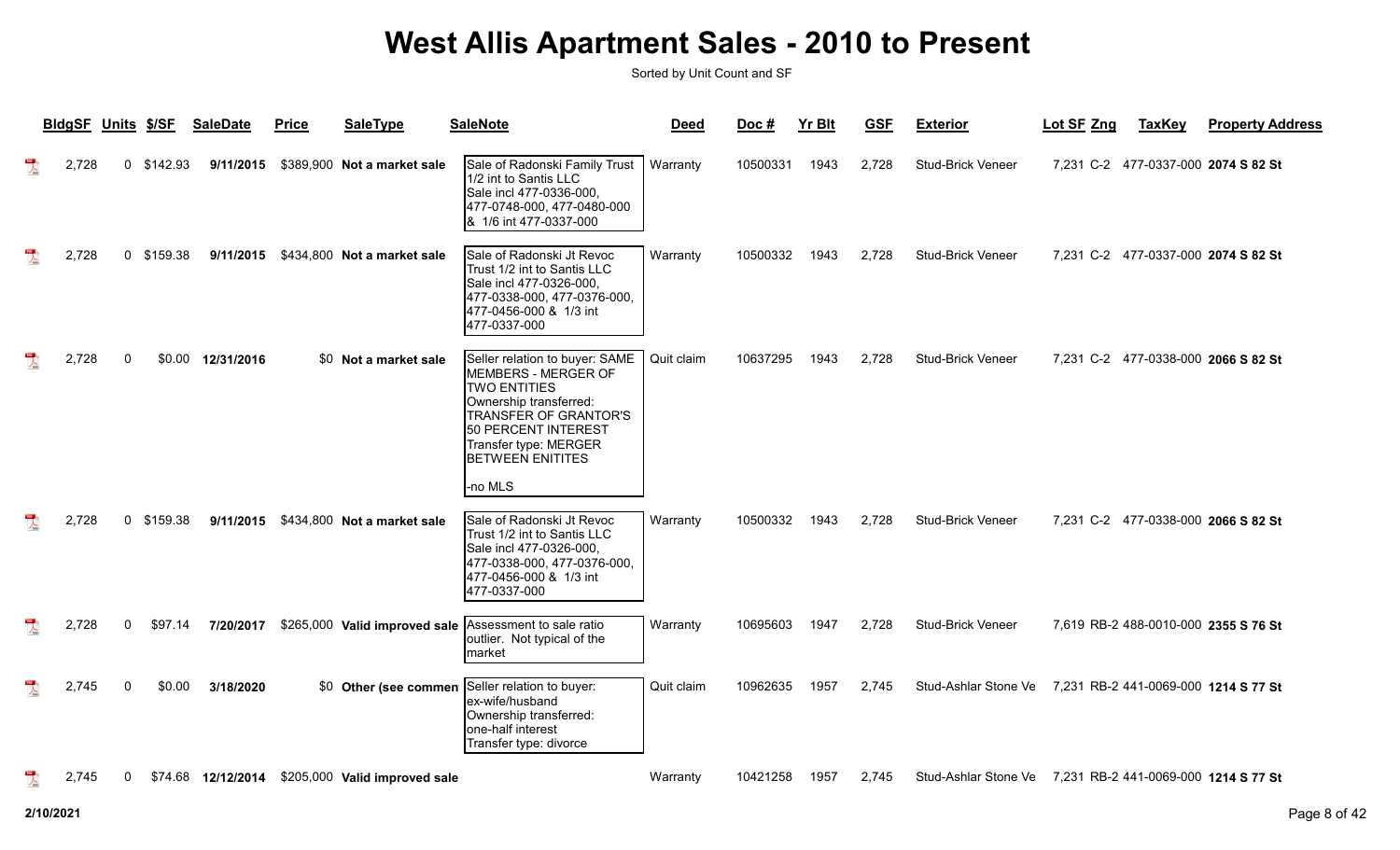# West Allis Apartment Sales - 2010 to Present

Sorted by Unit Count and SF

| BldgSF | Units | $/SF | SaleDate | Price | SaleType | SaleNote | Deed | Doc # | Yr Blt | GSF | Exterior | Lot SF | Zng | TaxKey | Property Address |
|---|---|---|---|---|---|---|---|---|---|---|---|---|---|---|---|
| 2,728 | 0 | $142.93 | 9/11/2015 | $389,900 | Not a market sale | Sale of Radonski Family Trust 1/2 int to Santis LLC Sale incl 477-0336-000, 477-0748-000, 477-0480-000 & 1/6 int 477-0337-000 | Warranty | 10500331 | 1943 | 2,728 | Stud-Brick Veneer | 7,231 | C-2 | 477-0337-000 | 2074 S 82 St |
| 2,728 | 0 | $159.38 | 9/11/2015 | $434,800 | Not a market sale | Sale of Radonski Jt Revoc Trust 1/2 int to Santis LLC Sale incl 477-0326-000, 477-0338-000, 477-0376-000, 477-0456-000 & 1/3 int 477-0337-000 | Warranty | 10500332 | 1943 | 2,728 | Stud-Brick Veneer | 7,231 | C-2 | 477-0337-000 | 2074 S 82 St |
| 2,728 | 0 | $0.00 | 12/31/2016 | $0 | Not a market sale | Seller relation to buyer: SAME MEMBERS - MERGER OF TWO ENTITIES Ownership transferred: TRANSFER OF GRANTOR'S 50 PERCENT INTEREST Transfer type: MERGER BETWEEN ENITITES -no MLS | Quit claim | 10637295 | 1943 | 2,728 | Stud-Brick Veneer | 7,231 | C-2 | 477-0338-000 | 2066 S 82 St |
| 2,728 | 0 | $159.38 | 9/11/2015 | $434,800 | Not a market sale | Sale of Radonski Jt Revoc Trust 1/2 int to Santis LLC Sale incl 477-0326-000, 477-0338-000, 477-0376-000, 477-0456-000 & 1/3 int 477-0337-000 | Warranty | 10500332 | 1943 | 2,728 | Stud-Brick Veneer | 7,231 | C-2 | 477-0338-000 | 2066 S 82 St |
| 2,728 | 0 | $97.14 | 7/20/2017 | $265,000 | Valid improved sale | Assessment to sale ratio outlier. Not typical of the market | Warranty | 10695603 | 1947 | 2,728 | Stud-Brick Veneer | 7,619 | RB-2 | 488-0010-000 | 2355 S 76 St |
| 2,745 | 0 | $0.00 | 3/18/2020 | $0 | Other (see commen | Seller relation to buyer: ex-wife/husband Ownership transferred: one-half interest Transfer type: divorce | Quit claim | 10962635 | 1957 | 2,745 | Stud-Ashlar Stone Ve | 7,231 | RB-2 | 441-0069-000 | 1214 S 77 St |
| 2,745 | 0 | $74.68 | 12/12/2014 | $205,000 | Valid improved sale | | Warranty | 10421258 | 1957 | 2,745 | Stud-Ashlar Stone Ve | 7,231 | RB-2 | 441-0069-000 | 1214 S 77 St |

2/10/2021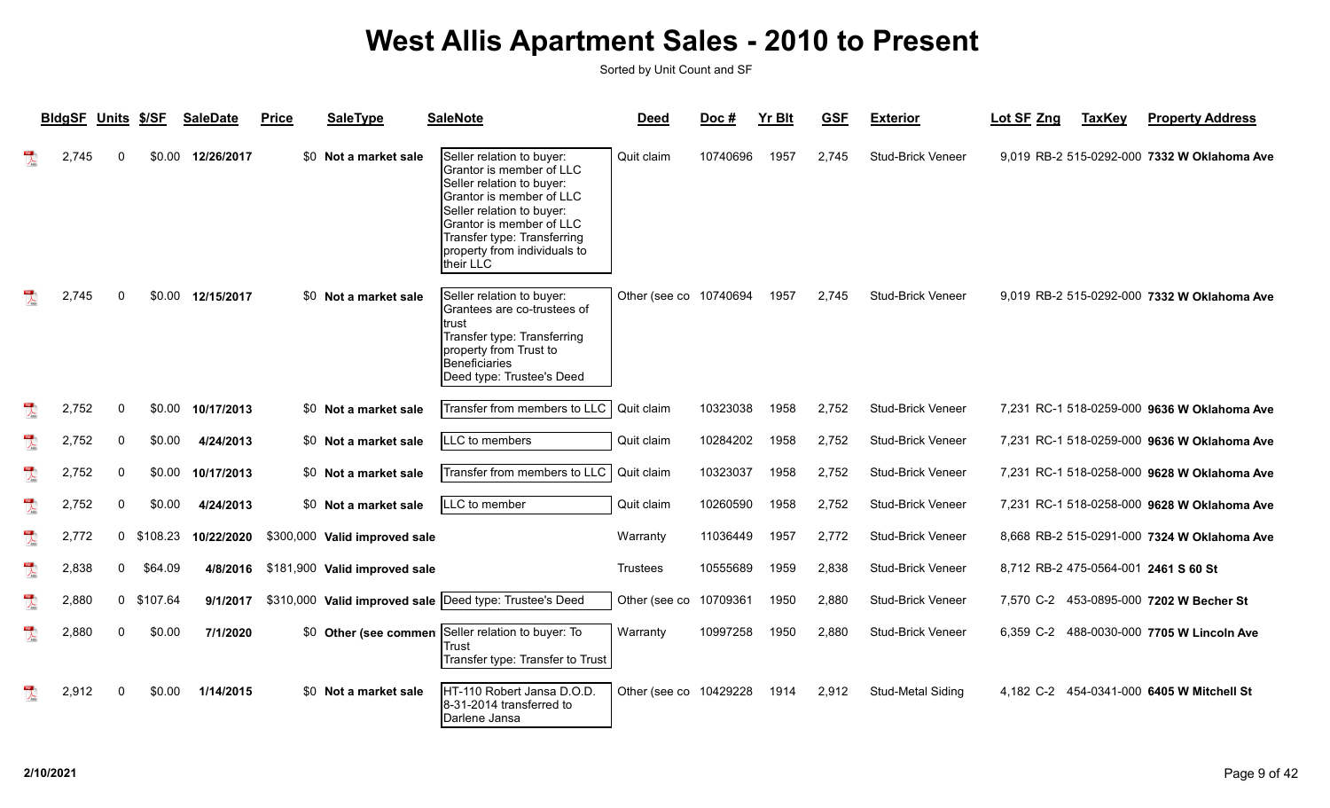# West Allis Apartment Sales - 2010 to Present

Sorted by Unit Count and SF

| BldgSF | Units | $/SF | SaleDate | Price | SaleType | SaleNote | Deed | Doc # | Yr Blt | GSF | Exterior | Lot SF | Zng | TaxKey | Property Address |
|---|---|---|---|---|---|---|---|---|---|---|---|---|---|---|---|
| 2,745 | 0 | $0.00 | 12/26/2017 | $0 | **Not a market sale** | Seller relation to buyer: Grantor is member of LLC Seller relation to buyer: Grantor is member of LLC Seller relation to buyer: Grantor is member of LLC Transfer type: Transferring property from individuals to their LLC | Quit claim | 10740696 | 1957 | 2,745 | Stud-Brick Veneer | 9,019 | RB-2 | 515-0292-000 | **7332 W Oklahoma Ave** |
| 2,745 | 0 | $0.00 | 12/15/2017 | $0 | **Not a market sale** | Seller relation to buyer: Grantees are co-trustees of trust Transfer type: Transferring property from Trust to Beneficiaries Deed type: Trustee's Deed | Other (see co | 10740694 | 1957 | 2,745 | Stud-Brick Veneer | 9,019 | RB-2 | 515-0292-000 | **7332 W Oklahoma Ave** |
| 2,752 | 0 | $0.00 | 10/17/2013 | $0 | **Not a market sale** | Transfer from members to LLC | Quit claim | 10323038 | 1958 | 2,752 | Stud-Brick Veneer | 7,231 | RC-1 | 518-0259-000 | **9636 W Oklahoma Ave** |
| 2,752 | 0 | $0.00 | 4/24/2013 | $0 | **Not a market sale** | LLC to members | Quit claim | 10284202 | 1958 | 2,752 | Stud-Brick Veneer | 7,231 | RC-1 | 518-0259-000 | **9636 W Oklahoma Ave** |
| 2,752 | 0 | $0.00 | 10/17/2013 | $0 | **Not a market sale** | Transfer from members to LLC | Quit claim | 10323037 | 1958 | 2,752 | Stud-Brick Veneer | 7,231 | RC-1 | 518-0258-000 | **9628 W Oklahoma Ave** |
| 2,752 | 0 | $0.00 | 4/24/2013 | $0 | **Not a market sale** | LLC to member | Quit claim | 10260590 | 1958 | 2,752 | Stud-Brick Veneer | 7,231 | RC-1 | 518-0258-000 | **9628 W Oklahoma Ave** |
| 2,772 | 0 | $108.23 | 10/22/2020 | $300,000 | **Valid improved sale** | | Warranty | 11036449 | 1957 | 2,772 | Stud-Brick Veneer | 8,668 | RB-2 | 515-0291-000 | **7324 W Oklahoma Ave** |
| 2,838 | 0 | $64.09 | 4/8/2016 | $181,900 | **Valid improved sale** | | Trustees | 10555689 | 1959 | 2,838 | Stud-Brick Veneer | 8,712 | RB-2 | 475-0564-001 | **2461 S 60 St** |
| 2,880 | 0 | $107.64 | 9/1/2017 | $310,000 | **Valid improved sale** | Deed type: Trustee's Deed | Other (see co | 10709361 | 1950 | 2,880 | Stud-Brick Veneer | 7,570 | C-2 | 453-0895-000 | **7202 W Becher St** |
| 2,880 | 0 | $0.00 | 7/1/2020 | $0 | **Other (see commen** | Seller relation to buyer: To Trust Transfer type: Transfer to Trust | Warranty | 10997258 | 1950 | 2,880 | Stud-Brick Veneer | 6,359 | C-2 | 488-0030-000 | **7705 W Lincoln Ave** |
| 2,912 | 0 | $0.00 | 1/14/2015 | $0 | **Not a market sale** | HT-110 Robert Jansa D.O.D. 8-31-2014 transferred to Darlene Jansa | Other (see co | 10429228 | 1914 | 2,912 | Stud-Metal Siding | 4,182 | C-2 | 454-0341-000 | **6405 W Mitchell St** |

2/10/2021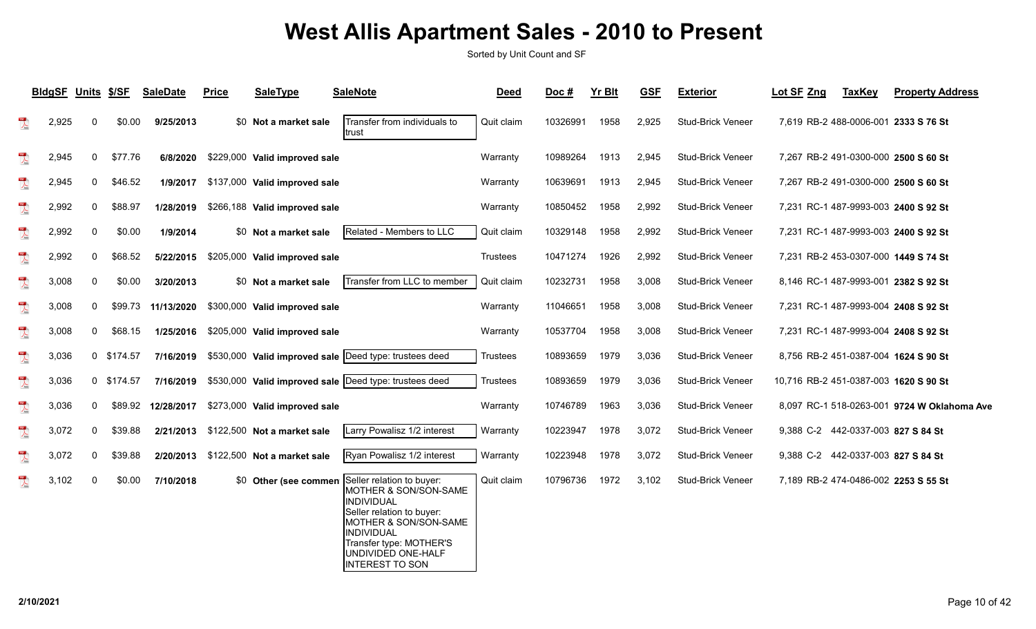# West Allis Apartment Sales - 2010 to Present

Sorted by Unit Count and SF

| BldgSF | Units | $/SF | SaleDate | Price | SaleType | SaleNote | Deed | Doc # | Yr Blt | GSF | Exterior | Lot SF | Zng | TaxKey | Property Address |
|---|---|---|---|---|---|---|---|---|---|---|---|---|---|---|---|
| 2,925 | 0 | $0.00 | 9/25/2013 | $0 | Not a market sale | Transfer from individuals to trust | Quit claim | 10326991 | 1958 | 2,925 | Stud-Brick Veneer | 7,619 | RB-2 | 488-0006-001 | 2333 S 76 St |
| 2,945 | 0 | $77.76 | 6/8/2020 | $229,000 | Valid improved sale | | Warranty | 10989264 | 1913 | 2,945 | Stud-Brick Veneer | 7,267 | RB-2 | 491-0300-000 | 2500 S 60 St |
| 2,945 | 0 | $46.52 | 1/9/2017 | $137,000 | Valid improved sale | | Warranty | 10639691 | 1913 | 2,945 | Stud-Brick Veneer | 7,267 | RB-2 | 491-0300-000 | 2500 S 60 St |
| 2,992 | 0 | $88.97 | 1/28/2019 | $266,188 | Valid improved sale | | Warranty | 10850452 | 1958 | 2,992 | Stud-Brick Veneer | 7,231 | RC-1 | 487-9993-003 | 2400 S 92 St |
| 2,992 | 0 | $0.00 | 1/9/2014 | $0 | Not a market sale | Related - Members to LLC | Quit claim | 10329148 | 1958 | 2,992 | Stud-Brick Veneer | 7,231 | RC-1 | 487-9993-003 | 2400 S 92 St |
| 2,992 | 0 | $68.52 | 5/22/2015 | $205,000 | Valid improved sale | | Trustees | 10471274 | 1926 | 2,992 | Stud-Brick Veneer | 7,231 | RB-2 | 453-0307-000 | 1449 S 74 St |
| 3,008 | 0 | $0.00 | 3/20/2013 | $0 | Not a market sale | Transfer from LLC to member | Quit claim | 10232731 | 1958 | 3,008 | Stud-Brick Veneer | 8,146 | RC-1 | 487-9993-001 | 2382 S 92 St |
| 3,008 | 0 | $99.73 | 11/13/2020 | $300,000 | Valid improved sale | | Warranty | 11046651 | 1958 | 3,008 | Stud-Brick Veneer | 7,231 | RC-1 | 487-9993-004 | 2408 S 92 St |
| 3,008 | 0 | $68.15 | 1/25/2016 | $205,000 | Valid improved sale | | Warranty | 10537704 | 1958 | 3,008 | Stud-Brick Veneer | 7,231 | RC-1 | 487-9993-004 | 2408 S 92 St |
| 3,036 | 0 | $174.57 | 7/16/2019 | $530,000 | Valid improved sale | Deed type: trustees deed | Trustees | 10893659 | 1979 | 3,036 | Stud-Brick Veneer | 8,756 | RB-2 | 451-0387-004 | 1624 S 90 St |
| 3,036 | 0 | $174.57 | 7/16/2019 | $530,000 | Valid improved sale | Deed type: trustees deed | Trustees | 10893659 | 1979 | 3,036 | Stud-Brick Veneer | 10,716 | RB-2 | 451-0387-003 | 1620 S 90 St |
| 3,036 | 0 | $89.92 | 12/28/2017 | $273,000 | Valid improved sale | | Warranty | 10746789 | 1963 | 3,036 | Stud-Brick Veneer | 8,097 | RC-1 | 518-0263-001 | 9724 W Oklahoma Ave |
| 3,072 | 0 | $39.88 | 2/21/2013 | $122,500 | Not a market sale | Larry Powalisz 1/2 interest | Warranty | 10223947 | 1978 | 3,072 | Stud-Brick Veneer | 9,388 | C-2 | 442-0337-003 | 827 S 84 St |
| 3,072 | 0 | $39.88 | 2/20/2013 | $122,500 | Not a market sale | Ryan Powalisz 1/2 interest | Warranty | 10223948 | 1978 | 3,072 | Stud-Brick Veneer | 9,388 | C-2 | 442-0337-003 | 827 S 84 St |
| 3,102 | 0 | $0.00 | 7/10/2018 | $0 | Other (see commen | Seller relation to buyer: MOTHER & SON/SON-SAME INDIVIDUAL Seller relation to buyer: MOTHER & SON/SON-SAME INDIVIDUAL Transfer type: MOTHER'S UNDIVIDED ONE-HALF INTEREST TO SON | Quit claim | 10796736 | 1972 | 3,102 | Stud-Brick Veneer | 7,189 | RB-2 | 474-0486-002 | 2253 S 55 St |

2/10/2021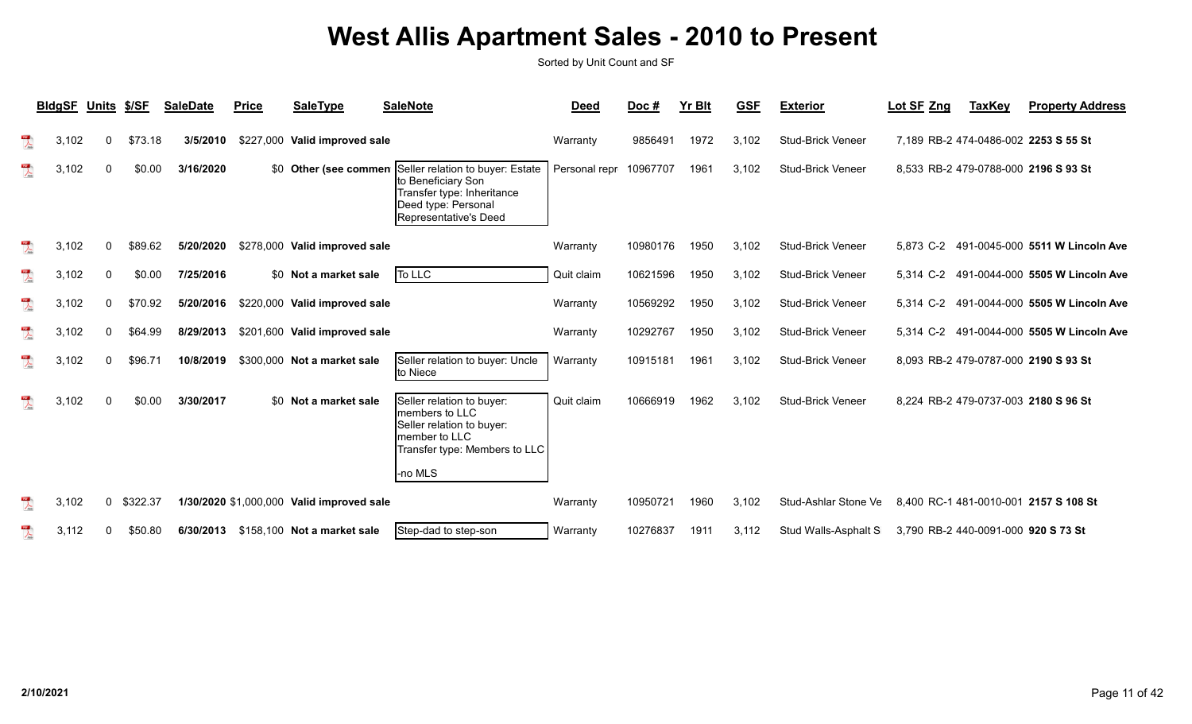# West Allis Apartment Sales - 2010 to Present

Sorted by Unit Count and SF

| BldgSF | Units | $/SF | SaleDate | Price | SaleType | SaleNote | Deed | Doc # | Yr Blt | GSF | Exterior | Lot SF | Zng | TaxKey | Property Address |
|---|---|---|---|---|---|---|---|---|---|---|---|---|---|---|---|
| 3,102 | 0 | $73.18 | 3/5/2010 | $227,000 | Valid improved sale | | Warranty | 9856491 | 1972 | 3,102 | Stud-Brick Veneer | 7,189 | RB-2 | 474-0486-002 | 2253 S 55 St |
| 3,102 | 0 | $0.00 | 3/16/2020 | $0 | Other (see commen | Seller relation to buyer: Estate to Beneficiary Son<br>Transfer type: Inheritance<br>Deed type: Personal Representative's Deed | Personal repr | 10967707 | 1961 | 3,102 | Stud-Brick Veneer | 8,533 | RB-2 | 479-0788-000 | 2196 S 93 St |
| 3,102 | 0 | $89.62 | 5/20/2020 | $278,000 | Valid improved sale | | Warranty | 10980176 | 1950 | 3,102 | Stud-Brick Veneer | 5,873 | C-2 | 491-0045-000 | 5511 W Lincoln Ave |
| 3,102 | 0 | $0.00 | 7/25/2016 | $0 | Not a market sale | To LLC | Quit claim | 10621596 | 1950 | 3,102 | Stud-Brick Veneer | 5,314 | C-2 | 491-0044-000 | 5505 W Lincoln Ave |
| 3,102 | 0 | $70.92 | 5/20/2016 | $220,000 | Valid improved sale | | Warranty | 10569292 | 1950 | 3,102 | Stud-Brick Veneer | 5,314 | C-2 | 491-0044-000 | 5505 W Lincoln Ave |
| 3,102 | 0 | $64.99 | 8/29/2013 | $201,600 | Valid improved sale | | Warranty | 10292767 | 1950 | 3,102 | Stud-Brick Veneer | 5,314 | C-2 | 491-0044-000 | 5505 W Lincoln Ave |
| 3,102 | 0 | $96.71 | 10/8/2019 | $300,000 | Not a market sale | Seller relation to buyer: Uncle to Niece | Warranty | 10915181 | 1961 | 3,102 | Stud-Brick Veneer | 8,093 | RB-2 | 479-0787-000 | 2190 S 93 St |
| 3,102 | 0 | $0.00 | 3/30/2017 | $0 | Not a market sale | Seller relation to buyer: members to LLC<br>Seller relation to buyer: member to LLC<br>Transfer type: Members to LLC<br><br>-no MLS | Quit claim | 10666919 | 1962 | 3,102 | Stud-Brick Veneer | 8,224 | RB-2 | 479-0737-003 | 2180 S 96 St |
| 3,102 | 0 | $322.37 | 1/30/2020 | $1,000,000 | Valid improved sale | | Warranty | 10950721 | 1960 | 3,102 | Stud-Ashlar Stone Ve | 8,400 | RC-1 | 481-0010-001 | 2157 S 108 St |
| 3,112 | 0 | $50.80 | 6/30/2013 | $158,100 | Not a market sale | Step-dad to step-son | Warranty | 10276837 | 1911 | 3,112 | Stud Walls-Asphalt S | 3,790 | RB-2 | 440-0091-000 | 920 S 73 St |

2/10/2021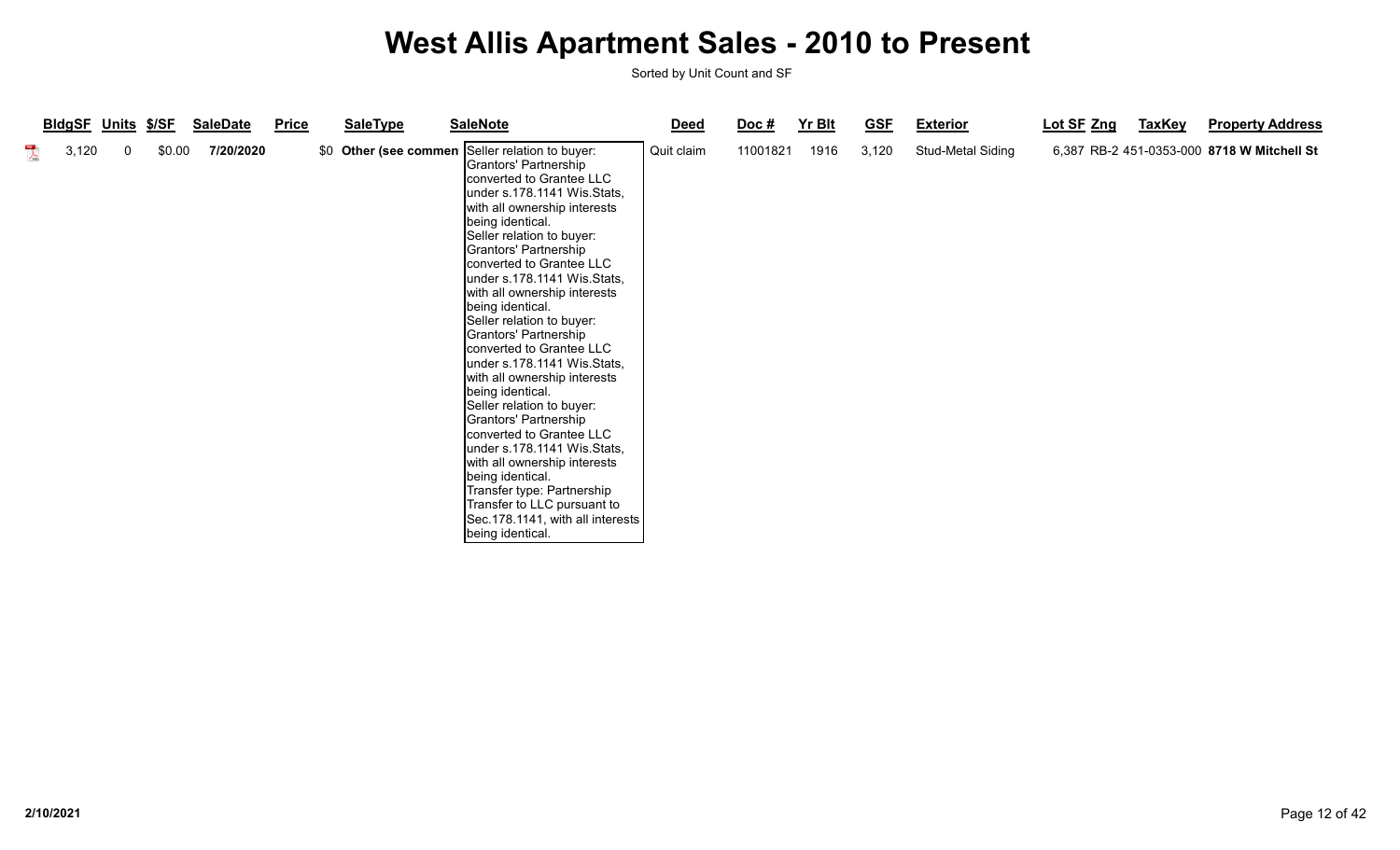# West Allis Apartment Sales - 2010 to Present

Sorted by Unit Count and SF

| BldgSF | Units | $/SF | SaleDate | Price | SaleType | SaleNote | Deed | Doc # | Yr Blt | GSF | Exterior | Lot SF | Zng | TaxKey | Property Address |
|---|---|---|---|---|---|---|---|---|---|---|---|---|---|---|---|
| 3,120 | 0 | $0.00 | **7/20/2020** | $0 | **Other (see commen** | Seller relation to buyer: Grantors' Partnership converted to Grantee LLC under s.178.1141 Wis.Stats, with all ownership interests being identical. Seller relation to buyer: Grantors' Partnership converted to Grantee LLC under s.178.1141 Wis.Stats, with all ownership interests being identical. Seller relation to buyer: Grantors' Partnership converted to Grantee LLC under s.178.1141 Wis.Stats, with all ownership interests being identical. Seller relation to buyer: Grantors' Partnership converted to Grantee LLC under s.178.1141 Wis.Stats, with all ownership interests being identical. Transfer type: Partnership Transfer to LLC pursuant to Sec.178.1141, with all interests being identical. | Quit claim | 11001821 | 1916 | 3,120 | Stud-Metal Siding | 6,387 | RB-2 | 451-0353-000 | **8718 W Mitchell St** |

2/10/2021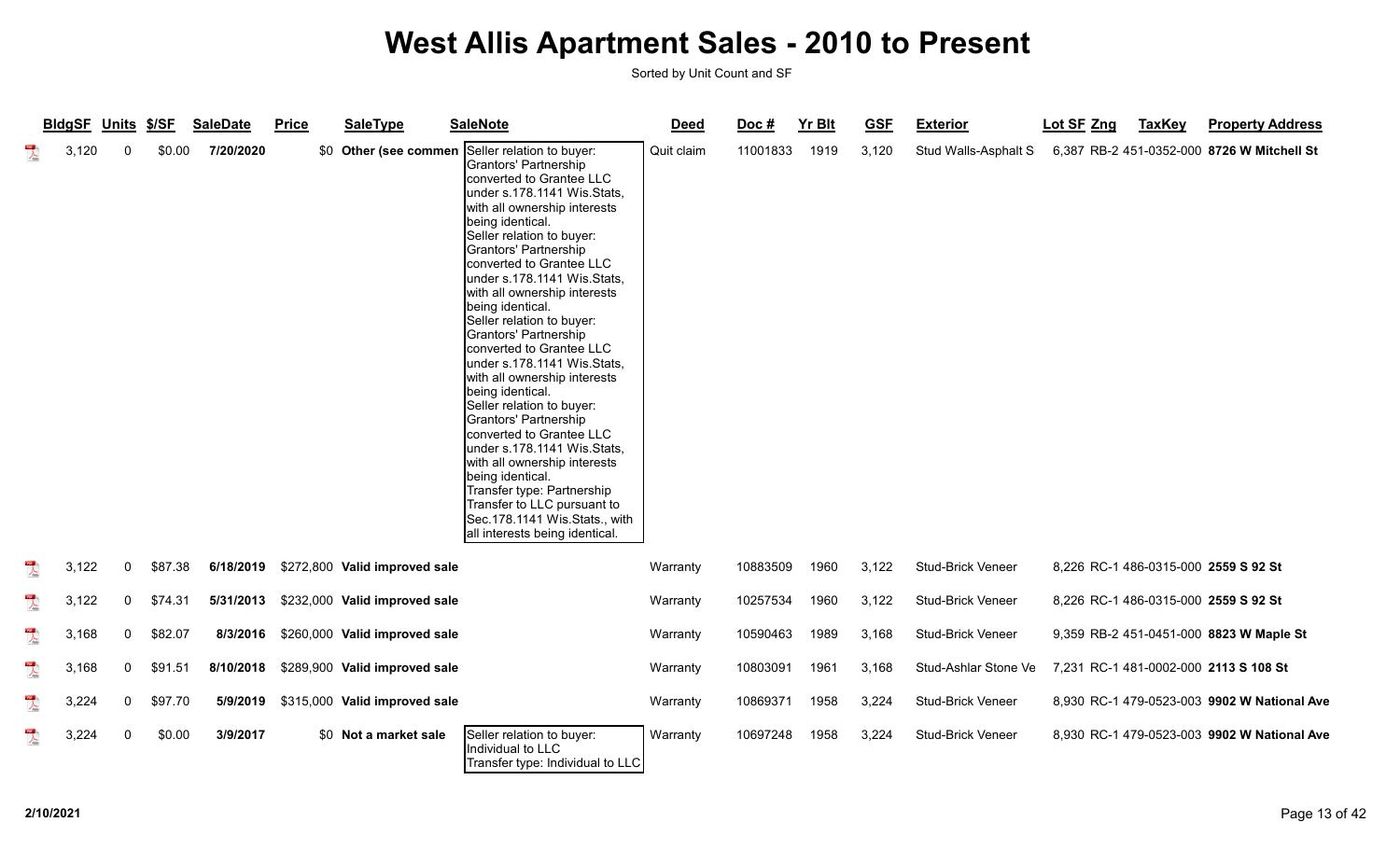# West Allis Apartment Sales - 2010 to Present

Sorted by Unit Count and SF

| BldgSF | Units | $/SF | SaleDate | Price | SaleType | SaleNote | Deed | Doc # | Yr Blt | GSF | Exterior | Lot SF | Zng | TaxKey | Property Address |
|---|---|---|---|---|---|---|---|---|---|---|---|---|---|---|---|
| 3,120 | 0 | $0.00 | 7/20/2020 | $0 | Other (see commen | Seller relation to buyer: Grantors' Partnership converted to Grantee LLC under s.178.1141 Wis.Stats, with all ownership interests being identical. Seller relation to buyer: Grantors' Partnership converted to Grantee LLC under s.178.1141 Wis.Stats, with all ownership interests being identical. Seller relation to buyer: Grantors' Partnership converted to Grantee LLC under s.178.1141 Wis.Stats, with all ownership interests being identical. Seller relation to buyer: Grantors' Partnership converted to Grantee LLC under s.178.1141 Wis.Stats, with all ownership interests being identical. Transfer type: Partnership Transfer to LLC pursuant to Sec.178.1141 Wis.Stats., with all interests being identical. | Quit claim | 11001833 | 1919 | 3,120 | Stud Walls-Asphalt S | 6,387 | RB-2 | 451-0352-000 | **8726 W Mitchell St** |
| 3,122 | 0 | $87.38 | 6/18/2019 | $272,800 | Valid improved sale | | Warranty | 10883509 | 1960 | 3,122 | Stud-Brick Veneer | 8,226 | RC-1 | 486-0315-000 | **2559 S 92 St** |
| 3,122 | 0 | $74.31 | 5/31/2013 | $232,000 | Valid improved sale | | Warranty | 10257534 | 1960 | 3,122 | Stud-Brick Veneer | 8,226 | RC-1 | 486-0315-000 | **2559 S 92 St** |
| 3,168 | 0 | $82.07 | 8/3/2016 | $260,000 | Valid improved sale | | Warranty | 10590463 | 1989 | 3,168 | Stud-Brick Veneer | 9,359 | RB-2 | 451-0451-000 | **8823 W Maple St** |
| 3,168 | 0 | $91.51 | 8/10/2018 | $289,900 | Valid improved sale | | Warranty | 10803091 | 1961 | 3,168 | Stud-Ashlar Stone Ve | 7,231 | RC-1 | 481-0002-000 | **2113 S 108 St** |
| 3,224 | 0 | $97.70 | 5/9/2019 | $315,000 | Valid improved sale | | Warranty | 10869371 | 1958 | 3,224 | Stud-Brick Veneer | 8,930 | RC-1 | 479-0523-003 | **9902 W National Ave** |
| 3,224 | 0 | $0.00 | 3/9/2017 | $0 | Not a market sale | Seller relation to buyer: Individual to LLC Transfer type: Individual to LLC | Warranty | 10697248 | 1958 | 3,224 | Stud-Brick Veneer | 8,930 | RC-1 | 479-0523-003 | **9902 W National Ave** |

2/10/2021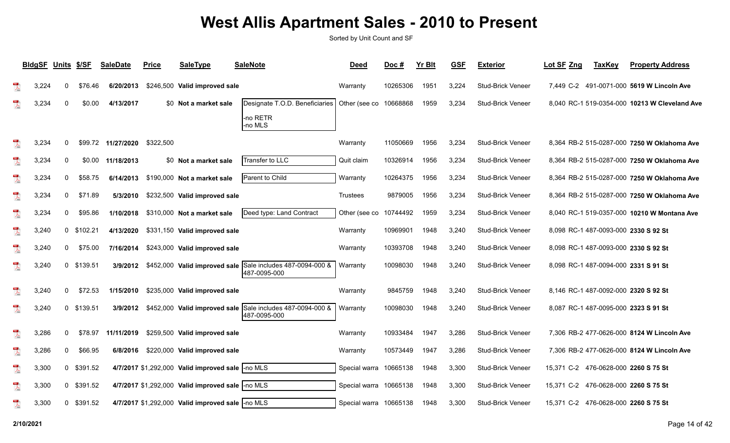# West Allis Apartment Sales - 2010 to Present

Sorted by Unit Count and SF

| BldgSF | Units | $/SF | SaleDate | Price | SaleType | SaleNote | Deed | Doc # | Yr Blt | GSF | Exterior | Lot SF | Zng | TaxKey | Property Address |
|---|---|---|---|---|---|---|---|---|---|---|---|---|---|---|---|
| 3,224 | 0 | $76.46 | 6/20/2013 | $246,500 | Valid improved sale | | Warranty | 10265306 | 1951 | 3,224 | Stud-Brick Veneer | 7,449 | C-2 | 491-0071-000 | 5619 W Lincoln Ave |
| 3,234 | 0 | $0.00 | 4/13/2017 | $0 | Not a market sale | Designate T.O.D. Beneficiaries -no RETR -no MLS | Other (see co | 10668868 | 1959 | 3,234 | Stud-Brick Veneer | 8,040 | RC-1 | 519-0354-000 | 10213 W Cleveland Ave |
| 3,234 | 0 | $99.72 | 11/27/2020 | $322,500 | | | Warranty | 11050669 | 1956 | 3,234 | Stud-Brick Veneer | 8,364 | RB-2 | 515-0287-000 | 7250 W Oklahoma Ave |
| 3,234 | 0 | $0.00 | 11/18/2013 | $0 | Not a market sale | Transfer to LLC | Quit claim | 10326914 | 1956 | 3,234 | Stud-Brick Veneer | 8,364 | RB-2 | 515-0287-000 | 7250 W Oklahoma Ave |
| 3,234 | 0 | $58.75 | 6/14/2013 | $190,000 | Not a market sale | Parent to Child | Warranty | 10264375 | 1956 | 3,234 | Stud-Brick Veneer | 8,364 | RB-2 | 515-0287-000 | 7250 W Oklahoma Ave |
| 3,234 | 0 | $71.89 | 5/3/2010 | $232,500 | Valid improved sale | | Trustees | 9879005 | 1956 | 3,234 | Stud-Brick Veneer | 8,364 | RB-2 | 515-0287-000 | 7250 W Oklahoma Ave |
| 3,234 | 0 | $95.86 | 1/10/2018 | $310,000 | Not a market sale | Deed type: Land Contract | Other (see co | 10744492 | 1959 | 3,234 | Stud-Brick Veneer | 8,040 | RC-1 | 519-0357-000 | 10210 W Montana Ave |
| 3,240 | 0 | $102.21 | 4/13/2020 | $331,150 | Valid improved sale | | Warranty | 10969901 | 1948 | 3,240 | Stud-Brick Veneer | 8,098 | RC-1 | 487-0093-000 | 2330 S 92 St |
| 3,240 | 0 | $75.00 | 7/16/2014 | $243,000 | Valid improved sale | | Warranty | 10393708 | 1948 | 3,240 | Stud-Brick Veneer | 8,098 | RC-1 | 487-0093-000 | 2330 S 92 St |
| 3,240 | 0 | $139.51 | 3/9/2012 | $452,000 | Valid improved sale | Sale includes 487-0094-000 & 487-0095-000 | Warranty | 10098030 | 1948 | 3,240 | Stud-Brick Veneer | 8,098 | RC-1 | 487-0094-000 | 2331 S 91 St |
| 3,240 | 0 | $72.53 | 1/15/2010 | $235,000 | Valid improved sale | | Warranty | 9845759 | 1948 | 3,240 | Stud-Brick Veneer | 8,146 | RC-1 | 487-0092-000 | 2320 S 92 St |
| 3,240 | 0 | $139.51 | 3/9/2012 | $452,000 | Valid improved sale | Sale includes 487-0094-000 & 487-0095-000 | Warranty | 10098030 | 1948 | 3,240 | Stud-Brick Veneer | 8,087 | RC-1 | 487-0095-000 | 2323 S 91 St |
| 3,286 | 0 | $78.97 | 11/11/2019 | $259,500 | Valid improved sale | | Warranty | 10933484 | 1947 | 3,286 | Stud-Brick Veneer | 7,306 | RB-2 | 477-0626-000 | 8124 W Lincoln Ave |
| 3,286 | 0 | $66.95 | 6/8/2016 | $220,000 | Valid improved sale | | Warranty | 10573449 | 1947 | 3,286 | Stud-Brick Veneer | 7,306 | RB-2 | 477-0626-000 | 8124 W Lincoln Ave |
| 3,300 | 0 | $391.52 | 4/7/2017 | $1,292,000 | Valid improved sale | -no MLS | Special warra | 10665138 | 1948 | 3,300 | Stud-Brick Veneer | 15,371 | C-2 | 476-0628-000 | 2260 S 75 St |
| 3,300 | 0 | $391.52 | 4/7/2017 | $1,292,000 | Valid improved sale | -no MLS | Special warra | 10665138 | 1948 | 3,300 | Stud-Brick Veneer | 15,371 | C-2 | 476-0628-000 | 2260 S 75 St |
| 3,300 | 0 | $391.52 | 4/7/2017 | $1,292,000 | Valid improved sale | -no MLS | Special warra | 10665138 | 1948 | 3,300 | Stud-Brick Veneer | 15,371 | C-2 | 476-0628-000 | 2260 S 75 St |

2/10/2021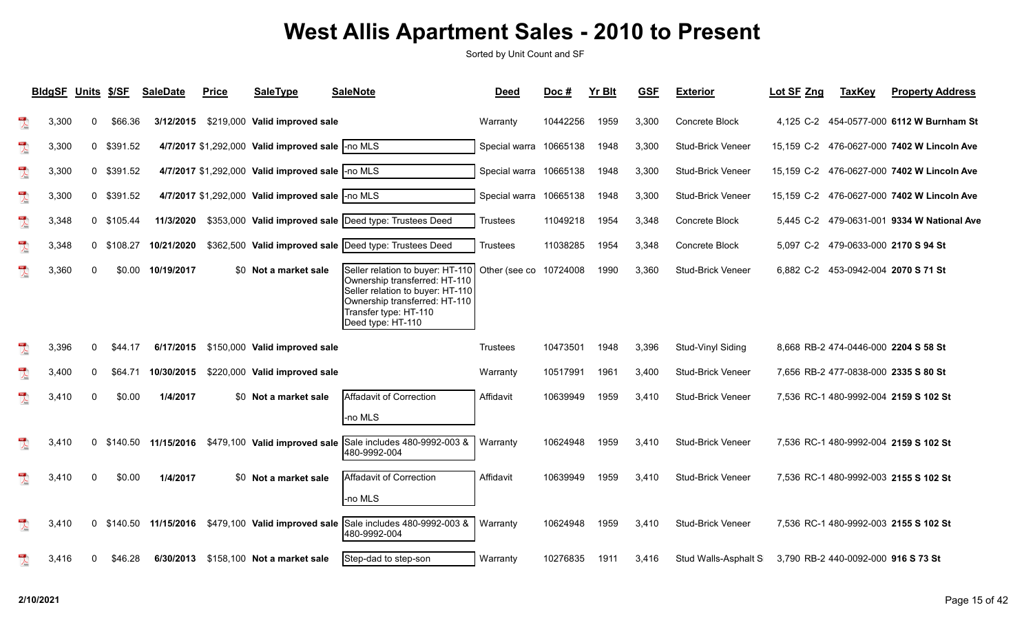# West Allis Apartment Sales - 2010 to Present

Sorted by Unit Count and SF

| BldgSF | Units | $/SF | SaleDate | Price | SaleType | SaleNote | Deed | Doc # | Yr Blt | GSF | Exterior | Lot SF | Zng | TaxKey | Property Address |
|---|---|---|---|---|---|---|---|---|---|---|---|---|---|---|---|
| 3,300 | 0 | $66.36 | 3/12/2015 | $219,000 | Valid improved sale | | Warranty | 10442256 | 1959 | 3,300 | Concrete Block | 4,125 | C-2 | 454-0577-000 | 6112 W Burnham St |
| 3,300 | 0 | $391.52 | 4/7/2017 | $1,292,000 | Valid improved sale | -no MLS | Special warra | 10665138 | 1948 | 3,300 | Stud-Brick Veneer | 15,159 | C-2 | 476-0627-000 | 7402 W Lincoln Ave |
| 3,300 | 0 | $391.52 | 4/7/2017 | $1,292,000 | Valid improved sale | -no MLS | Special warra | 10665138 | 1948 | 3,300 | Stud-Brick Veneer | 15,159 | C-2 | 476-0627-000 | 7402 W Lincoln Ave |
| 3,300 | 0 | $391.52 | 4/7/2017 | $1,292,000 | Valid improved sale | -no MLS | Special warra | 10665138 | 1948 | 3,300 | Stud-Brick Veneer | 15,159 | C-2 | 476-0627-000 | 7402 W Lincoln Ave |
| 3,348 | 0 | $105.44 | 11/3/2020 | $353,000 | Valid improved sale | Deed type: Trustees Deed | Trustees | 11049218 | 1954 | 3,348 | Concrete Block | 5,445 | C-2 | 479-0631-001 | 9334 W National Ave |
| 3,348 | 0 | $108.27 | 10/21/2020 | $362,500 | Valid improved sale | Deed type: Trustees Deed | Trustees | 11038285 | 1954 | 3,348 | Concrete Block | 5,097 | C-2 | 479-0633-000 | 2170 S 94 St |
| 3,360 | 0 | $0.00 | 10/19/2017 | $0 | Not a market sale | Seller relation to buyer: HT-110 Ownership transferred: HT-110 Seller relation to buyer: HT-110 Ownership transferred: HT-110 Transfer type: HT-110 Deed type: HT-110 | Other (see co | 10724008 | 1990 | 3,360 | Stud-Brick Veneer | 6,882 | C-2 | 453-0942-004 | 2070 S 71 St |
| 3,396 | 0 | $44.17 | 6/17/2015 | $150,000 | Valid improved sale | | Trustees | 10473501 | 1948 | 3,396 | Stud-Vinyl Siding | 8,668 | RB-2 | 474-0446-000 | 2204 S 58 St |
| 3,400 | 0 | $64.71 | 10/30/2015 | $220,000 | Valid improved sale | | Warranty | 10517991 | 1961 | 3,400 | Stud-Brick Veneer | 7,656 | RB-2 | 477-0838-000 | 2335 S 80 St |
| 3,410 | 0 | $0.00 | 1/4/2017 | $0 | Not a market sale | Affadavit of Correction -no MLS | Affidavit | 10639949 | 1959 | 3,410 | Stud-Brick Veneer | 7,536 | RC-1 | 480-9992-004 | 2159 S 102 St |
| 3,410 | 0 | $140.50 | 11/15/2016 | $479,100 | Valid improved sale | Sale includes 480-9992-003 & 480-9992-004 | Warranty | 10624948 | 1959 | 3,410 | Stud-Brick Veneer | 7,536 | RC-1 | 480-9992-004 | 2159 S 102 St |
| 3,410 | 0 | $0.00 | 1/4/2017 | $0 | Not a market sale | Affadavit of Correction -no MLS | Affidavit | 10639949 | 1959 | 3,410 | Stud-Brick Veneer | 7,536 | RC-1 | 480-9992-003 | 2155 S 102 St |
| 3,410 | 0 | $140.50 | 11/15/2016 | $479,100 | Valid improved sale | Sale includes 480-9992-003 & 480-9992-004 | Warranty | 10624948 | 1959 | 3,410 | Stud-Brick Veneer | 7,536 | RC-1 | 480-9992-003 | 2155 S 102 St |
| 3,416 | 0 | $46.28 | 6/30/2013 | $158,100 | Not a market sale | Step-dad to step-son | Warranty | 10276835 | 1911 | 3,416 | Stud Walls-Asphalt S | 3,790 | RB-2 | 440-0092-000 | 916 S 73 St |

2/10/2021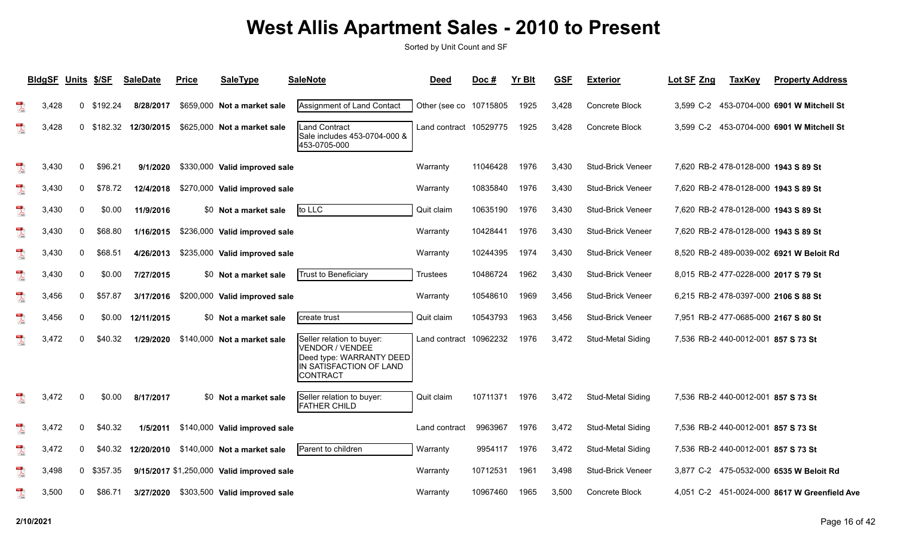# West Allis Apartment Sales - 2010 to Present

Sorted by Unit Count and SF

| BldgSF | Units | $/SF | SaleDate | Price | SaleType | SaleNote | Deed | Doc # | Yr Blt | GSF | Exterior | Lot SF | Zng | TaxKey | Property Address |
|---|---|---|---|---|---|---|---|---|---|---|---|---|---|---|---|
| 3,428 | 0 | $192.24 | 8/28/2017 | $659,000 | Not a market sale | Assignment of Land Contact | Other (see co | 10715805 | 1925 | 3,428 | Concrete Block | 3,599 | C-2 | 453-0704-000 | 6901 W Mitchell St |
| 3,428 | 0 | $182.32 | 12/30/2015 | $625,000 | Not a market sale | Land Contract Sale includes 453-0704-000 & 453-0705-000 | Land contract | 10529775 | 1925 | 3,428 | Concrete Block | 3,599 | C-2 | 453-0704-000 | 6901 W Mitchell St |
| 3,430 | 0 | $96.21 | 9/1/2020 | $330,000 | Valid improved sale | | Warranty | 11046428 | 1976 | 3,430 | Stud-Brick Veneer | 7,620 | RB-2 | 478-0128-000 | 1943 S 89 St |
| 3,430 | 0 | $78.72 | 12/4/2018 | $270,000 | Valid improved sale | | Warranty | 10835840 | 1976 | 3,430 | Stud-Brick Veneer | 7,620 | RB-2 | 478-0128-000 | 1943 S 89 St |
| 3,430 | 0 | $0.00 | 11/9/2016 | $0 | Not a market sale | to LLC | Quit claim | 10635190 | 1976 | 3,430 | Stud-Brick Veneer | 7,620 | RB-2 | 478-0128-000 | 1943 S 89 St |
| 3,430 | 0 | $68.80 | 1/16/2015 | $236,000 | Valid improved sale | | Warranty | 10428441 | 1976 | 3,430 | Stud-Brick Veneer | 7,620 | RB-2 | 478-0128-000 | 1943 S 89 St |
| 3,430 | 0 | $68.51 | 4/26/2013 | $235,000 | Valid improved sale | | Warranty | 10244395 | 1974 | 3,430 | Stud-Brick Veneer | 8,520 | RB-2 | 489-0039-002 | 6921 W Beloit Rd |
| 3,430 | 0 | $0.00 | 7/27/2015 | $0 | Not a market sale | Trust to Beneficiary | Trustees | 10486724 | 1962 | 3,430 | Stud-Brick Veneer | 8,015 | RB-2 | 477-0228-000 | 2017 S 79 St |
| 3,456 | 0 | $57.87 | 3/17/2016 | $200,000 | Valid improved sale | | Warranty | 10548610 | 1969 | 3,456 | Stud-Brick Veneer | 6,215 | RB-2 | 478-0397-000 | 2106 S 88 St |
| 3,456 | 0 | $0.00 | 12/11/2015 | $0 | Not a market sale | create trust | Quit claim | 10543793 | 1963 | 3,456 | Stud-Brick Veneer | 7,951 | RB-2 | 477-0685-000 | 2167 S 80 St |
| 3,472 | 0 | $40.32 | 1/29/2020 | $140,000 | Not a market sale | Seller relation to buyer: VENDOR / VENDEE Deed type: WARRANTY DEED IN SATISFACTION OF LAND CONTRACT | Land contract | 10962232 | 1976 | 3,472 | Stud-Metal Siding | 7,536 | RB-2 | 440-0012-001 | 857 S 73 St |
| 3,472 | 0 | $0.00 | 8/17/2017 | $0 | Not a market sale | Seller relation to buyer: FATHER CHILD | Quit claim | 10711371 | 1976 | 3,472 | Stud-Metal Siding | 7,536 | RB-2 | 440-0012-001 | 857 S 73 St |
| 3,472 | 0 | $40.32 | 1/5/2011 | $140,000 | Valid improved sale | | Land contract | 9963967 | 1976 | 3,472 | Stud-Metal Siding | 7,536 | RB-2 | 440-0012-001 | 857 S 73 St |
| 3,472 | 0 | $40.32 | 12/20/2010 | $140,000 | Not a market sale | Parent to children | Warranty | 9954117 | 1976 | 3,472 | Stud-Metal Siding | 7,536 | RB-2 | 440-0012-001 | 857 S 73 St |
| 3,498 | 0 | $357.35 | 9/15/2017 | $1,250,000 | Valid improved sale | | Warranty | 10712531 | 1961 | 3,498 | Stud-Brick Veneer | 3,877 | C-2 | 475-0532-000 | 6535 W Beloit Rd |
| 3,500 | 0 | $86.71 | 3/27/2020 | $303,500 | Valid improved sale | | Warranty | 10967460 | 1965 | 3,500 | Concrete Block | 4,051 | C-2 | 451-0024-000 | 8617 W Greenfield Ave |

2/10/2021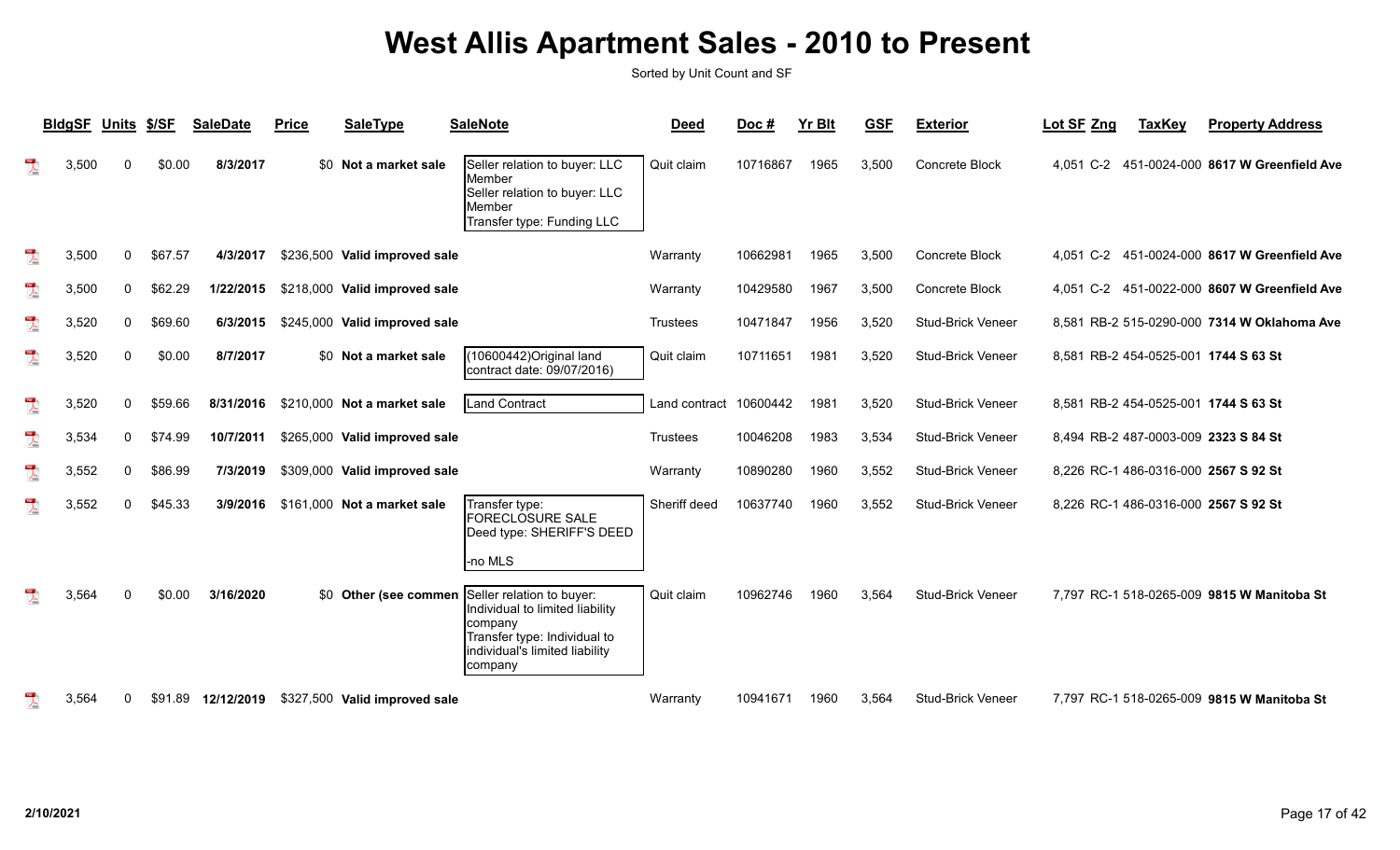# West Allis Apartment Sales - 2010 to Present

Sorted by Unit Count and SF

| BldgSF | Units | $/SF | SaleDate | Price | SaleType | SaleNote | Deed | Doc # | Yr Blt | GSF | Exterior | Lot SF | Zng | TaxKey | Property Address |
|---|---|---|---|---|---|---|---|---|---|---|---|---|---|---|---|
| 3,500 | 0 | $0.00 | 8/3/2017 | $0 | Not a market sale | Seller relation to buyer: LLC Member Seller relation to buyer: LLC Member Transfer type: Funding LLC | Quit claim | 10716867 | 1965 | 3,500 | Concrete Block | 4,051 | C-2 | 451-0024-000 | 8617 W Greenfield Ave |
| 3,500 | 0 | $67.57 | 4/3/2017 | $236,500 | Valid improved sale | | Warranty | 10662981 | 1965 | 3,500 | Concrete Block | 4,051 | C-2 | 451-0024-000 | 8617 W Greenfield Ave |
| 3,500 | 0 | $62.29 | 1/22/2015 | $218,000 | Valid improved sale | | Warranty | 10429580 | 1967 | 3,500 | Concrete Block | 4,051 | C-2 | 451-0022-000 | 8607 W Greenfield Ave |
| 3,520 | 0 | $69.60 | 6/3/2015 | $245,000 | Valid improved sale | | Trustees | 10471847 | 1956 | 3,520 | Stud-Brick Veneer | 8,581 | RB-2 | 515-0290-000 | 7314 W Oklahoma Ave |
| 3,520 | 0 | $0.00 | 8/7/2017 | $0 | Not a market sale | (10600442)Original land contract date: 09/07/2016) | Quit claim | 10711651 | 1981 | 3,520 | Stud-Brick Veneer | 8,581 | RB-2 | 454-0525-001 | 1744 S 63 St |
| 3,520 | 0 | $59.66 | 8/31/2016 | $210,000 | Not a market sale | Land Contract | Land contract | 10600442 | 1981 | 3,520 | Stud-Brick Veneer | 8,581 | RB-2 | 454-0525-001 | 1744 S 63 St |
| 3,534 | 0 | $74.99 | 10/7/2011 | $265,000 | Valid improved sale | | Trustees | 10046208 | 1983 | 3,534 | Stud-Brick Veneer | 8,494 | RB-2 | 487-0003-009 | 2323 S 84 St |
| 3,552 | 0 | $86.99 | 7/3/2019 | $309,000 | Valid improved sale | | Warranty | 10890280 | 1960 | 3,552 | Stud-Brick Veneer | 8,226 | RC-1 | 486-0316-000 | 2567 S 92 St |
| 3,552 | 0 | $45.33 | 3/9/2016 | $161,000 | Not a market sale | Transfer type: FORECLOSURE SALE Deed type: SHERIFF'S DEED -no MLS | Sheriff deed | 10637740 | 1960 | 3,552 | Stud-Brick Veneer | 8,226 | RC-1 | 486-0316-000 | 2567 S 92 St |
| 3,564 | 0 | $0.00 | 3/16/2020 | $0 | Other (see commen | Seller relation to buyer: Individual to limited liability company Transfer type: Individual to individual's limited liability company | Quit claim | 10962746 | 1960 | 3,564 | Stud-Brick Veneer | 7,797 | RC-1 | 518-0265-009 | 9815 W Manitoba St |
| 3,564 | 0 | $91.89 | 12/12/2019 | $327,500 | Valid improved sale | | Warranty | 10941671 | 1960 | 3,564 | Stud-Brick Veneer | 7,797 | RC-1 | 518-0265-009 | 9815 W Manitoba St |

2/10/2021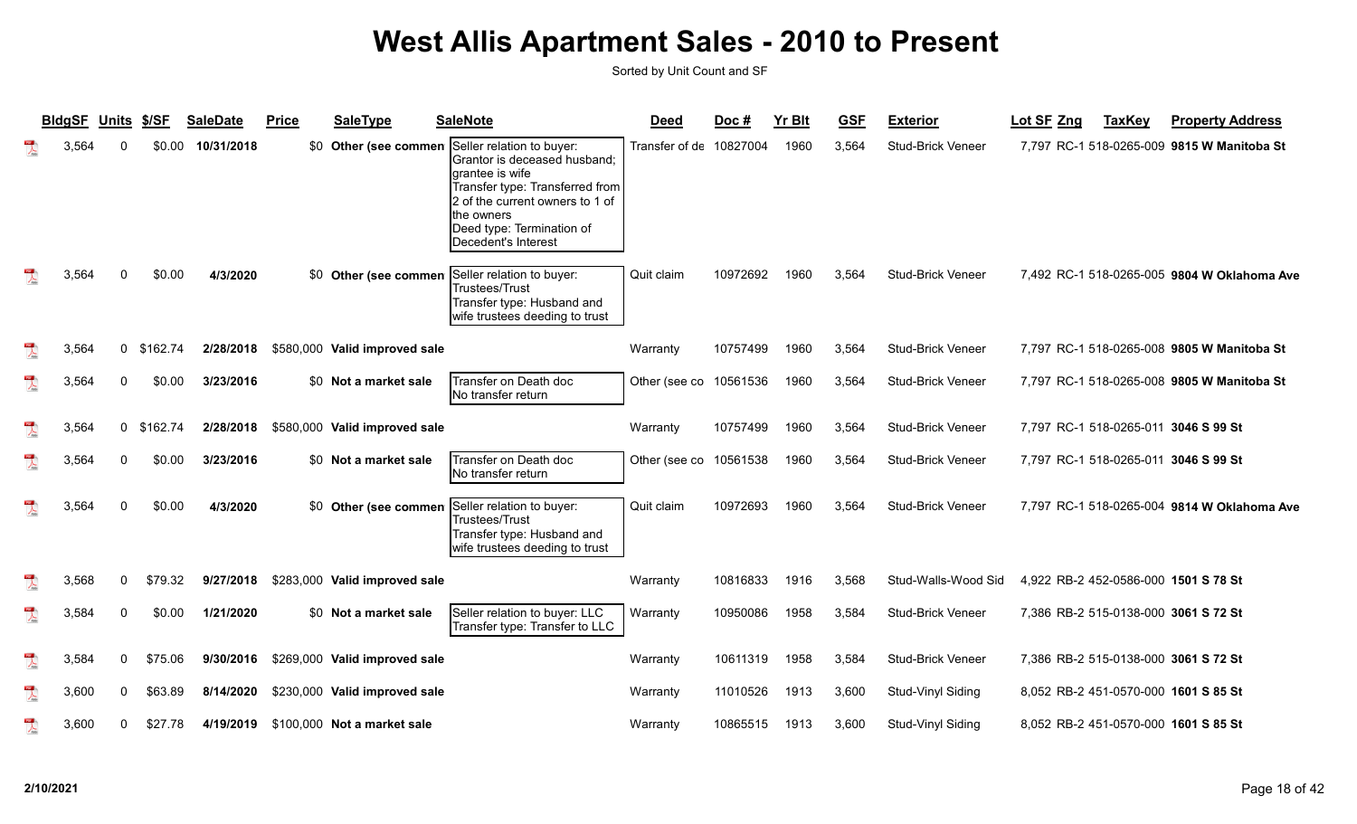# West Allis Apartment Sales - 2010 to Present

Sorted by Unit Count and SF

| BldgSF | Units | $/SF | SaleDate | Price | SaleType | SaleNote | Deed | Doc # | Yr Blt | GSF | Exterior | Lot SF | Zng | TaxKey | Property Address |
|---|---|---|---|---|---|---|---|---|---|---|---|---|---|---|---|
| 3,564 | 0 | $0.00 | 10/31/2018 | $0 | Other (see commen | Seller relation to buyer: Grantor is deceased husband; grantee is wife Transfer type: Transferred from 2 of the current owners to 1 of the owners Deed type: Termination of Decedent's Interest | Transfer of de | 10827004 | 1960 | 3,564 | Stud-Brick Veneer | 7,797 | RC-1 | 518-0265-009 | 9815 W Manitoba St |
| 3,564 | 0 | $0.00 | 4/3/2020 | $0 | Other (see commen | Seller relation to buyer: Trustees/Trust Transfer type: Husband and wife trustees deeding to trust | Quit claim | 10972692 | 1960 | 3,564 | Stud-Brick Veneer | 7,492 | RC-1 | 518-0265-005 | 9804 W Oklahoma Ave |
| 3,564 | 0 | $162.74 | 2/28/2018 | $580,000 | Valid improved sale | | Warranty | 10757499 | 1960 | 3,564 | Stud-Brick Veneer | 7,797 | RC-1 | 518-0265-008 | 9805 W Manitoba St |
| 3,564 | 0 | $0.00 | 3/23/2016 | $0 | Not a market sale | Transfer on Death doc No transfer return | Other (see co | 10561536 | 1960 | 3,564 | Stud-Brick Veneer | 7,797 | RC-1 | 518-0265-008 | 9805 W Manitoba St |
| 3,564 | 0 | $162.74 | 2/28/2018 | $580,000 | Valid improved sale | | Warranty | 10757499 | 1960 | 3,564 | Stud-Brick Veneer | 7,797 | RC-1 | 518-0265-011 | 3046 S 99 St |
| 3,564 | 0 | $0.00 | 3/23/2016 | $0 | Not a market sale | Transfer on Death doc No transfer return | Other (see co | 10561538 | 1960 | 3,564 | Stud-Brick Veneer | 7,797 | RC-1 | 518-0265-011 | 3046 S 99 St |
| 3,564 | 0 | $0.00 | 4/3/2020 | $0 | Other (see commen | Seller relation to buyer: Trustees/Trust Transfer type: Husband and wife trustees deeding to trust | Quit claim | 10972693 | 1960 | 3,564 | Stud-Brick Veneer | 7,797 | RC-1 | 518-0265-004 | 9814 W Oklahoma Ave |
| 3,568 | 0 | $79.32 | 9/27/2018 | $283,000 | Valid improved sale | | Warranty | 10816833 | 1916 | 3,568 | Stud-Walls-Wood Sid | 4,922 | RB-2 | 452-0586-000 | 1501 S 78 St |
| 3,584 | 0 | $0.00 | 1/21/2020 | $0 | Not a market sale | Seller relation to buyer: LLC Transfer type: Transfer to LLC | Warranty | 10950086 | 1958 | 3,584 | Stud-Brick Veneer | 7,386 | RB-2 | 515-0138-000 | 3061 S 72 St |
| 3,584 | 0 | $75.06 | 9/30/2016 | $269,000 | Valid improved sale | | Warranty | 10611319 | 1958 | 3,584 | Stud-Brick Veneer | 7,386 | RB-2 | 515-0138-000 | 3061 S 72 St |
| 3,600 | 0 | $63.89 | 8/14/2020 | $230,000 | Valid improved sale | | Warranty | 11010526 | 1913 | 3,600 | Stud-Vinyl Siding | 8,052 | RB-2 | 451-0570-000 | 1601 S 85 St |
| 3,600 | 0 | $27.78 | 4/19/2019 | $100,000 | Not a market sale | | Warranty | 10865515 | 1913 | 3,600 | Stud-Vinyl Siding | 8,052 | RB-2 | 451-0570-000 | 1601 S 85 St |

2/10/2021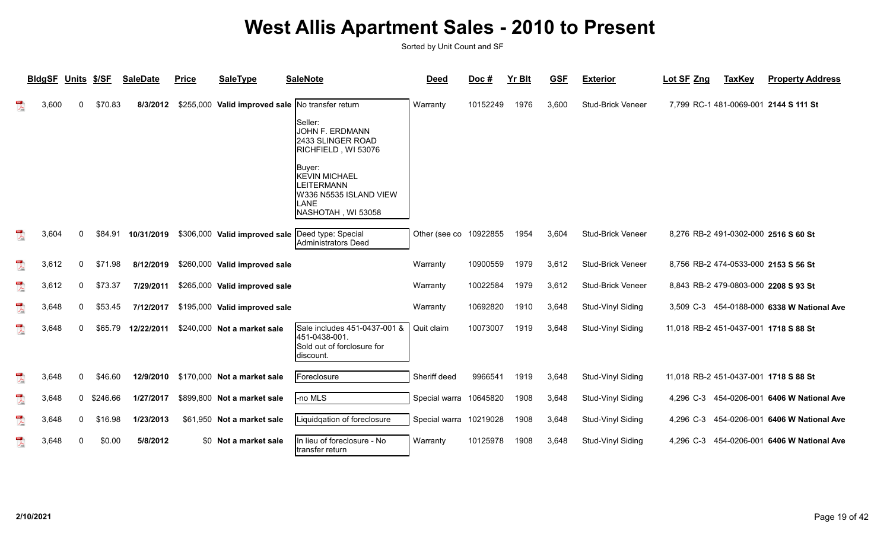# West Allis Apartment Sales - 2010 to Present

Sorted by Unit Count and SF

| BldgSF | Units | $/SF | SaleDate | Price | SaleType | SaleNote | Deed | Doc # | Yr Blt | GSF | Exterior | Lot SF | Zng | TaxKey | Property Address |
|---|---|---|---|---|---|---|---|---|---|---|---|---|---|---|---|
| 3,600 | 0 | $70.83 | 8/3/2012 | $255,000 | Valid improved sale | No transfer return<br><br>Seller:<br>JOHN F. ERDMANN<br>2433 SLINGER ROAD<br>RICHFIELD , WI 53076<br><br>Buyer:<br>KEVIN MICHAEL LEITERMANN<br>W336 N5535 ISLAND VIEW LANE<br>NASHOTAH , WI 53058 | Warranty | 10152249 | 1976 | 3,600 | Stud-Brick Veneer | 7,799 | RC-1 | 481-0069-001 | **2144 S 111 St** |
| 3,604 | 0 | $84.91 | 10/31/2019 | $306,000 | Valid improved sale | Deed type: Special Administrators Deed | Other (see co | 10922855 | 1954 | 3,604 | Stud-Brick Veneer | 8,276 | RB-2 | 491-0302-000 | **2516 S 60 St** |
| 3,612 | 0 | $71.98 | 8/12/2019 | $260,000 | Valid improved sale | | Warranty | 10900559 | 1979 | 3,612 | Stud-Brick Veneer | 8,756 | RB-2 | 474-0533-000 | **2153 S 56 St** |
| 3,612 | 0 | $73.37 | 7/29/2011 | $265,000 | Valid improved sale | | Warranty | 10022584 | 1979 | 3,612 | Stud-Brick Veneer | 8,843 | RB-2 | 479-0803-000 | **2208 S 93 St** |
| 3,648 | 0 | $53.45 | 7/12/2017 | $195,000 | Valid improved sale | | Warranty | 10692820 | 1910 | 3,648 | Stud-Vinyl Siding | 3,509 | C-3 | 454-0188-000 | **6338 W National Ave** |
| 3,648 | 0 | $65.79 | 12/22/2011 | $240,000 | Not a market sale | Sale includes 451-0437-001 & 451-0438-001.<br>Sold out of forclosure for discount. | Quit claim | 10073007 | 1919 | 3,648 | Stud-Vinyl Siding | 11,018 | RB-2 | 451-0437-001 | **1718 S 88 St** |
| 3,648 | 0 | $46.60 | 12/9/2010 | $170,000 | Not a market sale | Foreclosure | Sheriff deed | 9966541 | 1919 | 3,648 | Stud-Vinyl Siding | 11,018 | RB-2 | 451-0437-001 | **1718 S 88 St** |
| 3,648 | 0 | $246.66 | 1/27/2017 | $899,800 | Not a market sale | -no MLS | Special warra | 10645820 | 1908 | 3,648 | Stud-Vinyl Siding | 4,296 | C-3 | 454-0206-001 | **6406 W National Ave** |
| 3,648 | 0 | $16.98 | 1/23/2013 | $61,950 | Not a market sale | Liquidqation of foreclosure | Special warra | 10219028 | 1908 | 3,648 | Stud-Vinyl Siding | 4,296 | C-3 | 454-0206-001 | **6406 W National Ave** |
| 3,648 | 0 | $0.00 | 5/8/2012 | $0 | Not a market sale | In lieu of foreclosure - No transfer return | Warranty | 10125978 | 1908 | 3,648 | Stud-Vinyl Siding | 4,296 | C-3 | 454-0206-001 | **6406 W National Ave** |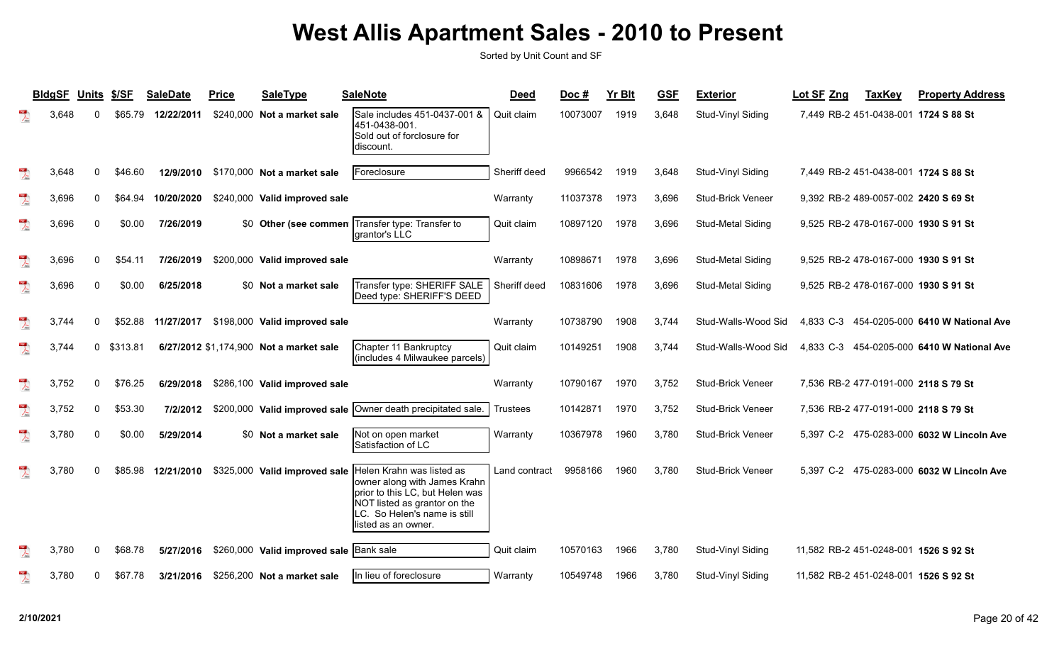# West Allis Apartment Sales - 2010 to Present

Sorted by Unit Count and SF

| BldgSF | Units | $/SF | SaleDate | Price | SaleType | SaleNote | Deed | Doc # | Yr Blt | GSF | Exterior | Lot SF | Zng | TaxKey | Property Address |
|---|---|---|---|---|---|---|---|---|---|---|---|---|---|---|---|
| 3,648 | 0 | $65.79 | 12/22/2011 | $240,000 | Not a market sale | Sale includes 451-0437-001 & 451-0438-001. Sold out of forclosure for discount. | Quit claim | 10073007 | 1919 | 3,648 | Stud-Vinyl Siding | 7,449 | RB-2 | 451-0438-001 | 1724 S 88 St |
| 3,648 | 0 | $46.60 | 12/9/2010 | $170,000 | Not a market sale | Foreclosure | Sheriff deed | 9966542 | 1919 | 3,648 | Stud-Vinyl Siding | 7,449 | RB-2 | 451-0438-001 | 1724 S 88 St |
| 3,696 | 0 | $64.94 | 10/20/2020 | $240,000 | Valid improved sale | | Warranty | 11037378 | 1973 | 3,696 | Stud-Brick Veneer | 9,392 | RB-2 | 489-0057-002 | 2420 S 69 St |
| 3,696 | 0 | $0.00 | 7/26/2019 | $0 | Other (see commen | Transfer type: Transfer to grantor's LLC | Quit claim | 10897120 | 1978 | 3,696 | Stud-Metal Siding | 9,525 | RB-2 | 478-0167-000 | 1930 S 91 St |
| 3,696 | 0 | $54.11 | 7/26/2019 | $200,000 | Valid improved sale | | Warranty | 10898671 | 1978 | 3,696 | Stud-Metal Siding | 9,525 | RB-2 | 478-0167-000 | 1930 S 91 St |
| 3,696 | 0 | $0.00 | 6/25/2018 | $0 | Not a market sale | Transfer type: SHERIFF SALE Deed type: SHERIFF'S DEED | Sheriff deed | 10831606 | 1978 | 3,696 | Stud-Metal Siding | 9,525 | RB-2 | 478-0167-000 | 1930 S 91 St |
| 3,744 | 0 | $52.88 | 11/27/2017 | $198,000 | Valid improved sale | | Warranty | 10738790 | 1908 | 3,744 | Stud-Walls-Wood Sid | 4,833 | C-3 | 454-0205-000 | 6410 W National Ave |
| 3,744 | 0 | $313.81 | 6/27/2012 | $1,174,900 | Not a market sale | Chapter 11 Bankruptcy (includes 4 Milwaukee parcels) | Quit claim | 10149251 | 1908 | 3,744 | Stud-Walls-Wood Sid | 4,833 | C-3 | 454-0205-000 | 6410 W National Ave |
| 3,752 | 0 | $76.25 | 6/29/2018 | $286,100 | Valid improved sale | | Warranty | 10790167 | 1970 | 3,752 | Stud-Brick Veneer | 7,536 | RB-2 | 477-0191-000 | 2118 S 79 St |
| 3,752 | 0 | $53.30 | 7/2/2012 | $200,000 | Valid improved sale | Owner death precipitated sale. | Trustees | 10142871 | 1970 | 3,752 | Stud-Brick Veneer | 7,536 | RB-2 | 477-0191-000 | 2118 S 79 St |
| 3,780 | 0 | $0.00 | 5/29/2014 | $0 | Not a market sale | Not on open market Satisfaction of LC | Warranty | 10367978 | 1960 | 3,780 | Stud-Brick Veneer | 5,397 | C-2 | 475-0283-000 | 6032 W Lincoln Ave |
| 3,780 | 0 | $85.98 | 12/21/2010 | $325,000 | Valid improved sale | Helen Krahn was listed as owner along with James Krahn prior to this LC, but Helen was NOT listed as grantor on the LC. So Helen's name is still listed as an owner. | Land contract | 9958166 | 1960 | 3,780 | Stud-Brick Veneer | 5,397 | C-2 | 475-0283-000 | 6032 W Lincoln Ave |
| 3,780 | 0 | $68.78 | 5/27/2016 | $260,000 | Valid improved sale | Bank sale | Quit claim | 10570163 | 1966 | 3,780 | Stud-Vinyl Siding | 11,582 | RB-2 | 451-0248-001 | 1526 S 92 St |
| 3,780 | 0 | $67.78 | 3/21/2016 | $256,200 | Not a market sale | In lieu of foreclosure | Warranty | 10549748 | 1966 | 3,780 | Stud-Vinyl Siding | 11,582 | RB-2 | 451-0248-001 | 1526 S 92 St |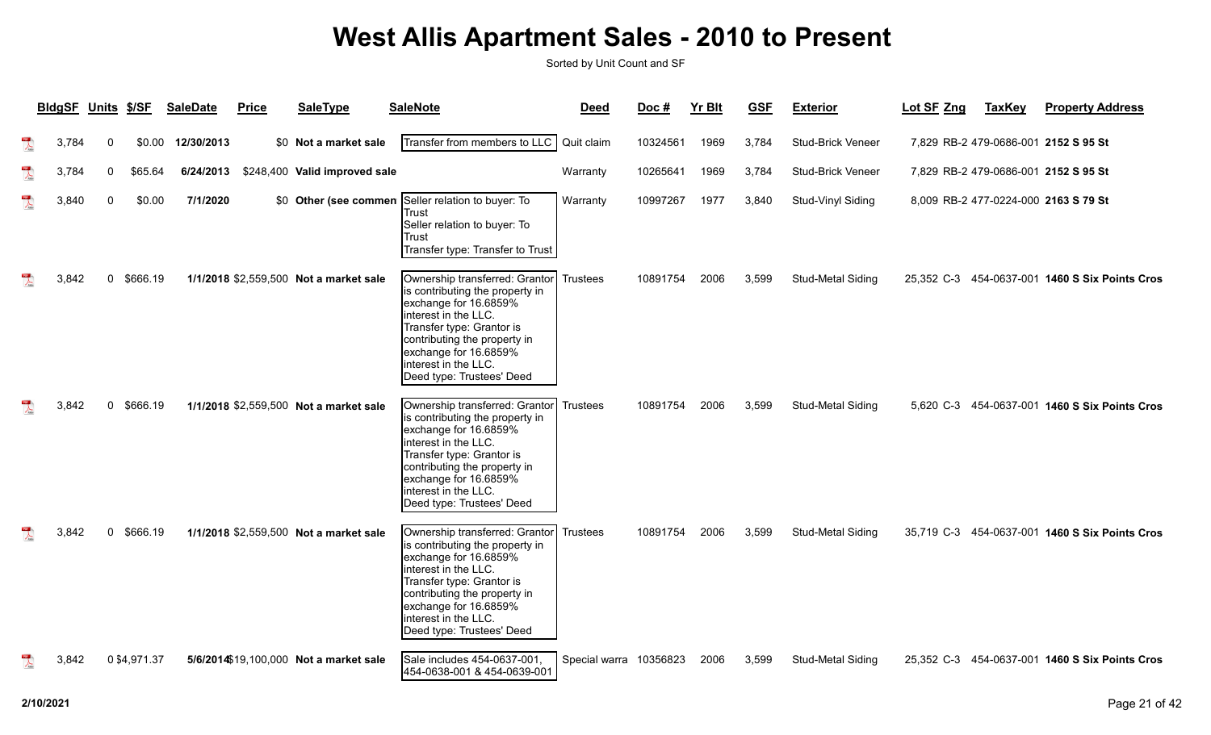# West Allis Apartment Sales - 2010 to Present

Sorted by Unit Count and SF

| BldgSF | Units | $/SF | SaleDate | Price | SaleType | SaleNote | Deed | Doc # | Yr Blt | GSF | Exterior | Lot SF | Zng | TaxKey | Property Address |
|---|---|---|---|---|---|---|---|---|---|---|---|---|---|---|---|
| 3,784 | 0 | $0.00 | **12/30/2013** | $0 | **Not a market sale** | Transfer from members to LLC | Quit claim | 10324561 | 1969 | 3,784 | Stud-Brick Veneer | 7,829 | RB-2 | 479-0686-001 | **2152 S 95 St** |
| 3,784 | 0 | $65.64 | **6/24/2013** | $248,400 | **Valid improved sale** | | Warranty | 10265641 | 1969 | 3,784 | Stud-Brick Veneer | 7,829 | RB-2 | 479-0686-001 | **2152 S 95 St** |
| 3,840 | 0 | $0.00 | **7/1/2020** | $0 | **Other (see commen** | Seller relation to buyer: To Trust<br>Seller relation to buyer: To Trust<br>Transfer type: Transfer to Trust | Warranty | 10997267 | 1977 | 3,840 | Stud-Vinyl Siding | 8,009 | RB-2 | 477-0224-000 | **2163 S 79 St** |
| 3,842 | 0 | $666.19 | **1/1/2018** | $2,559,500 | **Not a market sale** | Ownership transferred: Grantor is contributing the property in exchange for 16.6859% interest in the LLC.<br>Transfer type: Grantor is contributing the property in exchange for 16.6859% interest in the LLC.<br>Deed type: Trustees' Deed | Trustees | 10891754 | 2006 | 3,599 | Stud-Metal Siding | 25,352 | C-3 | 454-0637-001 | **1460 S Six Points Cros** |
| 3,842 | 0 | $666.19 | **1/1/2018** | $2,559,500 | **Not a market sale** | Ownership transferred: Grantor is contributing the property in exchange for 16.6859% interest in the LLC.<br>Transfer type: Grantor is contributing the property in exchange for 16.6859% interest in the LLC.<br>Deed type: Trustees' Deed | Trustees | 10891754 | 2006 | 3,599 | Stud-Metal Siding | 5,620 | C-3 | 454-0637-001 | **1460 S Six Points Cros** |
| 3,842 | 0 | $666.19 | **1/1/2018** | $2,559,500 | **Not a market sale** | Ownership transferred: Grantor is contributing the property in exchange for 16.6859% interest in the LLC.<br>Transfer type: Grantor is contributing the property in exchange for 16.6859% interest in the LLC.<br>Deed type: Trustees' Deed | Trustees | 10891754 | 2006 | 3,599 | Stud-Metal Siding | 35,719 | C-3 | 454-0637-001 | **1460 S Six Points Cros** |
| 3,842 | 0 | $4,971.37 | **5/6/2014** | $19,100,000 | **Not a market sale** | Sale includes 454-0637-001, 454-0638-001 & 454-0639-001 | Special warra | 10356823 | 2006 | 3,599 | Stud-Metal Siding | 25,352 | C-3 | 454-0637-001 | **1460 S Six Points Cros** |

2/10/2021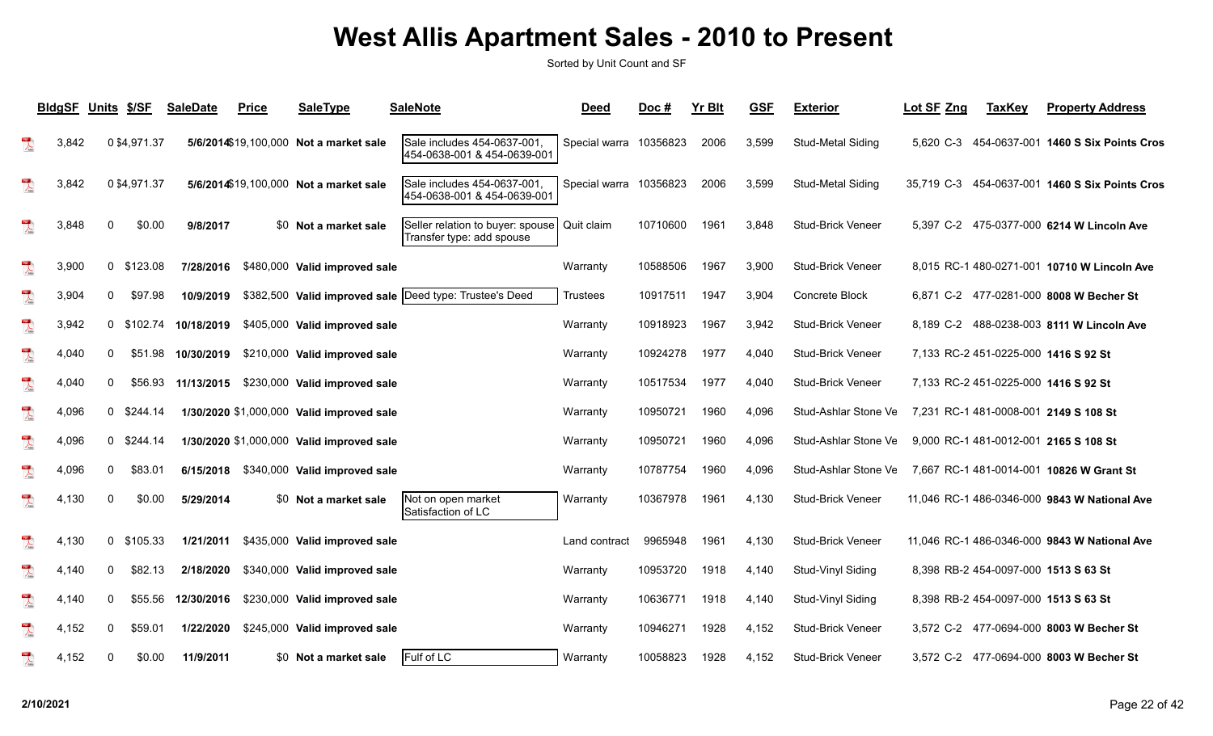# West Allis Apartment Sales - 2010 to Present

Sorted by Unit Count and SF

| BldgSF | Units | $/SF | SaleDate | Price | SaleType | SaleNote | Deed | Doc # | Yr Blt | GSF | Exterior | Lot SF | Zng | TaxKey | Property Address |
|---|---|---|---|---|---|---|---|---|---|---|---|---|---|---|---|
| 3,842 | 0 | $4,971.37 | 5/6/2014 | $19,100,000 | Not a market sale | Sale includes 454-0637-001, 454-0638-001 & 454-0639-001 | Special warra | 10356823 | 2006 | 3,599 | Stud-Metal Siding | 5,620 | C-3 | 454-0637-001 | 1460 S Six Points Cros |
| 3,842 | 0 | $4,971.37 | 5/6/2014 | $19,100,000 | Not a market sale | Sale includes 454-0637-001, 454-0638-001 & 454-0639-001 | Special warra | 10356823 | 2006 | 3,599 | Stud-Metal Siding | 35,719 | C-3 | 454-0637-001 | 1460 S Six Points Cros |
| 3,848 | 0 | $0.00 | 9/8/2017 | $0 | Not a market sale | Seller relation to buyer: spouse Transfer type: add spouse | Quit claim | 10710600 | 1961 | 3,848 | Stud-Brick Veneer | 5,397 | C-2 | 475-0377-000 | 6214 W Lincoln Ave |
| 3,900 | 0 | $123.08 | 7/28/2016 | $480,000 | Valid improved sale | | Warranty | 10588506 | 1967 | 3,900 | Stud-Brick Veneer | 8,015 | RC-1 | 480-0271-001 | 10710 W Lincoln Ave |
| 3,904 | 0 | $97.98 | 10/9/2019 | $382,500 | Valid improved sale | Deed type: Trustee's Deed | Trustees | 10917511 | 1947 | 3,904 | Concrete Block | 6,871 | C-2 | 477-0281-000 | 8008 W Becher St |
| 3,942 | 0 | $102.74 | 10/18/2019 | $405,000 | Valid improved sale | | Warranty | 10918923 | 1967 | 3,942 | Stud-Brick Veneer | 8,189 | C-2 | 488-0238-003 | 8111 W Lincoln Ave |
| 4,040 | 0 | $51.98 | 10/30/2019 | $210,000 | Valid improved sale | | Warranty | 10924278 | 1977 | 4,040 | Stud-Brick Veneer | 7,133 | RC-2 | 451-0225-000 | 1416 S 92 St |
| 4,040 | 0 | $56.93 | 11/13/2015 | $230,000 | Valid improved sale | | Warranty | 10517534 | 1977 | 4,040 | Stud-Brick Veneer | 7,133 | RC-2 | 451-0225-000 | 1416 S 92 St |
| 4,096 | 0 | $244.14 | 1/30/2020 | $1,000,000 | Valid improved sale | | Warranty | 10950721 | 1960 | 4,096 | Stud-Ashlar Stone Ve | 7,231 | RC-1 | 481-0008-001 | 2149 S 108 St |
| 4,096 | 0 | $244.14 | 1/30/2020 | $1,000,000 | Valid improved sale | | Warranty | 10950721 | 1960 | 4,096 | Stud-Ashlar Stone Ve | 9,000 | RC-1 | 481-0012-001 | 2165 S 108 St |
| 4,096 | 0 | $83.01 | 6/15/2018 | $340,000 | Valid improved sale | | Warranty | 10787754 | 1960 | 4,096 | Stud-Ashlar Stone Ve | 7,667 | RC-1 | 481-0014-001 | 10826 W Grant St |
| 4,130 | 0 | $0.00 | 5/29/2014 | $0 | Not a market sale | Not on open market Satisfaction of LC | Warranty | 10367978 | 1961 | 4,130 | Stud-Brick Veneer | 11,046 | RC-1 | 486-0346-000 | 9843 W National Ave |
| 4,130 | 0 | $105.33 | 1/21/2011 | $435,000 | Valid improved sale | | Land contract | 9965948 | 1961 | 4,130 | Stud-Brick Veneer | 11,046 | RC-1 | 486-0346-000 | 9843 W National Ave |
| 4,140 | 0 | $82.13 | 2/18/2020 | $340,000 | Valid improved sale | | Warranty | 10953720 | 1918 | 4,140 | Stud-Vinyl Siding | 8,398 | RB-2 | 454-0097-000 | 1513 S 63 St |
| 4,140 | 0 | $55.56 | 12/30/2016 | $230,000 | Valid improved sale | | Warranty | 10636771 | 1918 | 4,140 | Stud-Vinyl Siding | 8,398 | RB-2 | 454-0097-000 | 1513 S 63 St |
| 4,152 | 0 | $59.01 | 1/22/2020 | $245,000 | Valid improved sale | | Warranty | 10946271 | 1928 | 4,152 | Stud-Brick Veneer | 3,572 | C-2 | 477-0694-000 | 8003 W Becher St |
| 4,152 | 0 | $0.00 | 11/9/2011 | $0 | Not a market sale | Fulf of LC | Warranty | 10058823 | 1928 | 4,152 | Stud-Brick Veneer | 3,572 | C-2 | 477-0694-000 | 8003 W Becher St |

2/10/2021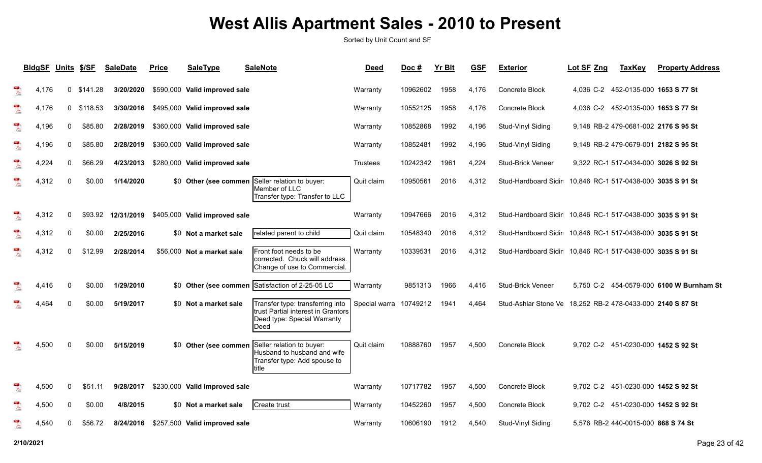# West Allis Apartment Sales - 2010 to Present

Sorted by Unit Count and SF

| BldgSF | Units | $/SF | SaleDate | Price | SaleType | SaleNote | Deed | Doc # | Yr Blt | GSF | Exterior | Lot SF | Zng | TaxKey | Property Address |
|---|---|---|---|---|---|---|---|---|---|---|---|---|---|---|---|
| 4,176 | 0 | $141.28 | 3/20/2020 | $590,000 | Valid improved sale | | Warranty | 10962602 | 1958 | 4,176 | Concrete Block | 4,036 | C-2 | 452-0135-000 | 1653 S 77 St |
| 4,176 | 0 | $118.53 | 3/30/2016 | $495,000 | Valid improved sale | | Warranty | 10552125 | 1958 | 4,176 | Concrete Block | 4,036 | C-2 | 452-0135-000 | 1653 S 77 St |
| 4,196 | 0 | $85.80 | 2/28/2019 | $360,000 | Valid improved sale | | Warranty | 10852868 | 1992 | 4,196 | Stud-Vinyl Siding | 9,148 | RB-2 | 479-0681-002 | 2176 S 95 St |
| 4,196 | 0 | $85.80 | 2/28/2019 | $360,000 | Valid improved sale | | Warranty | 10852481 | 1992 | 4,196 | Stud-Vinyl Siding | 9,148 | RB-2 | 479-0679-001 | 2182 S 95 St |
| 4,224 | 0 | $66.29 | 4/23/2013 | $280,000 | Valid improved sale | | Trustees | 10242342 | 1961 | 4,224 | Stud-Brick Veneer | 9,322 | RC-1 | 517-0434-000 | 3026 S 92 St |
| 4,312 | 0 | $0.00 | 1/14/2020 | $0 | Other (see commen | Seller relation to buyer: Member of LLC Transfer type: Transfer to LLC | Quit claim | 10950561 | 2016 | 4,312 | Stud-Hardboard Sidin | 10,846 | RC-1 | 517-0438-000 | 3035 S 91 St |
| 4,312 | 0 | $93.92 | 12/31/2019 | $405,000 | Valid improved sale | | Warranty | 10947666 | 2016 | 4,312 | Stud-Hardboard Sidin | 10,846 | RC-1 | 517-0438-000 | 3035 S 91 St |
| 4,312 | 0 | $0.00 | 2/25/2016 | $0 | Not a market sale | related parent to child | Quit claim | 10548340 | 2016 | 4,312 | Stud-Hardboard Sidin | 10,846 | RC-1 | 517-0438-000 | 3035 S 91 St |
| 4,312 | 0 | $12.99 | 2/28/2014 | $56,000 | Not a market sale | Front foot needs to be corrected. Chuck will address. Change of use to Commercial. | Warranty | 10339531 | 2016 | 4,312 | Stud-Hardboard Sidin | 10,846 | RC-1 | 517-0438-000 | 3035 S 91 St |
| 4,416 | 0 | $0.00 | 1/29/2010 | $0 | Other (see commen | Satisfaction of 2-25-05 LC | Warranty | 9851313 | 1966 | 4,416 | Stud-Brick Veneer | 5,750 | C-2 | 454-0579-000 | 6100 W Burnham St |
| 4,464 | 0 | $0.00 | 5/19/2017 | $0 | Not a market sale | Transfer type: transferring into trust Partial interest in Grantors Deed type: Special Warranty Deed | Special warra | 10749212 | 1941 | 4,464 | Stud-Ashlar Stone Ve | 18,252 | RB-2 | 478-0433-000 | 2140 S 87 St |
| 4,500 | 0 | $0.00 | 5/15/2019 | $0 | Other (see commen | Seller relation to buyer: Husband to husband and wife Transfer type: Add spouse to title | Quit claim | 10888760 | 1957 | 4,500 | Concrete Block | 9,702 | C-2 | 451-0230-000 | 1452 S 92 St |
| 4,500 | 0 | $51.11 | 9/28/2017 | $230,000 | Valid improved sale | | Warranty | 10717782 | 1957 | 4,500 | Concrete Block | 9,702 | C-2 | 451-0230-000 | 1452 S 92 St |
| 4,500 | 0 | $0.00 | 4/8/2015 | $0 | Not a market sale | Create trust | Warranty | 10452260 | 1957 | 4,500 | Concrete Block | 9,702 | C-2 | 451-0230-000 | 1452 S 92 St |
| 4,540 | 0 | $56.72 | 8/24/2016 | $257,500 | Valid improved sale | | Warranty | 10606190 | 1912 | 4,540 | Stud-Vinyl Siding | 5,576 | RB-2 | 440-0015-000 | 868 S 74 St |

2/10/2021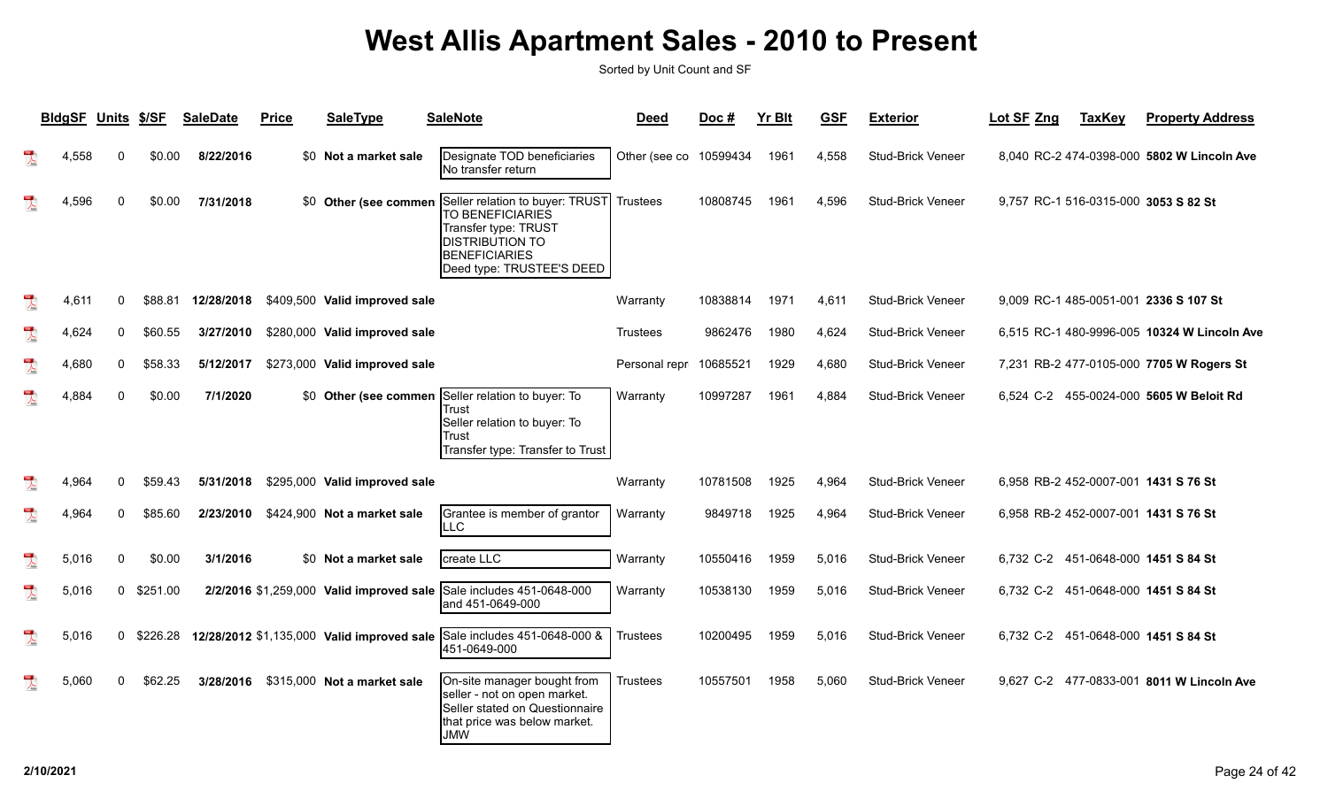# West Allis Apartment Sales - 2010 to Present

Sorted by Unit Count and SF

| BldgSF | Units | $/SF | SaleDate | Price | SaleType | SaleNote | Deed | Doc # | Yr Blt | GSF | Exterior | Lot SF | Zng | TaxKey | Property Address |
|---|---|---|---|---|---|---|---|---|---|---|---|---|---|---|---|
| 4,558 | 0 | $0.00 | 8/22/2016 | $0 | Not a market sale | Designate TOD beneficiaries No transfer return | Other (see co | 10599434 | 1961 | 4,558 | Stud-Brick Veneer | 8,040 | RC-2 | 474-0398-000 | 5802 W Lincoln Ave |
| 4,596 | 0 | $0.00 | 7/31/2018 | $0 | Other (see commen | Seller relation to buyer: TRUST TO BENEFICIARIES Transfer type: TRUST DISTRIBUTION TO BENEFICIARIES Deed type: TRUSTEE'S DEED | Trustees | 10808745 | 1961 | 4,596 | Stud-Brick Veneer | 9,757 | RC-1 | 516-0315-000 | 3053 S 82 St |
| 4,611 | 0 | $88.81 | 12/28/2018 | $409,500 | Valid improved sale | | Warranty | 10838814 | 1971 | 4,611 | Stud-Brick Veneer | 9,009 | RC-1 | 485-0051-001 | 2336 S 107 St |
| 4,624 | 0 | $60.55 | 3/27/2010 | $280,000 | Valid improved sale | | Trustees | 9862476 | 1980 | 4,624 | Stud-Brick Veneer | 6,515 | RC-1 | 480-9996-005 | 10324 W Lincoln Ave |
| 4,680 | 0 | $58.33 | 5/12/2017 | $273,000 | Valid improved sale | | Personal repr | 10685521 | 1929 | 4,680 | Stud-Brick Veneer | 7,231 | RB-2 | 477-0105-000 | 7705 W Rogers St |
| 4,884 | 0 | $0.00 | 7/1/2020 | $0 | Other (see commen | Seller relation to buyer: To Trust Seller relation to buyer: To Trust Transfer type: Transfer to Trust | Warranty | 10997287 | 1961 | 4,884 | Stud-Brick Veneer | 6,524 | C-2 | 455-0024-000 | 5605 W Beloit Rd |
| 4,964 | 0 | $59.43 | 5/31/2018 | $295,000 | Valid improved sale | | Warranty | 10781508 | 1925 | 4,964 | Stud-Brick Veneer | 6,958 | RB-2 | 452-0007-001 | 1431 S 76 St |
| 4,964 | 0 | $85.60 | 2/23/2010 | $424,900 | Not a market sale | Grantee is member of grantor LLC | Warranty | 9849718 | 1925 | 4,964 | Stud-Brick Veneer | 6,958 | RB-2 | 452-0007-001 | 1431 S 76 St |
| 5,016 | 0 | $0.00 | 3/1/2016 | $0 | Not a market sale | create LLC | Warranty | 10550416 | 1959 | 5,016 | Stud-Brick Veneer | 6,732 | C-2 | 451-0648-000 | 1451 S 84 St |
| 5,016 | 0 | $251.00 | 2/2/2016 | $1,259,000 | Valid improved sale | Sale includes 451-0648-000 and 451-0649-000 | Warranty | 10538130 | 1959 | 5,016 | Stud-Brick Veneer | 6,732 | C-2 | 451-0648-000 | 1451 S 84 St |
| 5,016 | 0 | $226.28 | 12/28/2012 | $1,135,000 | Valid improved sale | Sale includes 451-0648-000 & 451-0649-000 | Trustees | 10200495 | 1959 | 5,016 | Stud-Brick Veneer | 6,732 | C-2 | 451-0648-000 | 1451 S 84 St |
| 5,060 | 0 | $62.25 | 3/28/2016 | $315,000 | Not a market sale | On-site manager bought from seller - not on open market. Seller stated on Questionnaire that price was below market. JMW | Trustees | 10557501 | 1958 | 5,060 | Stud-Brick Veneer | 9,627 | C-2 | 477-0833-001 | 8011 W Lincoln Ave |

2/10/2021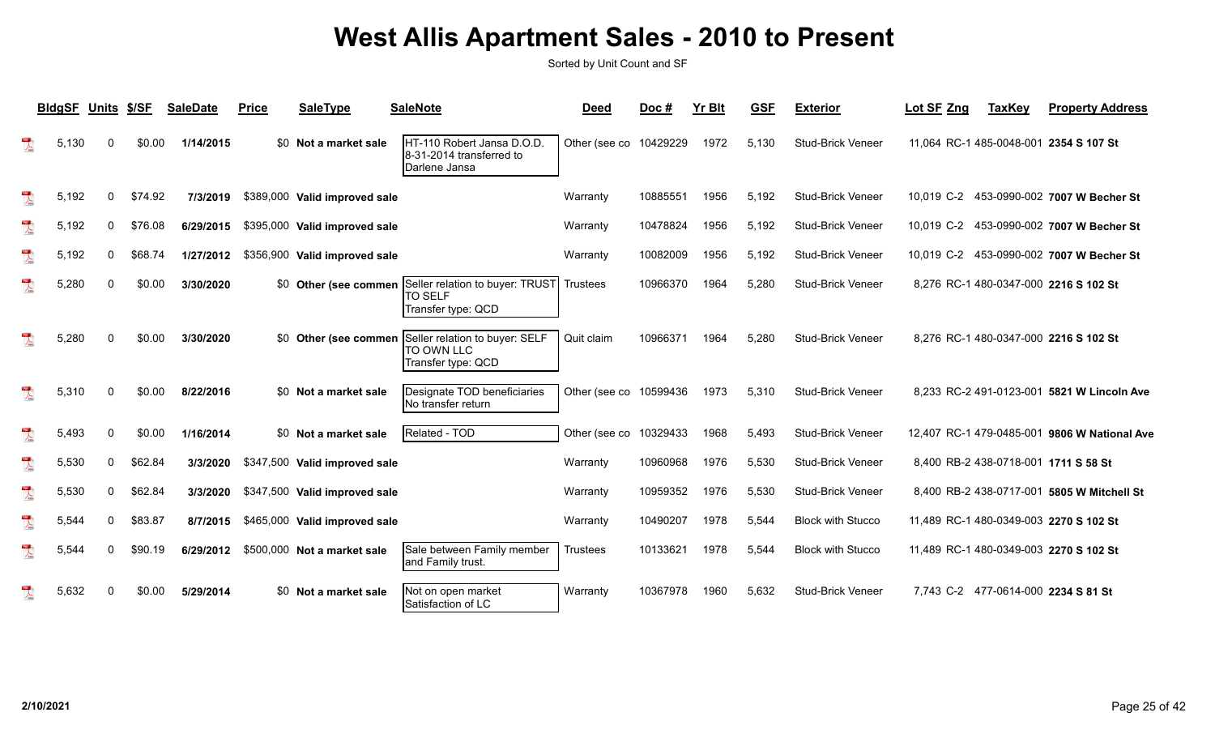# West Allis Apartment Sales - 2010 to Present

Sorted by Unit Count and SF

| BldgSF | Units | $/SF | SaleDate | Price | SaleType | SaleNote | Deed | Doc # | Yr Blt | GSF | Exterior | Lot SF | Zng | TaxKey | Property Address |
|---|---|---|---|---|---|---|---|---|---|---|---|---|---|---|---|
| 5,130 | 0 | $0.00 | 1/14/2015 | $0 | Not a market sale | HT-110 Robert Jansa D.O.D. 8-31-2014 transferred to Darlene Jansa | Other (see co | 10429229 | 1972 | 5,130 | Stud-Brick Veneer | 11,064 | RC-1 | 485-0048-001 | 2354 S 107 St |
| 5,192 | 0 | $74.92 | 7/3/2019 | $389,000 | Valid improved sale | | Warranty | 10885551 | 1956 | 5,192 | Stud-Brick Veneer | 10,019 | C-2 | 453-0990-002 | 7007 W Becher St |
| 5,192 | 0 | $76.08 | 6/29/2015 | $395,000 | Valid improved sale | | Warranty | 10478824 | 1956 | 5,192 | Stud-Brick Veneer | 10,019 | C-2 | 453-0990-002 | 7007 W Becher St |
| 5,192 | 0 | $68.74 | 1/27/2012 | $356,900 | Valid improved sale | | Warranty | 10082009 | 1956 | 5,192 | Stud-Brick Veneer | 10,019 | C-2 | 453-0990-002 | 7007 W Becher St |
| 5,280 | 0 | $0.00 | 3/30/2020 | $0 | Other (see commen | Seller relation to buyer: TRUST TO SELF Transfer type: QCD | Trustees | 10966370 | 1964 | 5,280 | Stud-Brick Veneer | 8,276 | RC-1 | 480-0347-000 | 2216 S 102 St |
| 5,280 | 0 | $0.00 | 3/30/2020 | $0 | Other (see commen | Seller relation to buyer: SELF TO OWN LLC Transfer type: QCD | Quit claim | 10966371 | 1964 | 5,280 | Stud-Brick Veneer | 8,276 | RC-1 | 480-0347-000 | 2216 S 102 St |
| 5,310 | 0 | $0.00 | 8/22/2016 | $0 | Not a market sale | Designate TOD beneficiaries No transfer return | Other (see co | 10599436 | 1973 | 5,310 | Stud-Brick Veneer | 8,233 | RC-2 | 491-0123-001 | 5821 W Lincoln Ave |
| 5,493 | 0 | $0.00 | 1/16/2014 | $0 | Not a market sale | Related - TOD | Other (see co | 10329433 | 1968 | 5,493 | Stud-Brick Veneer | 12,407 | RC-1 | 479-0485-001 | 9806 W National Ave |
| 5,530 | 0 | $62.84 | 3/3/2020 | $347,500 | Valid improved sale | | Warranty | 10960968 | 1976 | 5,530 | Stud-Brick Veneer | 8,400 | RB-2 | 438-0718-001 | 1711 S 58 St |
| 5,530 | 0 | $62.84 | 3/3/2020 | $347,500 | Valid improved sale | | Warranty | 10959352 | 1976 | 5,530 | Stud-Brick Veneer | 8,400 | RB-2 | 438-0717-001 | 5805 W Mitchell St |
| 5,544 | 0 | $83.87 | 8/7/2015 | $465,000 | Valid improved sale | | Warranty | 10490207 | 1978 | 5,544 | Block with Stucco | 11,489 | RC-1 | 480-0349-003 | 2270 S 102 St |
| 5,544 | 0 | $90.19 | 6/29/2012 | $500,000 | Not a market sale | Sale between Family member and Family trust. | Trustees | 10133621 | 1978 | 5,544 | Block with Stucco | 11,489 | RC-1 | 480-0349-003 | 2270 S 102 St |
| 5,632 | 0 | $0.00 | 5/29/2014 | $0 | Not a market sale | Not on open market Satisfaction of LC | Warranty | 10367978 | 1960 | 5,632 | Stud-Brick Veneer | 7,743 | C-2 | 477-0614-000 | 2234 S 81 St |

2/10/2021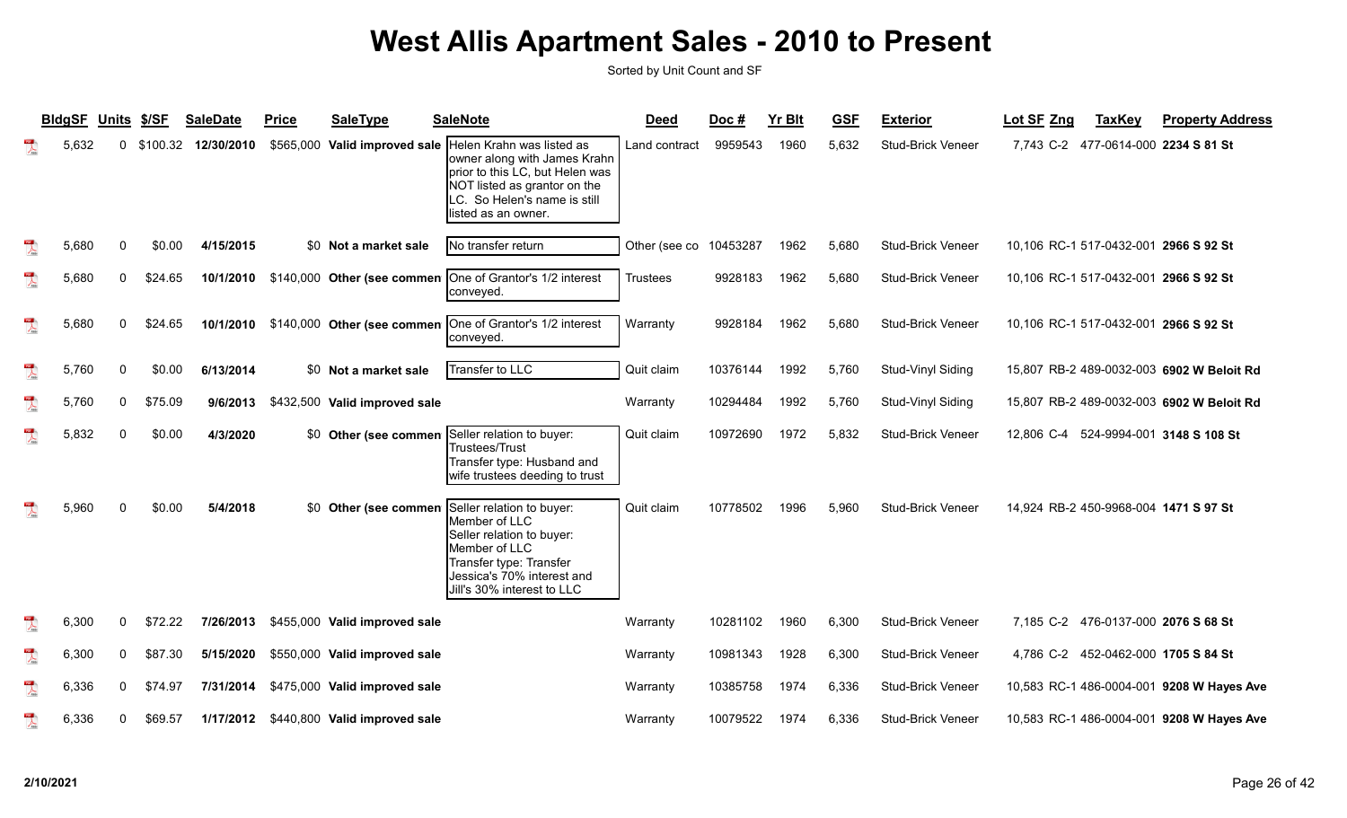# West Allis Apartment Sales - 2010 to Present

Sorted by Unit Count and SF

| BldgSF | Units | $/SF | SaleDate | Price | SaleType | SaleNote | Deed | Doc # | Yr Blt | GSF | Exterior | Lot SF | Zng | TaxKey | Property Address |
|---|---|---|---|---|---|---|---|---|---|---|---|---|---|---|---|
| 5,632 | 0 | $100.32 | 12/30/2010 | $565,000 | Valid improved sale | Helen Krahn was listed as owner along with James Krahn prior to this LC, but Helen was NOT listed as grantor on the LC. So Helen's name is still listed as an owner. | Land contract | 9959543 | 1960 | 5,632 | Stud-Brick Veneer | 7,743 | C-2 | 477-0614-000 | 2234 S 81 St |
| 5,680 | 0 | $0.00 | 4/15/2015 | $0 | Not a market sale | No transfer return | Other (see co | 10453287 | 1962 | 5,680 | Stud-Brick Veneer | 10,106 | RC-1 | 517-0432-001 | 2966 S 92 St |
| 5,680 | 0 | $24.65 | 10/1/2010 | $140,000 | Other (see commen | One of Grantor's 1/2 interest conveyed. | Trustees | 9928183 | 1962 | 5,680 | Stud-Brick Veneer | 10,106 | RC-1 | 517-0432-001 | 2966 S 92 St |
| 5,680 | 0 | $24.65 | 10/1/2010 | $140,000 | Other (see commen | One of Grantor's 1/2 interest conveyed. | Warranty | 9928184 | 1962 | 5,680 | Stud-Brick Veneer | 10,106 | RC-1 | 517-0432-001 | 2966 S 92 St |
| 5,760 | 0 | $0.00 | 6/13/2014 | $0 | Not a market sale | Transfer to LLC | Quit claim | 10376144 | 1992 | 5,760 | Stud-Vinyl Siding | 15,807 | RB-2 | 489-0032-003 | 6902 W Beloit Rd |
| 5,760 | 0 | $75.09 | 9/6/2013 | $432,500 | Valid improved sale | | Warranty | 10294484 | 1992 | 5,760 | Stud-Vinyl Siding | 15,807 | RB-2 | 489-0032-003 | 6902 W Beloit Rd |
| 5,832 | 0 | $0.00 | 4/3/2020 | $0 | Other (see commen | Seller relation to buyer: Trustees/Trust Transfer type: Husband and wife trustees deeding to trust | Quit claim | 10972690 | 1972 | 5,832 | Stud-Brick Veneer | 12,806 | C-4 | 524-9994-001 | 3148 S 108 St |
| 5,960 | 0 | $0.00 | 5/4/2018 | $0 | Other (see commen | Seller relation to buyer: Member of LLC Seller relation to buyer: Member of LLC Transfer type: Transfer Jessica's 70% interest and Jill's 30% interest to LLC | Quit claim | 10778502 | 1996 | 5,960 | Stud-Brick Veneer | 14,924 | RB-2 | 450-9968-004 | 1471 S 97 St |
| 6,300 | 0 | $72.22 | 7/26/2013 | $455,000 | Valid improved sale | | Warranty | 10281102 | 1960 | 6,300 | Stud-Brick Veneer | 7,185 | C-2 | 476-0137-000 | 2076 S 68 St |
| 6,300 | 0 | $87.30 | 5/15/2020 | $550,000 | Valid improved sale | | Warranty | 10981343 | 1928 | 6,300 | Stud-Brick Veneer | 4,786 | C-2 | 452-0462-000 | 1705 S 84 St |
| 6,336 | 0 | $74.97 | 7/31/2014 | $475,000 | Valid improved sale | | Warranty | 10385758 | 1974 | 6,336 | Stud-Brick Veneer | 10,583 | RC-1 | 486-0004-001 | 9208 W Hayes Ave |
| 6,336 | 0 | $69.57 | 1/17/2012 | $440,800 | Valid improved sale | | Warranty | 10079522 | 1974 | 6,336 | Stud-Brick Veneer | 10,583 | RC-1 | 486-0004-001 | 9208 W Hayes Ave |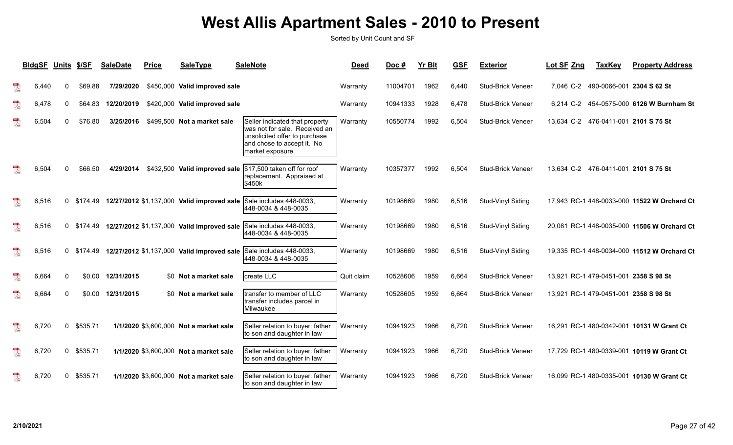# West Allis Apartment Sales - 2010 to Present

Sorted by Unit Count and SF

| BldgSF | Units | $/SF | SaleDate | Price | SaleType | SaleNote | Deed | Doc # | Yr Blt | GSF | Exterior | Lot SF | Zng | TaxKey | Property Address |
|---|---|---|---|---|---|---|---|---|---|---|---|---|---|---|---|
| 6,440 | 0 | $69.88 | 7/29/2020 | $450,000 | Valid improved sale | | Warranty | 11004701 | 1962 | 6,440 | Stud-Brick Veneer | 7,046 | C-2 | 490-0066-001 | 2304 S 62 St |
| 6,478 | 0 | $64.83 | 12/20/2019 | $420,000 | Valid improved sale | | Warranty | 10941333 | 1928 | 6,478 | Stud-Brick Veneer | 6,214 | C-2 | 454-0575-000 | 6126 W Burnham St |
| 6,504 | 0 | $76.80 | 3/25/2016 | $499,500 | Not a market sale | Seller indicated that property was not for sale. Received an unsolicited offer to purchase and chose to accept it. No market exposure | Warranty | 10550774 | 1992 | 6,504 | Stud-Brick Veneer | 13,634 | C-2 | 476-0411-001 | 2101 S 75 St |
| 6,504 | 0 | $66.50 | 4/29/2014 | $432,500 | Valid improved sale | $17,500 taken off for roof replacement. Appraised at $450k | Warranty | 10357377 | 1992 | 6,504 | Stud-Brick Veneer | 13,634 | C-2 | 476-0411-001 | 2101 S 75 St |
| 6,516 | 0 | $174.49 | 12/27/2012 | $1,137,000 | Valid improved sale | Sale includes 448-0033, 448-0034 & 448-0035 | Warranty | 10198669 | 1980 | 6,516 | Stud-Vinyl Siding | 17,943 | RC-1 | 448-0033-000 | 11522 W Orchard Ct |
| 6,516 | 0 | $174.49 | 12/27/2012 | $1,137,000 | Valid improved sale | Sale includes 448-0033, 448-0034 & 448-0035 | Warranty | 10198669 | 1980 | 6,516 | Stud-Vinyl Siding | 20,081 | RC-1 | 448-0035-000 | 11506 W Orchard Ct |
| 6,516 | 0 | $174.49 | 12/27/2012 | $1,137,000 | Valid improved sale | Sale includes 448-0033, 448-0034 & 448-0035 | Warranty | 10198669 | 1980 | 6,516 | Stud-Vinyl Siding | 19,335 | RC-1 | 448-0034-000 | 11512 W Orchard Ct |
| 6,664 | 0 | $0.00 | 12/31/2015 | $0 | Not a market sale | create LLC | Quit claim | 10528606 | 1959 | 6,664 | Stud-Brick Veneer | 13,921 | RC-1 | 479-0451-001 | 2358 S 98 St |
| 6,664 | 0 | $0.00 | 12/31/2015 | $0 | Not a market sale | transfer to member of LLC transfer includes parcel in Milwaukee | Warranty | 10528605 | 1959 | 6,664 | Stud-Brick Veneer | 13,921 | RC-1 | 479-0451-001 | 2358 S 98 St |
| 6,720 | 0 | $535.71 | 1/1/2020 | $3,600,000 | Not a market sale | Seller relation to buyer: father to son and daughter in law | Warranty | 10941923 | 1966 | 6,720 | Stud-Brick Veneer | 16,291 | RC-1 | 480-0342-001 | 10131 W Grant Ct |
| 6,720 | 0 | $535.71 | 1/1/2020 | $3,600,000 | Not a market sale | Seller relation to buyer: father to son and daughter in law | Warranty | 10941923 | 1966 | 6,720 | Stud-Brick Veneer | 17,729 | RC-1 | 480-0339-001 | 10119 W Grant Ct |
| 6,720 | 0 | $535.71 | 1/1/2020 | $3,600,000 | Not a market sale | Seller relation to buyer: father to son and daughter in law | Warranty | 10941923 | 1966 | 6,720 | Stud-Brick Veneer | 16,099 | RC-1 | 480-0335-001 | 10130 W Grant Ct |

2/10/2021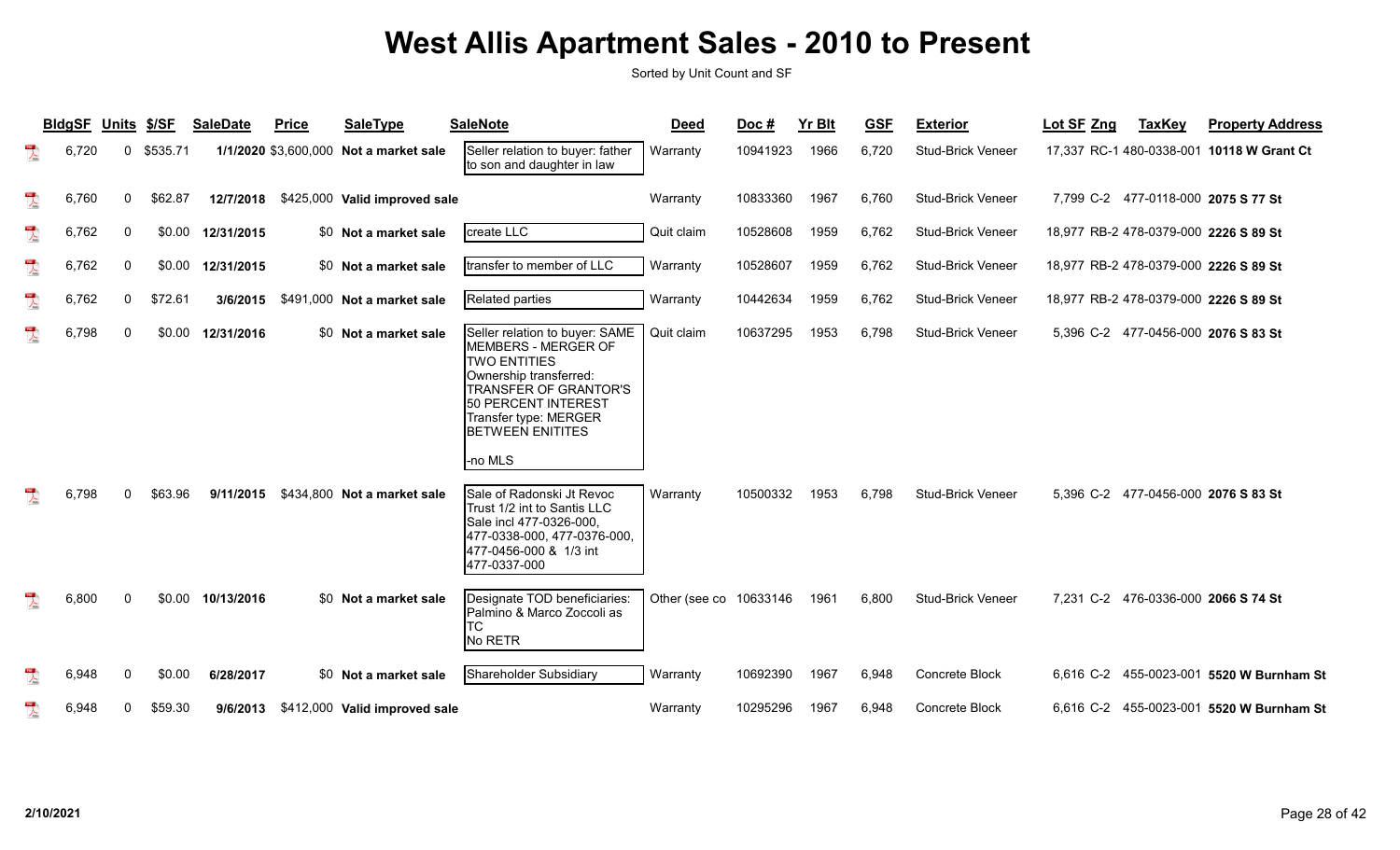# West Allis Apartment Sales - 2010 to Present

Sorted by Unit Count and SF

| BldgSF | Units | $/SF | SaleDate | Price | SaleType | SaleNote | Deed | Doc # | Yr Blt | GSF | Exterior | Lot SF | Zng | TaxKey | Property Address |
|---|---|---|---|---|---|---|---|---|---|---|---|---|---|---|---|
| 6,720 | 0 | $535.71 | 1/1/2020 | $3,600,000 | Not a market sale | Seller relation to buyer: father to son and daughter in law | Warranty | 10941923 | 1966 | 6,720 | Stud-Brick Veneer | 17,337 | RC-1 | 480-0338-001 | 10118 W Grant Ct |
| 6,760 | 0 | $62.87 | 12/7/2018 | $425,000 | Valid improved sale | | Warranty | 10833360 | 1967 | 6,760 | Stud-Brick Veneer | 7,799 | C-2 | 477-0118-000 | 2075 S 77 St |
| 6,762 | 0 | $0.00 | 12/31/2015 | $0 | Not a market sale | create LLC | Quit claim | 10528608 | 1959 | 6,762 | Stud-Brick Veneer | 18,977 | RB-2 | 478-0379-000 | 2226 S 89 St |
| 6,762 | 0 | $0.00 | 12/31/2015 | $0 | Not a market sale | transfer to member of LLC | Warranty | 10528607 | 1959 | 6,762 | Stud-Brick Veneer | 18,977 | RB-2 | 478-0379-000 | 2226 S 89 St |
| 6,762 | 0 | $72.61 | 3/6/2015 | $491,000 | Not a market sale | Related parties | Warranty | 10442634 | 1959 | 6,762 | Stud-Brick Veneer | 18,977 | RB-2 | 478-0379-000 | 2226 S 89 St |
| 6,798 | 0 | $0.00 | 12/31/2016 | $0 | Not a market sale | Seller relation to buyer: SAME MEMBERS - MERGER OF TWO ENTITIES Ownership transferred: TRANSFER OF GRANTOR'S 50 PERCENT INTEREST Transfer type: MERGER BETWEEN ENITITES -no MLS | Quit claim | 10637295 | 1953 | 6,798 | Stud-Brick Veneer | 5,396 | C-2 | 477-0456-000 | 2076 S 83 St |
| 6,798 | 0 | $63.96 | 9/11/2015 | $434,800 | Not a market sale | Sale of Radonski Jt Revoc Trust 1/2 int to Santis LLC Sale incl 477-0326-000, 477-0338-000, 477-0376-000, 477-0456-000 & 1/3 int 477-0337-000 | Warranty | 10500332 | 1953 | 6,798 | Stud-Brick Veneer | 5,396 | C-2 | 477-0456-000 | 2076 S 83 St |
| 6,800 | 0 | $0.00 | 10/13/2016 | $0 | Not a market sale | Designate TOD beneficiaries: Palmino & Marco Zoccoli as TC No RETR | Other (see co | 10633146 | 1961 | 6,800 | Stud-Brick Veneer | 7,231 | C-2 | 476-0336-000 | 2066 S 74 St |
| 6,948 | 0 | $0.00 | 6/28/2017 | $0 | Not a market sale | Shareholder Subsidiary | Warranty | 10692390 | 1967 | 6,948 | Concrete Block | 6,616 | C-2 | 455-0023-001 | 5520 W Burnham St |
| 6,948 | 0 | $59.30 | 9/6/2013 | $412,000 | Valid improved sale | | Warranty | 10295296 | 1967 | 6,948 | Concrete Block | 6,616 | C-2 | 455-0023-001 | 5520 W Burnham St |

2/10/2021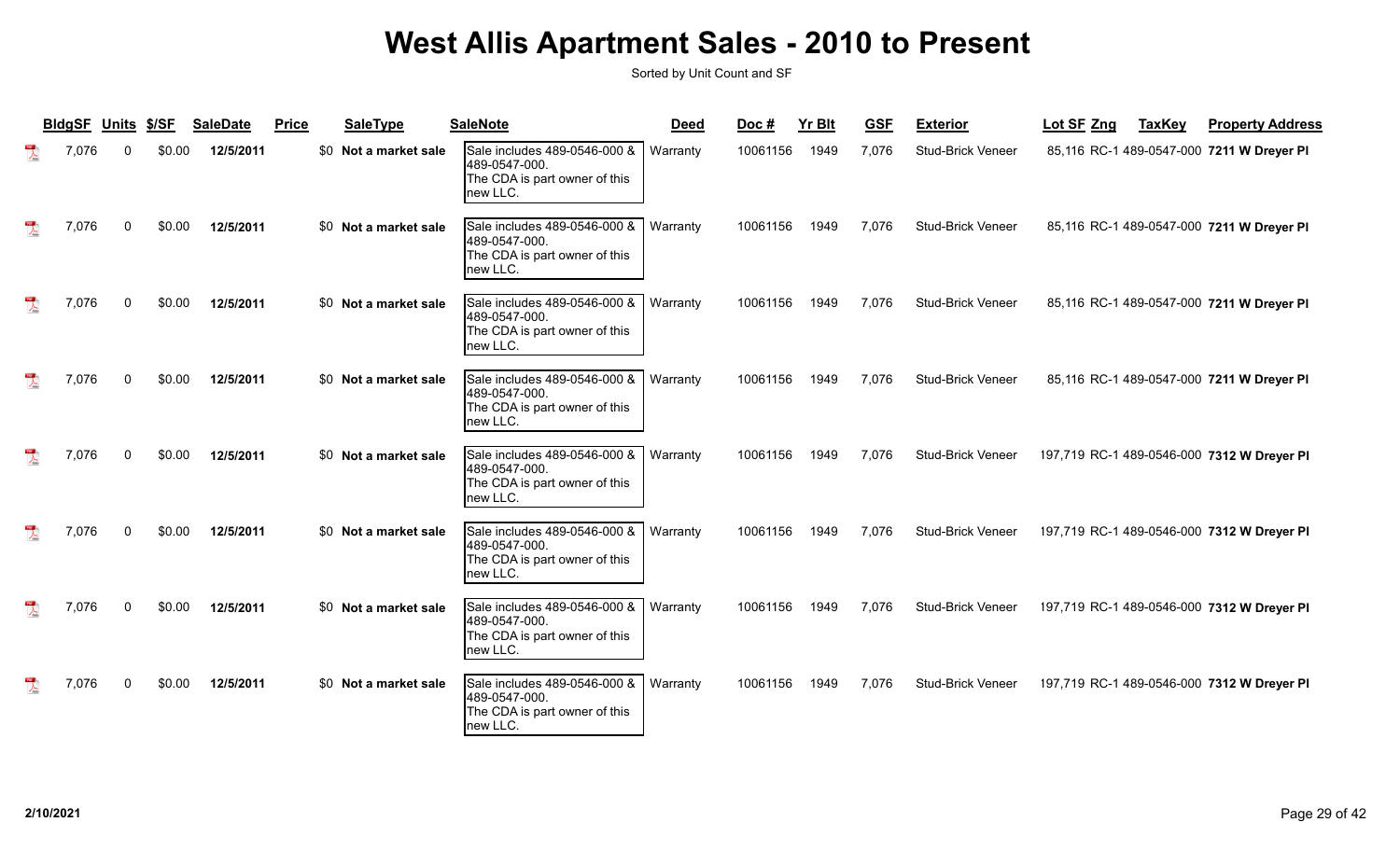# West Allis Apartment Sales - 2010 to Present

Sorted by Unit Count and SF

| BldgSF | Units | $/SF | SaleDate | Price | SaleType | SaleNote | Deed | Doc # | Yr Blt | GSF | Exterior | Lot SF | Zng | TaxKey | Property Address |
|---|---|---|---|---|---|---|---|---|---|---|---|---|---|---|---|
| 7,076 | 0 | $0.00 | 12/5/2011 | $0 | Not a market sale | Sale includes 489-0546-000 & 489-0547-000. The CDA is part owner of this new LLC. | Warranty | 10061156 | 1949 | 7,076 | Stud-Brick Veneer | 85,116 | RC-1 | 489-0547-000 | 7211 W Dreyer Pl |
| 7,076 | 0 | $0.00 | 12/5/2011 | $0 | Not a market sale | Sale includes 489-0546-000 & 489-0547-000. The CDA is part owner of this new LLC. | Warranty | 10061156 | 1949 | 7,076 | Stud-Brick Veneer | 85,116 | RC-1 | 489-0547-000 | 7211 W Dreyer Pl |
| 7,076 | 0 | $0.00 | 12/5/2011 | $0 | Not a market sale | Sale includes 489-0546-000 & 489-0547-000. The CDA is part owner of this new LLC. | Warranty | 10061156 | 1949 | 7,076 | Stud-Brick Veneer | 85,116 | RC-1 | 489-0547-000 | 7211 W Dreyer Pl |
| 7,076 | 0 | $0.00 | 12/5/2011 | $0 | Not a market sale | Sale includes 489-0546-000 & 489-0547-000. The CDA is part owner of this new LLC. | Warranty | 10061156 | 1949 | 7,076 | Stud-Brick Veneer | 85,116 | RC-1 | 489-0547-000 | 7211 W Dreyer Pl |
| 7,076 | 0 | $0.00 | 12/5/2011 | $0 | Not a market sale | Sale includes 489-0546-000 & 489-0547-000. The CDA is part owner of this new LLC. | Warranty | 10061156 | 1949 | 7,076 | Stud-Brick Veneer | 197,719 | RC-1 | 489-0546-000 | 7312 W Dreyer Pl |
| 7,076 | 0 | $0.00 | 12/5/2011 | $0 | Not a market sale | Sale includes 489-0546-000 & 489-0547-000. The CDA is part owner of this new LLC. | Warranty | 10061156 | 1949 | 7,076 | Stud-Brick Veneer | 197,719 | RC-1 | 489-0546-000 | 7312 W Dreyer Pl |
| 7,076 | 0 | $0.00 | 12/5/2011 | $0 | Not a market sale | Sale includes 489-0546-000 & 489-0547-000. The CDA is part owner of this new LLC. | Warranty | 10061156 | 1949 | 7,076 | Stud-Brick Veneer | 197,719 | RC-1 | 489-0546-000 | 7312 W Dreyer Pl |
| 7,076 | 0 | $0.00 | 12/5/2011 | $0 | Not a market sale | Sale includes 489-0546-000 & 489-0547-000. The CDA is part owner of this new LLC. | Warranty | 10061156 | 1949 | 7,076 | Stud-Brick Veneer | 197,719 | RC-1 | 489-0546-000 | 7312 W Dreyer Pl |

2/10/2021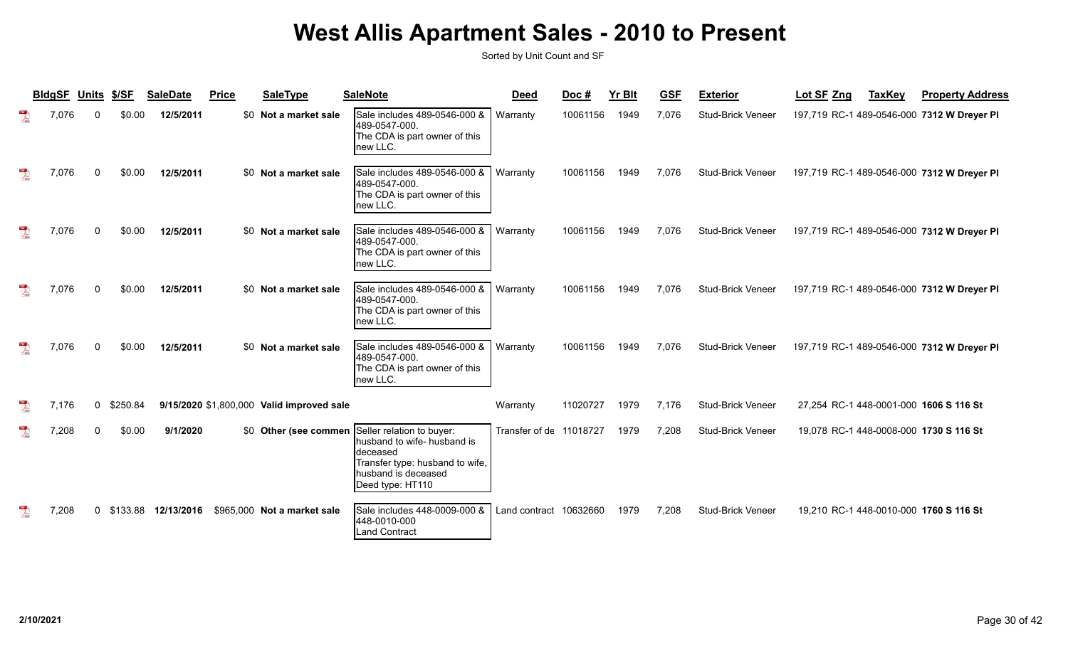# West Allis Apartment Sales - 2010 to Present

Sorted by Unit Count and SF

| BldgSF | Units | $/SF | SaleDate | Price | SaleType | SaleNote | Deed | Doc # | Yr Blt | GSF | Exterior | Lot SF | Zng | TaxKey | Property Address |
|---|---|---|---|---|---|---|---|---|---|---|---|---|---|---|---|
| 7,076 | 0 | $0.00 | 12/5/2011 | $0 | Not a market sale | Sale includes 489-0546-000 & 489-0547-000. The CDA is part owner of this new LLC. | Warranty | 10061156 | 1949 | 7,076 | Stud-Brick Veneer | 197,719 | RC-1 | 489-0546-000 | 7312 W Dreyer Pl |
| 7,076 | 0 | $0.00 | 12/5/2011 | $0 | Not a market sale | Sale includes 489-0546-000 & 489-0547-000. The CDA is part owner of this new LLC. | Warranty | 10061156 | 1949 | 7,076 | Stud-Brick Veneer | 197,719 | RC-1 | 489-0546-000 | 7312 W Dreyer Pl |
| 7,076 | 0 | $0.00 | 12/5/2011 | $0 | Not a market sale | Sale includes 489-0546-000 & 489-0547-000. The CDA is part owner of this new LLC. | Warranty | 10061156 | 1949 | 7,076 | Stud-Brick Veneer | 197,719 | RC-1 | 489-0546-000 | 7312 W Dreyer Pl |
| 7,076 | 0 | $0.00 | 12/5/2011 | $0 | Not a market sale | Sale includes 489-0546-000 & 489-0547-000. The CDA is part owner of this new LLC. | Warranty | 10061156 | 1949 | 7,076 | Stud-Brick Veneer | 197,719 | RC-1 | 489-0546-000 | 7312 W Dreyer Pl |
| 7,076 | 0 | $0.00 | 12/5/2011 | $0 | Not a market sale | Sale includes 489-0546-000 & 489-0547-000. The CDA is part owner of this new LLC. | Warranty | 10061156 | 1949 | 7,076 | Stud-Brick Veneer | 197,719 | RC-1 | 489-0546-000 | 7312 W Dreyer Pl |
| 7,176 | 0 | $250.84 | 9/15/2020 | $1,800,000 | Valid improved sale | | Warranty | 11020727 | 1979 | 7,176 | Stud-Brick Veneer | 27,254 | RC-1 | 448-0001-000 | 1606 S 116 St |
| 7,208 | 0 | $0.00 | 9/1/2020 | $0 | Other (see commen | Seller relation to buyer: husband to wife- husband is deceased Transfer type: husband to wife, husband is deceased Deed type: HT110 | Transfer of de | 11018727 | 1979 | 7,208 | Stud-Brick Veneer | 19,078 | RC-1 | 448-0008-000 | 1730 S 116 St |
| 7,208 | 0 | $133.88 | 12/13/2016 | $965,000 | Not a market sale | Sale includes 448-0009-000 & 448-0010-000 Land Contract | Land contract | 10632660 | 1979 | 7,208 | Stud-Brick Veneer | 19,210 | RC-1 | 448-0010-000 | 1760 S 116 St |

2/10/2021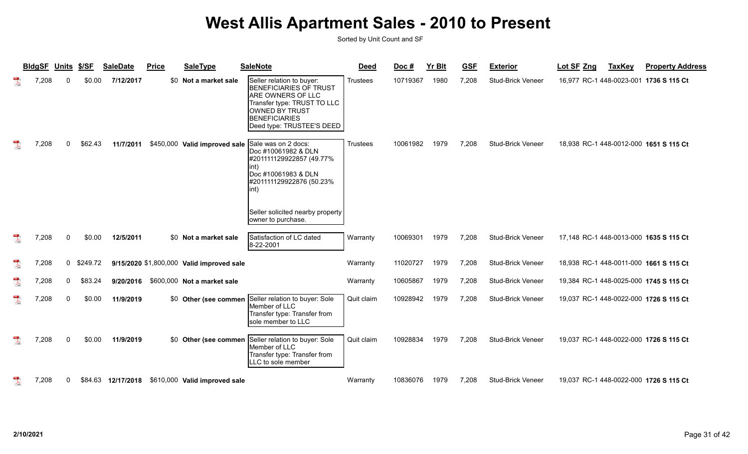# West Allis Apartment Sales - 2010 to Present

Sorted by Unit Count and SF

| BldgSF | Units | $/SF | SaleDate | Price | SaleType | SaleNote | Deed | Doc # | Yr Blt | GSF | Exterior | Lot SF | Zng | TaxKey | Property Address |
|---|---|---|---|---|---|---|---|---|---|---|---|---|---|---|---|
| 7,208 | 0 | $0.00 | 7/12/2017 | $0 | Not a market sale | Seller relation to buyer: BENEFICIARIES OF TRUST ARE OWNERS OF LLC Transfer type: TRUST TO LLC OWNED BY TRUST BENEFICIARIES Deed type: TRUSTEE'S DEED | Trustees | 10719367 | 1980 | 7,208 | Stud-Brick Veneer | 16,977 | RC-1 | 448-0023-001 | 1736 S 115 Ct |
| 7,208 | 0 | $62.43 | 11/7/2011 | $450,000 | Valid improved sale | Sale was on 2 docs: Doc #10061982 & DLN #201111129922857 (49.77% int) Doc #10061983 & DLN #201111129922876 (50.23% int) Seller solicited nearby property owner to purchase. | Trustees | 10061982 | 1979 | 7,208 | Stud-Brick Veneer | 18,938 | RC-1 | 448-0012-000 | 1651 S 115 Ct |
| 7,208 | 0 | $0.00 | 12/5/2011 | $0 | Not a market sale | Satisfaction of LC dated 8-22-2001 | Warranty | 10069301 | 1979 | 7,208 | Stud-Brick Veneer | 17,148 | RC-1 | 448-0013-000 | 1635 S 115 Ct |
| 7,208 | 0 | $249.72 | 9/15/2020 | $1,800,000 | Valid improved sale | | Warranty | 11020727 | 1979 | 7,208 | Stud-Brick Veneer | 18,938 | RC-1 | 448-0011-000 | 1661 S 115 Ct |
| 7,208 | 0 | $83.24 | 9/20/2016 | $600,000 | Not a market sale | | Warranty | 10605867 | 1979 | 7,208 | Stud-Brick Veneer | 19,384 | RC-1 | 448-0025-000 | 1745 S 115 Ct |
| 7,208 | 0 | $0.00 | 11/9/2019 | $0 | Other (see commen | Seller relation to buyer: Sole Member of LLC Transfer type: Transfer from sole member to LLC | Quit claim | 10928942 | 1979 | 7,208 | Stud-Brick Veneer | 19,037 | RC-1 | 448-0022-000 | 1726 S 115 Ct |
| 7,208 | 0 | $0.00 | 11/9/2019 | $0 | Other (see commen | Seller relation to buyer: Sole Member of LLC Transfer type: Transfer from LLC to sole member | Quit claim | 10928834 | 1979 | 7,208 | Stud-Brick Veneer | 19,037 | RC-1 | 448-0022-000 | 1726 S 115 Ct |
| 7,208 | 0 | $84.63 | 12/17/2018 | $610,000 | Valid improved sale | | Warranty | 10836076 | 1979 | 7,208 | Stud-Brick Veneer | 19,037 | RC-1 | 448-0022-000 | 1726 S 115 Ct |

2/10/2021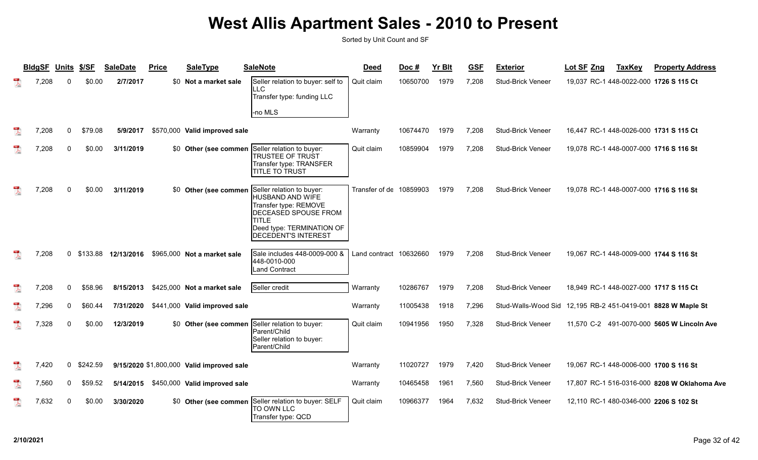# West Allis Apartment Sales - 2010 to Present

Sorted by Unit Count and SF

| BldgSF | Units | $/SF | SaleDate | Price | SaleType | SaleNote | Deed | Doc # | Yr Blt | GSF | Exterior | Lot SF | Zng | TaxKey | Property Address |
|---|---|---|---|---|---|---|---|---|---|---|---|---|---|---|---|
| 7,208 | 0 | $0.00 | 2/7/2017 | $0 | Not a market sale | Seller relation to buyer: self to LLC<br>Transfer type: funding LLC<br><br>-no MLS | Quit claim | 10650700 | 1979 | 7,208 | Stud-Brick Veneer | 19,037 | RC-1 | 448-0022-000 | 1726 S 115 Ct |
| 7,208 | 0 | $79.08 | 5/9/2017 | $570,000 | Valid improved sale | | Warranty | 10674470 | 1979 | 7,208 | Stud-Brick Veneer | 16,447 | RC-1 | 448-0026-000 | 1731 S 115 Ct |
| 7,208 | 0 | $0.00 | 3/11/2019 | $0 | Other (see commen | Seller relation to buyer: TRUSTEE OF TRUST<br>Transfer type: TRANSFER TITLE TO TRUST | Quit claim | 10859904 | 1979 | 7,208 | Stud-Brick Veneer | 19,078 | RC-1 | 448-0007-000 | 1716 S 116 St |
| 7,208 | 0 | $0.00 | 3/11/2019 | $0 | Other (see commen | Seller relation to buyer: HUSBAND AND WIFE<br>Transfer type: REMOVE DECEASED SPOUSE FROM TITLE<br>Deed type: TERMINATION OF DECEDENT'S INTEREST | Transfer of de | 10859903 | 1979 | 7,208 | Stud-Brick Veneer | 19,078 | RC-1 | 448-0007-000 | 1716 S 116 St |
| 7,208 | 0 | $133.88 | 12/13/2016 | $965,000 | Not a market sale | Sale includes 448-0009-000 & 448-0010-000<br>Land Contract | Land contract | 10632660 | 1979 | 7,208 | Stud-Brick Veneer | 19,067 | RC-1 | 448-0009-000 | 1744 S 116 St |
| 7,208 | 0 | $58.96 | 8/15/2013 | $425,000 | Not a market sale | Seller credit | Warranty | 10286767 | 1979 | 7,208 | Stud-Brick Veneer | 18,949 | RC-1 | 448-0027-000 | 1717 S 115 Ct |
| 7,296 | 0 | $60.44 | 7/31/2020 | $441,000 | Valid improved sale | | Warranty | 11005438 | 1918 | 7,296 | Stud-Walls-Wood Sid | 12,195 | RB-2 | 451-0419-001 | 8828 W Maple St |
| 7,328 | 0 | $0.00 | 12/3/2019 | $0 | Other (see commen | Seller relation to buyer: Parent/Child<br>Seller relation to buyer: Parent/Child | Quit claim | 10941956 | 1950 | 7,328 | Stud-Brick Veneer | 11,570 | C-2 | 491-0070-000 | 5605 W Lincoln Ave |
| 7,420 | 0 | $242.59 | 9/15/2020 | $1,800,000 | Valid improved sale | | Warranty | 11020727 | 1979 | 7,420 | Stud-Brick Veneer | 19,067 | RC-1 | 448-0006-000 | 1700 S 116 St |
| 7,560 | 0 | $59.52 | 5/14/2015 | $450,000 | Valid improved sale | | Warranty | 10465458 | 1961 | 7,560 | Stud-Brick Veneer | 17,807 | RC-1 | 516-0316-000 | 8208 W Oklahoma Ave |
| 7,632 | 0 | $0.00 | 3/30/2020 | $0 | Other (see commen | Seller relation to buyer: SELF TO OWN LLC<br>Transfer type: QCD | Quit claim | 10966377 | 1964 | 7,632 | Stud-Brick Veneer | 12,110 | RC-1 | 480-0346-000 | 2206 S 102 St |

2/10/2021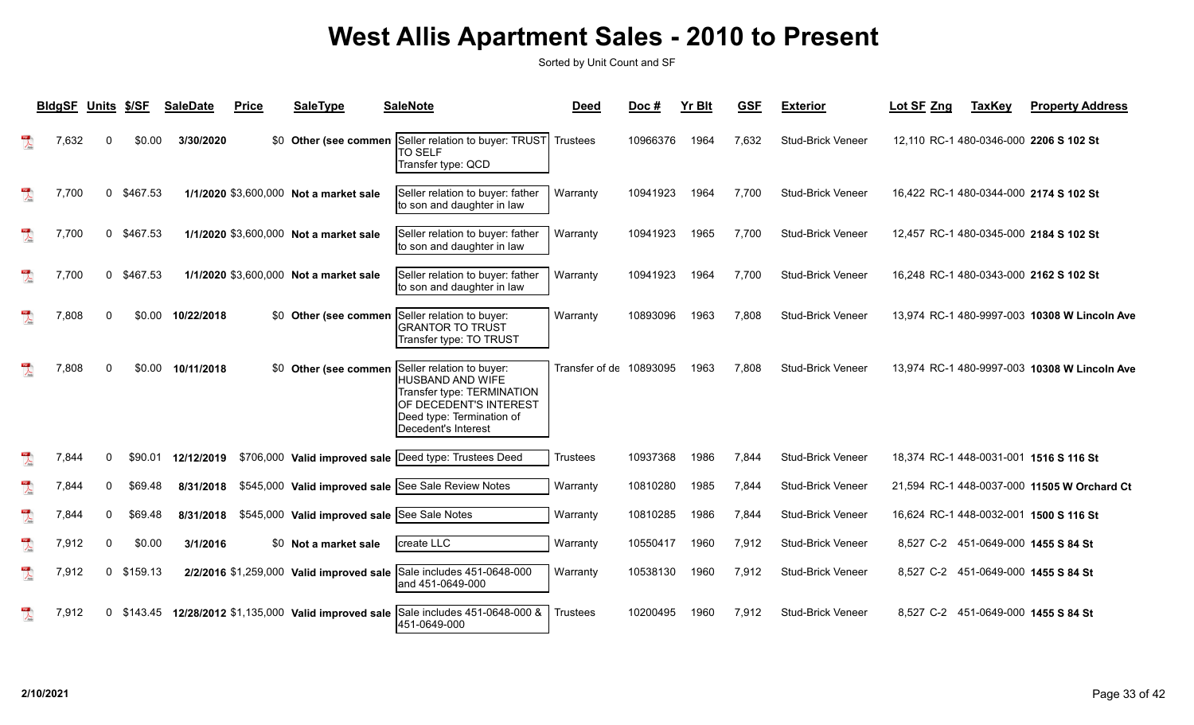# West Allis Apartment Sales - 2010 to Present

Sorted by Unit Count and SF

| BldgSF | Units | $/SF | SaleDate | Price | SaleType | SaleNote | Deed | Doc # | Yr Blt | GSF | Exterior | Lot SF | Zng | TaxKey | Property Address |
|---|---|---|---|---|---|---|---|---|---|---|---|---|---|---|---|
| 7,632 | 0 | $0.00 | 3/30/2020 | $0 | Other (see commen | Seller relation to buyer: TRUST TO SELF Transfer type: QCD | Trustees | 10966376 | 1964 | 7,632 | Stud-Brick Veneer | 12,110 | RC-1 | 480-0346-000 | 2206 S 102 St |
| 7,700 | 0 | $467.53 | 1/1/2020 | $3,600,000 | Not a market sale | Seller relation to buyer: father to son and daughter in law | Warranty | 10941923 | 1964 | 7,700 | Stud-Brick Veneer | 16,422 | RC-1 | 480-0344-000 | 2174 S 102 St |
| 7,700 | 0 | $467.53 | 1/1/2020 | $3,600,000 | Not a market sale | Seller relation to buyer: father to son and daughter in law | Warranty | 10941923 | 1965 | 7,700 | Stud-Brick Veneer | 12,457 | RC-1 | 480-0345-000 | 2184 S 102 St |
| 7,700 | 0 | $467.53 | 1/1/2020 | $3,600,000 | Not a market sale | Seller relation to buyer: father to son and daughter in law | Warranty | 10941923 | 1964 | 7,700 | Stud-Brick Veneer | 16,248 | RC-1 | 480-0343-000 | 2162 S 102 St |
| 7,808 | 0 | $0.00 | 10/22/2018 | $0 | Other (see commen | Seller relation to buyer: GRANTOR TO TRUST Transfer type: TO TRUST | Warranty | 10893096 | 1963 | 7,808 | Stud-Brick Veneer | 13,974 | RC-1 | 480-9997-003 | 10308 W Lincoln Ave |
| 7,808 | 0 | $0.00 | 10/11/2018 | $0 | Other (see commen | Seller relation to buyer: HUSBAND AND WIFE Transfer type: TERMINATION OF DECEDENT'S INTEREST Deed type: Termination of Decedent's Interest | Transfer of de | 10893095 | 1963 | 7,808 | Stud-Brick Veneer | 13,974 | RC-1 | 480-9997-003 | 10308 W Lincoln Ave |
| 7,844 | 0 | $90.01 | 12/12/2019 | $706,000 | Valid improved sale | Deed type: Trustees Deed | Trustees | 10937368 | 1986 | 7,844 | Stud-Brick Veneer | 18,374 | RC-1 | 448-0031-001 | 1516 S 116 St |
| 7,844 | 0 | $69.48 | 8/31/2018 | $545,000 | Valid improved sale | See Sale Review Notes | Warranty | 10810280 | 1985 | 7,844 | Stud-Brick Veneer | 21,594 | RC-1 | 448-0037-000 | 11505 W Orchard Ct |
| 7,844 | 0 | $69.48 | 8/31/2018 | $545,000 | Valid improved sale | See Sale Notes | Warranty | 10810285 | 1986 | 7,844 | Stud-Brick Veneer | 16,624 | RC-1 | 448-0032-001 | 1500 S 116 St |
| 7,912 | 0 | $0.00 | 3/1/2016 | $0 | Not a market sale | create LLC | Warranty | 10550417 | 1960 | 7,912 | Stud-Brick Veneer | 8,527 | C-2 | 451-0649-000 | 1455 S 84 St |
| 7,912 | 0 | $159.13 | 2/2/2016 | $1,259,000 | Valid improved sale | Sale includes 451-0648-000 and 451-0649-000 | Warranty | 10538130 | 1960 | 7,912 | Stud-Brick Veneer | 8,527 | C-2 | 451-0649-000 | 1455 S 84 St |
| 7,912 | 0 | $143.45 | 12/28/2012 | $1,135,000 | Valid improved sale | Sale includes 451-0648-000 & 451-0649-000 | Trustees | 10200495 | 1960 | 7,912 | Stud-Brick Veneer | 8,527 | C-2 | 451-0649-000 | 1455 S 84 St |

2/10/2021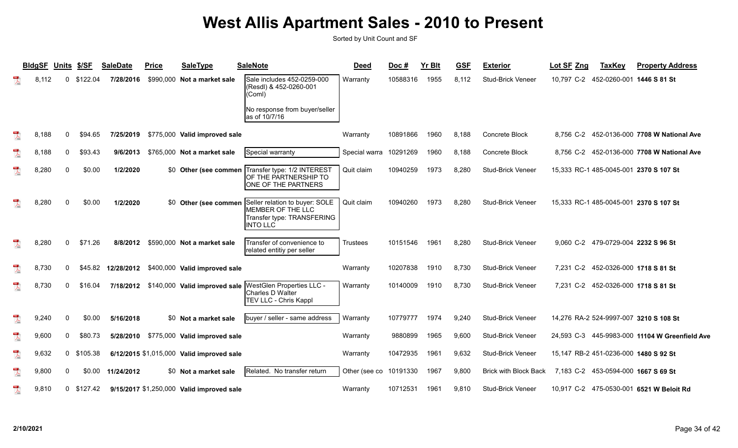# West Allis Apartment Sales - 2010 to Present

Sorted by Unit Count and SF

| BldgSF | Units | $/SF | SaleDate | Price | SaleType | SaleNote | Deed | Doc # | Yr Blt | GSF | Exterior | Lot SF | Zng | TaxKey | Property Address |
|---|---|---|---|---|---|---|---|---|---|---|---|---|---|---|---|
| 8,112 | 0 | $122.04 | 7/28/2016 | $990,000 | Not a market sale | Sale includes 452-0259-000 (Resdl) & 452-0260-001 (Coml) No response from buyer/seller as of 10/7/16 | Warranty | 10588316 | 1955 | 8,112 | Stud-Brick Veneer | 10,797 | C-2 | 452-0260-001 | 1446 S 81 St |
| 8,188 | 0 | $94.65 | 7/25/2019 | $775,000 | Valid improved sale | | Warranty | 10891866 | 1960 | 8,188 | Concrete Block | 8,756 | C-2 | 452-0136-000 | 7708 W National Ave |
| 8,188 | 0 | $93.43 | 9/6/2013 | $765,000 | Not a market sale | Special warranty | Special warra | 10291269 | 1960 | 8,188 | Concrete Block | 8,756 | C-2 | 452-0136-000 | 7708 W National Ave |
| 8,280 | 0 | $0.00 | 1/2/2020 | $0 | Other (see commen | Transfer type: 1/2 INTEREST OF THE PARTNERSHIP TO ONE OF THE PARTNERS | Quit claim | 10940259 | 1973 | 8,280 | Stud-Brick Veneer | 15,333 | RC-1 | 485-0045-001 | 2370 S 107 St |
| 8,280 | 0 | $0.00 | 1/2/2020 | $0 | Other (see commen | Seller relation to buyer: SOLE MEMBER OF THE LLC Transfer type: TRANSFERING INTO LLC | Quit claim | 10940260 | 1973 | 8,280 | Stud-Brick Veneer | 15,333 | RC-1 | 485-0045-001 | 2370 S 107 St |
| 8,280 | 0 | $71.26 | 8/8/2012 | $590,000 | Not a market sale | Transfer of convenience to related entitiy per seller | Trustees | 10151546 | 1961 | 8,280 | Stud-Brick Veneer | 9,060 | C-2 | 479-0729-004 | 2232 S 96 St |
| 8,730 | 0 | $45.82 | 12/28/2012 | $400,000 | Valid improved sale | | Warranty | 10207838 | 1910 | 8,730 | Stud-Brick Veneer | 7,231 | C-2 | 452-0326-000 | 1718 S 81 St |
| 8,730 | 0 | $16.04 | 7/18/2012 | $140,000 | Valid improved sale | WestGlen Properties LLC - Charles D Walter TEV LLC - Chris Kappl | Warranty | 10140009 | 1910 | 8,730 | Stud-Brick Veneer | 7,231 | C-2 | 452-0326-000 | 1718 S 81 St |
| 9,240 | 0 | $0.00 | 5/16/2018 | $0 | Not a market sale | buyer / seller - same address | Warranty | 10779777 | 1974 | 9,240 | Stud-Brick Veneer | 14,276 | RA-2 | 524-9997-007 | 3210 S 108 St |
| 9,600 | 0 | $80.73 | 5/28/2010 | $775,000 | Valid improved sale | | Warranty | 9880899 | 1965 | 9,600 | Stud-Brick Veneer | 24,593 | C-3 | 445-9983-000 | 11104 W Greenfield Ave |
| 9,632 | 0 | $105.38 | 6/12/2015 | $1,015,000 | Valid improved sale | | Warranty | 10472935 | 1961 | 9,632 | Stud-Brick Veneer | 15,147 | RB-2 | 451-0236-000 | 1480 S 92 St |
| 9,800 | 0 | $0.00 | 11/24/2012 | $0 | Not a market sale | Related. No transfer return | Other (see co | 10191330 | 1967 | 9,800 | Brick with Block Back | 7,183 | C-2 | 453-0594-000 | 1667 S 69 St |
| 9,810 | 0 | $127.42 | 9/15/2017 | $1,250,000 | Valid improved sale | | Warranty | 10712531 | 1961 | 9,810 | Stud-Brick Veneer | 10,917 | C-2 | 475-0530-001 | 6521 W Beloit Rd |

2/10/2021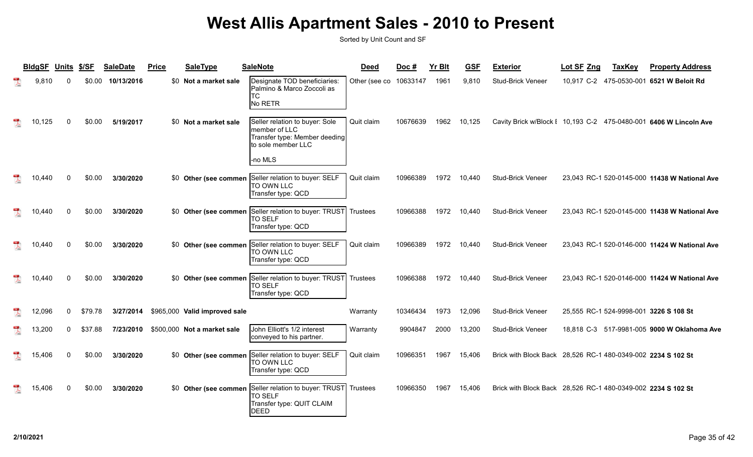# West Allis Apartment Sales - 2010 to Present

Sorted by Unit Count and SF

| BldgSF | Units | $/SF | SaleDate | Price | SaleType | SaleNote | Deed | Doc # | Yr Blt | GSF | Exterior | Lot SF | Zng | TaxKey | Property Address |
|---|---|---|---|---|---|---|---|---|---|---|---|---|---|---|---|
| 9,810 | 0 | $0.00 | 10/13/2016 | $0 | Not a market sale | Designate TOD beneficiaries: Palmino & Marco Zoccoli as TC No RETR | Other (see co | 10633147 | 1961 | 9,810 | Stud-Brick Veneer | 10,917 | C-2 | 475-0530-001 | 6521 W Beloit Rd |
| 10,125 | 0 | $0.00 | 5/19/2017 | $0 | Not a market sale | Seller relation to buyer: Sole member of LLC Transfer type: Member deeding to sole member LLC -no MLS | Quit claim | 10676639 | 1962 | 10,125 | Cavity Brick w/Block I | 10,193 | C-2 | 475-0480-001 | 6406 W Lincoln Ave |
| 10,440 | 0 | $0.00 | 3/30/2020 | $0 | Other (see commen | Seller relation to buyer: SELF TO OWN LLC Transfer type: QCD | Quit claim | 10966389 | 1972 | 10,440 | Stud-Brick Veneer | 23,043 | RC-1 | 520-0145-000 | 11438 W National Ave |
| 10,440 | 0 | $0.00 | 3/30/2020 | $0 | Other (see commen | Seller relation to buyer: TRUST TO SELF Transfer type: QCD | Trustees | 10966388 | 1972 | 10,440 | Stud-Brick Veneer | 23,043 | RC-1 | 520-0145-000 | 11438 W National Ave |
| 10,440 | 0 | $0.00 | 3/30/2020 | $0 | Other (see commen | Seller relation to buyer: SELF TO OWN LLC Transfer type: QCD | Quit claim | 10966389 | 1972 | 10,440 | Stud-Brick Veneer | 23,043 | RC-1 | 520-0146-000 | 11424 W National Ave |
| 10,440 | 0 | $0.00 | 3/30/2020 | $0 | Other (see commen | Seller relation to buyer: TRUST TO SELF Transfer type: QCD | Trustees | 10966388 | 1972 | 10,440 | Stud-Brick Veneer | 23,043 | RC-1 | 520-0146-000 | 11424 W National Ave |
| 12,096 | 0 | $79.78 | 3/27/2014 | $965,000 | Valid improved sale | | Warranty | 10346434 | 1973 | 12,096 | Stud-Brick Veneer | 25,555 | RC-1 | 524-9998-001 | 3226 S 108 St |
| 13,200 | 0 | $37.88 | 7/23/2010 | $500,000 | Not a market sale | John Elliott's 1/2 interest conveyed to his partner. | Warranty | 9904847 | 2000 | 13,200 | Stud-Brick Veneer | 18,818 | C-3 | 517-9981-005 | 9000 W Oklahoma Ave |
| 15,406 | 0 | $0.00 | 3/30/2020 | $0 | Other (see commen | Seller relation to buyer: SELF TO OWN LLC Transfer type: QCD | Quit claim | 10966351 | 1967 | 15,406 | Brick with Block Back | 28,526 | RC-1 | 480-0349-002 | 2234 S 102 St |
| 15,406 | 0 | $0.00 | 3/30/2020 | $0 | Other (see commen | Seller relation to buyer: TRUST TO SELF Transfer type: QUIT CLAIM DEED | Trustees | 10966350 | 1967 | 15,406 | Brick with Block Back | 28,526 | RC-1 | 480-0349-002 | 2234 S 102 St |

2/10/2021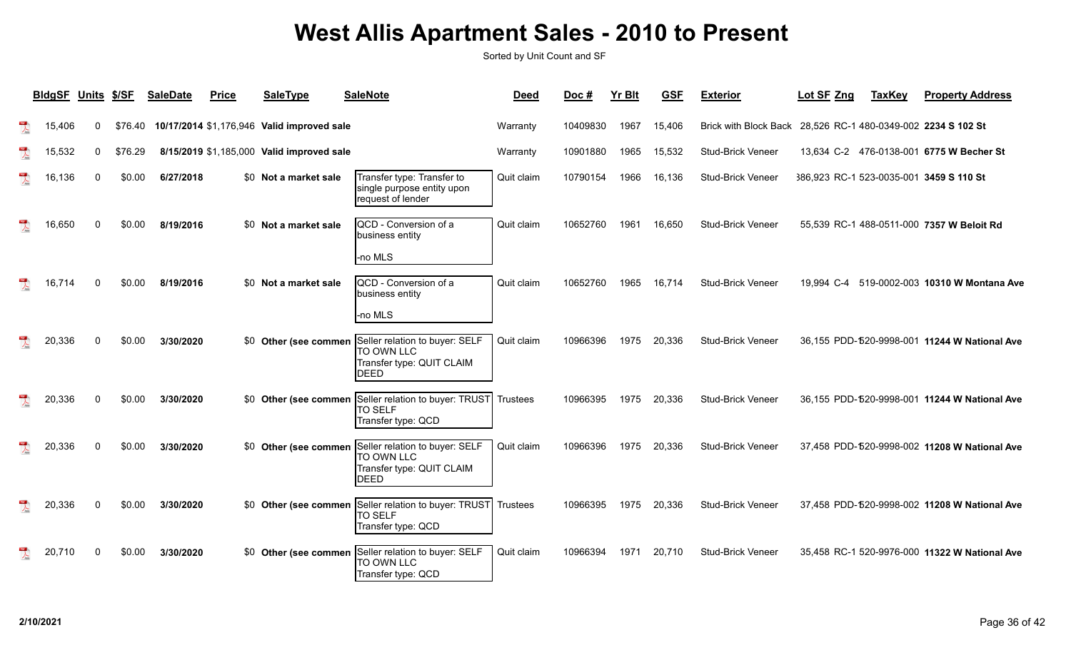# West Allis Apartment Sales - 2010 to Present

Sorted by Unit Count and SF

| BldgSF | Units | $/SF | SaleDate | Price | SaleType | SaleNote | Deed | Doc # | Yr Blt | GSF | Exterior | Lot SF | Zng | TaxKey | Property Address |
|---|---|---|---|---|---|---|---|---|---|---|---|---|---|---|---|
| 15,406 | 0 | $76.40 | **10/17/2014** | $1,176,946 | **Valid improved sale** | | Warranty | 10409830 | 1967 | 15,406 | Brick with Block Back | 28,526 | RC-1 | 480-0349-002 | **2234 S 102 St** |
| 15,532 | 0 | $76.29 | **8/15/2019** | $1,185,000 | **Valid improved sale** | | Warranty | 10901880 | 1965 | 15,532 | Stud-Brick Veneer | 13,634 | C-2 | 476-0138-001 | **6775 W Becher St** |
| 16,136 | 0 | $0.00 | **6/27/2018** | $0 | **Not a market sale** | Transfer type: Transfer to single purpose entity upon request of lender | Quit claim | 10790154 | 1966 | 16,136 | Stud-Brick Veneer | 386,923 | RC-1 | 523-0035-001 | **3459 S 110 St** |
| 16,650 | 0 | $0.00 | **8/19/2016** | $0 | **Not a market sale** | QCD - Conversion of a business entity<br><br>-no MLS | Quit claim | 10652760 | 1961 | 16,650 | Stud-Brick Veneer | 55,539 | RC-1 | 488-0511-000 | **7357 W Beloit Rd** |
| 16,714 | 0 | $0.00 | **8/19/2016** | $0 | **Not a market sale** | QCD - Conversion of a business entity<br><br>-no MLS | Quit claim | 10652760 | 1965 | 16,714 | Stud-Brick Veneer | 19,994 | C-4 | 519-0002-003 | **10310 W Montana Ave** |
| 20,336 | 0 | $0.00 | **3/30/2020** | $0 | **Other (see commen** | Seller relation to buyer: SELF TO OWN LLC<br>Transfer type: QUIT CLAIM DEED | Quit claim | 10966396 | 1975 | 20,336 | Stud-Brick Veneer | 36,155 | PDD-1 | 520-9998-001 | **11244 W National Ave** |
| 20,336 | 0 | $0.00 | **3/30/2020** | $0 | **Other (see commen** | Seller relation to buyer: TRUST TO SELF<br>Transfer type: QCD | Trustees | 10966395 | 1975 | 20,336 | Stud-Brick Veneer | 36,155 | PDD-1 | 520-9998-001 | **11244 W National Ave** |
| 20,336 | 0 | $0.00 | **3/30/2020** | $0 | **Other (see commen** | Seller relation to buyer: SELF TO OWN LLC<br>Transfer type: QUIT CLAIM DEED | Quit claim | 10966396 | 1975 | 20,336 | Stud-Brick Veneer | 37,458 | PDD-1 | 520-9998-002 | **11208 W National Ave** |
| 20,336 | 0 | $0.00 | **3/30/2020** | $0 | **Other (see commen** | Seller relation to buyer: TRUST TO SELF<br>Transfer type: QCD | Trustees | 10966395 | 1975 | 20,336 | Stud-Brick Veneer | 37,458 | PDD-1 | 520-9998-002 | **11208 W National Ave** |
| 20,710 | 0 | $0.00 | **3/30/2020** | $0 | **Other (see commen** | Seller relation to buyer: SELF TO OWN LLC<br>Transfer type: QCD | Quit claim | 10966394 | 1971 | 20,710 | Stud-Brick Veneer | 35,458 | RC-1 | 520-9976-000 | **11322 W National Ave** |

2/10/2021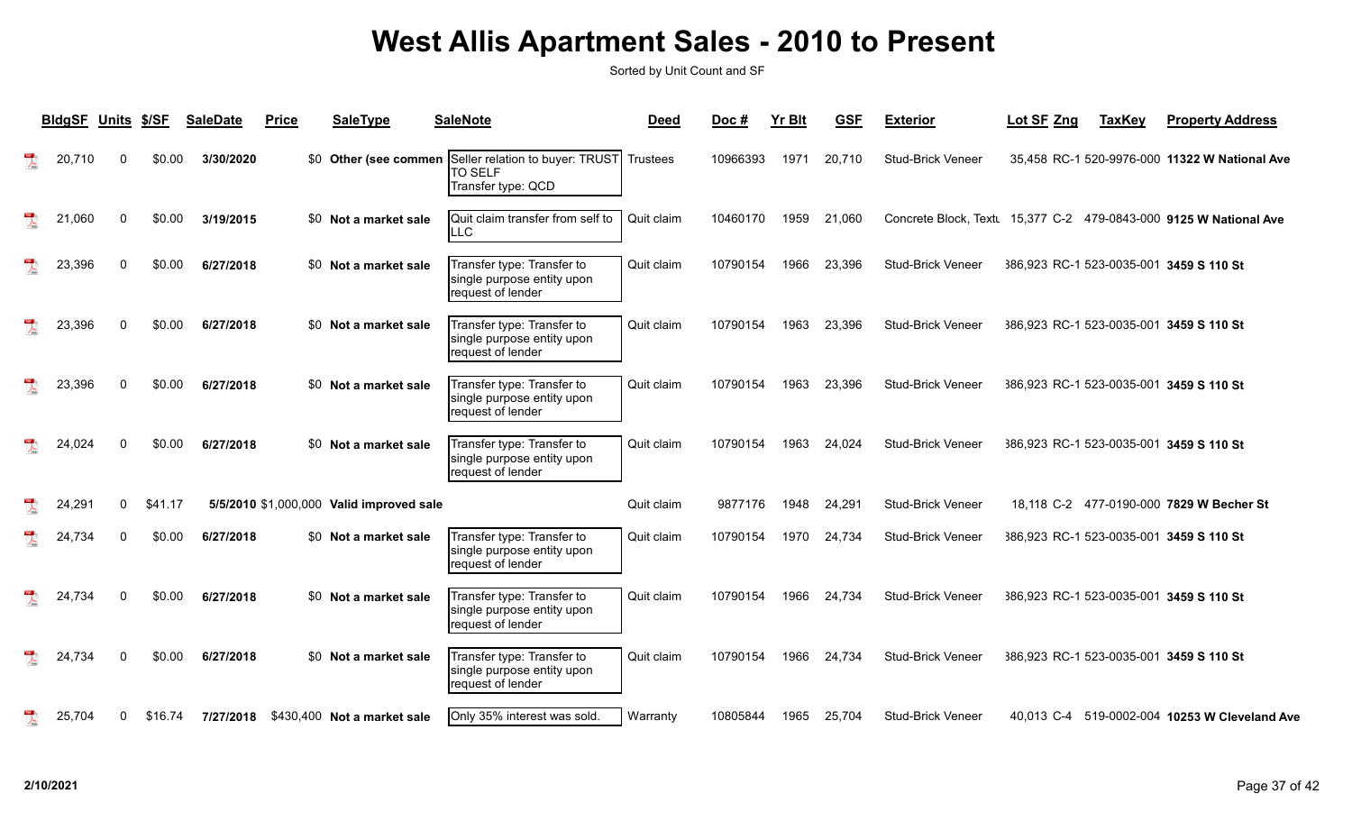# West Allis Apartment Sales - 2010 to Present

Sorted by Unit Count and SF

| BldgSF | Units | $/SF | SaleDate | Price | SaleType | SaleNote | Deed | Doc # | Yr Blt | GSF | Exterior | Lot SF | Zng | TaxKey | Property Address |
|---|---|---|---|---|---|---|---|---|---|---|---|---|---|---|---|
| 20,710 | 0 | $0.00 | 3/30/2020 | $0 | Other (see commen | Seller relation to buyer: TRUST TO SELF Transfer type: QCD | Trustees | 10966393 | 1971 | 20,710 | Stud-Brick Veneer | 35,458 | RC-1 | 520-9976-000 | 11322 W National Ave |
| 21,060 | 0 | $0.00 | 3/19/2015 | $0 | Not a market sale | Quit claim transfer from self to LLC | Quit claim | 10460170 | 1959 | 21,060 | Concrete Block, Textu | 15,377 | C-2 | 479-0843-000 | 9125 W National Ave |
| 23,396 | 0 | $0.00 | 6/27/2018 | $0 | Not a market sale | Transfer type: Transfer to single purpose entity upon request of lender | Quit claim | 10790154 | 1966 | 23,396 | Stud-Brick Veneer | 386,923 | RC-1 | 523-0035-001 | 3459 S 110 St |
| 23,396 | 0 | $0.00 | 6/27/2018 | $0 | Not a market sale | Transfer type: Transfer to single purpose entity upon request of lender | Quit claim | 10790154 | 1963 | 23,396 | Stud-Brick Veneer | 386,923 | RC-1 | 523-0035-001 | 3459 S 110 St |
| 23,396 | 0 | $0.00 | 6/27/2018 | $0 | Not a market sale | Transfer type: Transfer to single purpose entity upon request of lender | Quit claim | 10790154 | 1963 | 23,396 | Stud-Brick Veneer | 386,923 | RC-1 | 523-0035-001 | 3459 S 110 St |
| 24,024 | 0 | $0.00 | 6/27/2018 | $0 | Not a market sale | Transfer type: Transfer to single purpose entity upon request of lender | Quit claim | 10790154 | 1963 | 24,024 | Stud-Brick Veneer | 386,923 | RC-1 | 523-0035-001 | 3459 S 110 St |
| 24,291 | 0 | $41.17 | 5/5/2010 | $1,000,000 | Valid improved sale | | Quit claim | 9877176 | 1948 | 24,291 | Stud-Brick Veneer | 18,118 | C-2 | 477-0190-000 | 7829 W Becher St |
| 24,734 | 0 | $0.00 | 6/27/2018 | $0 | Not a market sale | Transfer type: Transfer to single purpose entity upon request of lender | Quit claim | 10790154 | 1970 | 24,734 | Stud-Brick Veneer | 386,923 | RC-1 | 523-0035-001 | 3459 S 110 St |
| 24,734 | 0 | $0.00 | 6/27/2018 | $0 | Not a market sale | Transfer type: Transfer to single purpose entity upon request of lender | Quit claim | 10790154 | 1966 | 24,734 | Stud-Brick Veneer | 386,923 | RC-1 | 523-0035-001 | 3459 S 110 St |
| 24,734 | 0 | $0.00 | 6/27/2018 | $0 | Not a market sale | Transfer type: Transfer to single purpose entity upon request of lender | Quit claim | 10790154 | 1966 | 24,734 | Stud-Brick Veneer | 386,923 | RC-1 | 523-0035-001 | 3459 S 110 St |
| 25,704 | 0 | $16.74 | 7/27/2018 | $430,400 | Not a market sale | Only 35% interest was sold. | Warranty | 10805844 | 1965 | 25,704 | Stud-Brick Veneer | 40,013 | C-4 | 519-0002-004 | 10253 W Cleveland Ave |

2/10/2021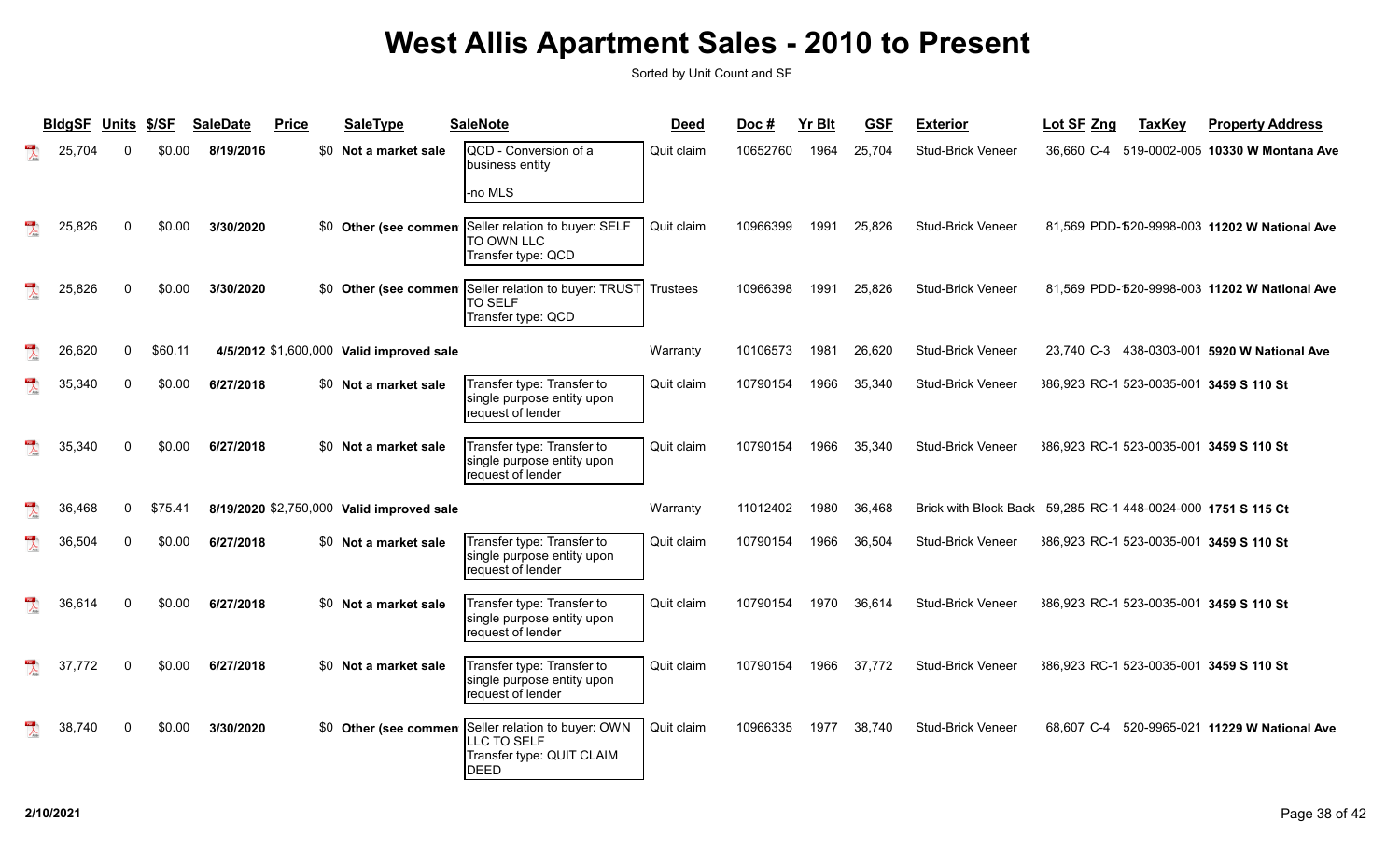# West Allis Apartment Sales - 2010 to Present

Sorted by Unit Count and SF

| BldgSF | Units | $/SF | SaleDate | Price | SaleType | SaleNote | Deed | Doc # | Yr Blt | GSF | Exterior | Lot SF | Zng | TaxKey | Property Address |
|---|---|---|---|---|---|---|---|---|---|---|---|---|---|---|---|
| 25,704 | 0 | $0.00 | 8/19/2016 | $0 | Not a market sale | QCD - Conversion of a business entity -no MLS | Quit claim | 10652760 | 1964 | 25,704 | Stud-Brick Veneer | 36,660 | C-4 | 519-0002-005 | 10330 W Montana Ave |
| 25,826 | 0 | $0.00 | 3/30/2020 | $0 | Other (see commen | Seller relation to buyer: SELF TO OWN LLC Transfer type: QCD | Quit claim | 10966399 | 1991 | 25,826 | Stud-Brick Veneer | 81,569 | PDD-1 | 520-9998-003 | 11202 W National Ave |
| 25,826 | 0 | $0.00 | 3/30/2020 | $0 | Other (see commen | Seller relation to buyer: TRUST TO SELF Transfer type: QCD | Trustees | 10966398 | 1991 | 25,826 | Stud-Brick Veneer | 81,569 | PDD-1 | 520-9998-003 | 11202 W National Ave |
| 26,620 | 0 | $60.11 | 4/5/2012 | $1,600,000 | Valid improved sale | | Warranty | 10106573 | 1981 | 26,620 | Stud-Brick Veneer | 23,740 | C-3 | 438-0303-001 | 5920 W National Ave |
| 35,340 | 0 | $0.00 | 6/27/2018 | $0 | Not a market sale | Transfer type: Transfer to single purpose entity upon request of lender | Quit claim | 10790154 | 1966 | 35,340 | Stud-Brick Veneer | 386,923 | RC-1 | 523-0035-001 | 3459 S 110 St |
| 35,340 | 0 | $0.00 | 6/27/2018 | $0 | Not a market sale | Transfer type: Transfer to single purpose entity upon request of lender | Quit claim | 10790154 | 1966 | 35,340 | Stud-Brick Veneer | 386,923 | RC-1 | 523-0035-001 | 3459 S 110 St |
| 36,468 | 0 | $75.41 | 8/19/2020 | $2,750,000 | Valid improved sale | | Warranty | 11012402 | 1980 | 36,468 | Brick with Block Back | 59,285 | RC-1 | 448-0024-000 | 1751 S 115 Ct |
| 36,504 | 0 | $0.00 | 6/27/2018 | $0 | Not a market sale | Transfer type: Transfer to single purpose entity upon request of lender | Quit claim | 10790154 | 1966 | 36,504 | Stud-Brick Veneer | 386,923 | RC-1 | 523-0035-001 | 3459 S 110 St |
| 36,614 | 0 | $0.00 | 6/27/2018 | $0 | Not a market sale | Transfer type: Transfer to single purpose entity upon request of lender | Quit claim | 10790154 | 1970 | 36,614 | Stud-Brick Veneer | 386,923 | RC-1 | 523-0035-001 | 3459 S 110 St |
| 37,772 | 0 | $0.00 | 6/27/2018 | $0 | Not a market sale | Transfer type: Transfer to single purpose entity upon request of lender | Quit claim | 10790154 | 1966 | 37,772 | Stud-Brick Veneer | 386,923 | RC-1 | 523-0035-001 | 3459 S 110 St |
| 38,740 | 0 | $0.00 | 3/30/2020 | $0 | Other (see commen | Seller relation to buyer: OWN LLC TO SELF Transfer type: QUIT CLAIM DEED | Quit claim | 10966335 | 1977 | 38,740 | Stud-Brick Veneer | 68,607 | C-4 | 520-9965-021 | 11229 W National Ave |

2/10/2021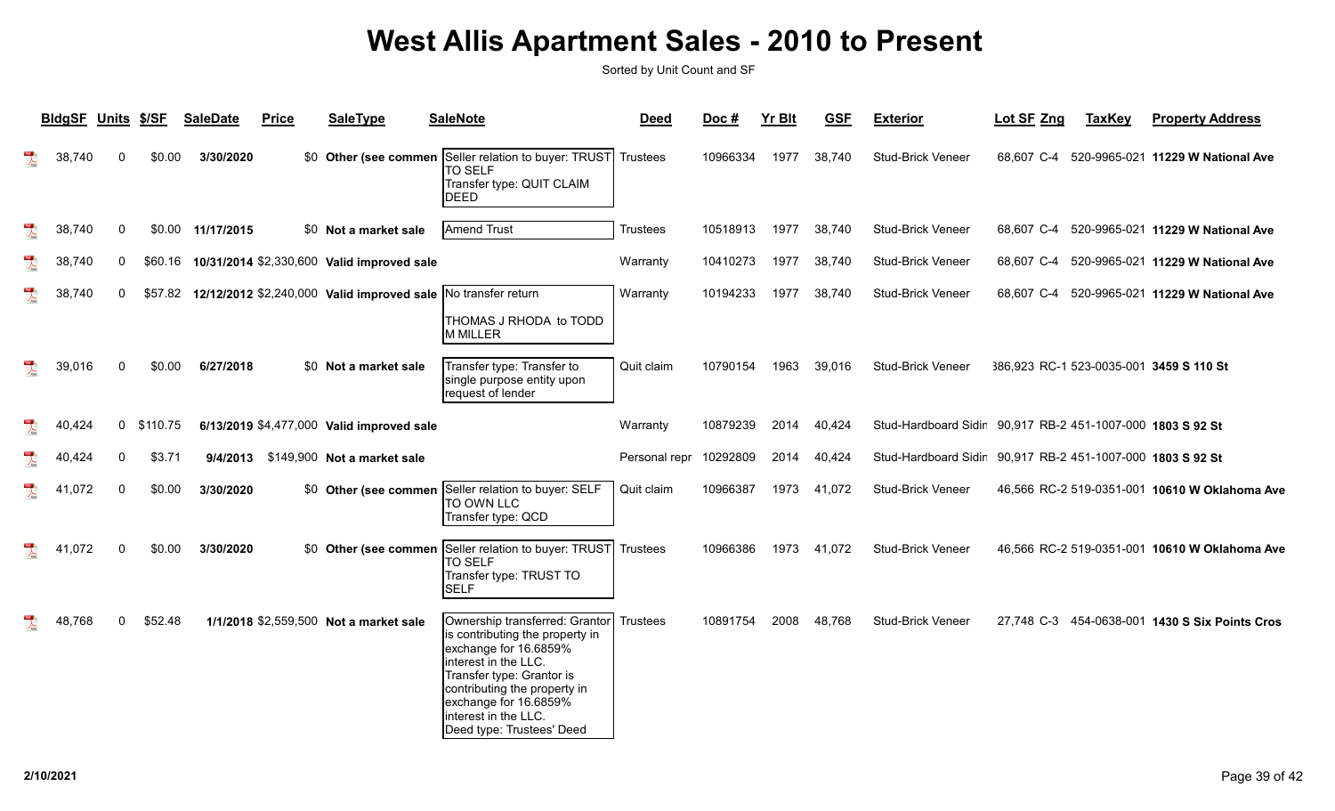# West Allis Apartment Sales - 2010 to Present

Sorted by Unit Count and SF

| BldgSF | Units | $/SF | SaleDate | Price | SaleType | SaleNote | Deed | Doc # | Yr Blt | GSF | Exterior | Lot SF | Zng | TaxKey | Property Address |
|---|---|---|---|---|---|---|---|---|---|---|---|---|---|---|---|
| 38,740 | 0 | $0.00 | 3/30/2020 | $0 | Other (see commen | Seller relation to buyer: TRUST TO SELF Transfer type: QUIT CLAIM DEED | Trustees | 10966334 | 1977 | 38,740 | Stud-Brick Veneer | 68,607 | C-4 | 520-9965-021 | 11229 W National Ave |
| 38,740 | 0 | $0.00 | 11/17/2015 | $0 | Not a market sale | Amend Trust | Trustees | 10518913 | 1977 | 38,740 | Stud-Brick Veneer | 68,607 | C-4 | 520-9965-021 | 11229 W National Ave |
| 38,740 | 0 | $60.16 | 10/31/2014 | $2,330,600 | Valid improved sale | | Warranty | 10410273 | 1977 | 38,740 | Stud-Brick Veneer | 68,607 | C-4 | 520-9965-021 | 11229 W National Ave |
| 38,740 | 0 | $57.82 | 12/12/2012 | $2,240,000 | Valid improved sale | No transfer return THOMAS J RHODA to TODD M MILLER | Warranty | 10194233 | 1977 | 38,740 | Stud-Brick Veneer | 68,607 | C-4 | 520-9965-021 | 11229 W National Ave |
| 39,016 | 0 | $0.00 | 6/27/2018 | $0 | Not a market sale | Transfer type: Transfer to single purpose entity upon request of lender | Quit claim | 10790154 | 1963 | 39,016 | Stud-Brick Veneer | 386,923 | RC-1 | 523-0035-001 | 3459 S 110 St |
| 40,424 | 0 | $110.75 | 6/13/2019 | $4,477,000 | Valid improved sale | | Warranty | 10879239 | 2014 | 40,424 | Stud-Hardboard Sidin | 90,917 | RB-2 | 451-1007-000 | 1803 S 92 St |
| 40,424 | 0 | $3.71 | 9/4/2013 | $149,900 | Not a market sale | | Personal repr | 10292809 | 2014 | 40,424 | Stud-Hardboard Sidin | 90,917 | RB-2 | 451-1007-000 | 1803 S 92 St |
| 41,072 | 0 | $0.00 | 3/30/2020 | $0 | Other (see commen | Seller relation to buyer: SELF TO OWN LLC Transfer type: QCD | Quit claim | 10966387 | 1973 | 41,072 | Stud-Brick Veneer | 46,566 | RC-2 | 519-0351-001 | 10610 W Oklahoma Ave |
| 41,072 | 0 | $0.00 | 3/30/2020 | $0 | Other (see commen | Seller relation to buyer: TRUST TO SELF Transfer type: TRUST TO SELF | Trustees | 10966386 | 1973 | 41,072 | Stud-Brick Veneer | 46,566 | RC-2 | 519-0351-001 | 10610 W Oklahoma Ave |
| 48,768 | 0 | $52.48 | 1/1/2018 | $2,559,500 | Not a market sale | Ownership transferred: Grantor is contributing the property in exchange for 16.6859% interest in the LLC. Transfer type: Grantor is contributing the property in exchange for 16.6859% interest in the LLC. Deed type: Trustees' Deed | Trustees | 10891754 | 2008 | 48,768 | Stud-Brick Veneer | 27,748 | C-3 | 454-0638-001 | 1430 S Six Points Cros |

2/10/2021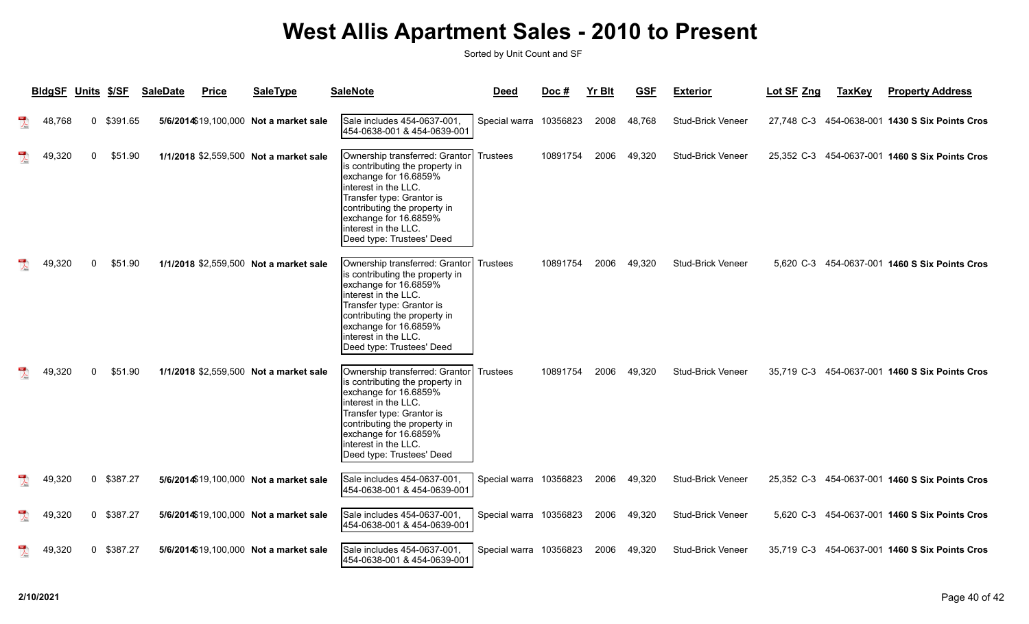# West Allis Apartment Sales - 2010 to Present

Sorted by Unit Count and SF

| BldgSF | Units | $/SF | SaleDate | Price | SaleType | SaleNote | Deed | Doc # | Yr Blt | GSF | Exterior | Lot SF | Zng | TaxKey | Property Address |
|---|---|---|---|---|---|---|---|---|---|---|---|---|---|---|---|
| 48,768 | 0 | $391.65 | **5/6/2014** | $19,100,000 | **Not a market sale** | Sale includes 454-0637-001, 454-0638-001 & 454-0639-001 | Special warra | 10356823 | 2008 | 48,768 | Stud-Brick Veneer | 27,748 | C-3 | 454-0638-001 | **1430 S Six Points Cros** |
| 49,320 | 0 | $51.90 | **1/1/2018** | $2,559,500 | **Not a market sale** | Ownership transferred: Grantor is contributing the property in exchange for 16.6859% interest in the LLC. Transfer type: Grantor is contributing the property in exchange for 16.6859% interest in the LLC. Deed type: Trustees' Deed | Trustees | 10891754 | 2006 | 49,320 | Stud-Brick Veneer | 25,352 | C-3 | 454-0637-001 | **1460 S Six Points Cros** |
| 49,320 | 0 | $51.90 | **1/1/2018** | $2,559,500 | **Not a market sale** | Ownership transferred: Grantor is contributing the property in exchange for 16.6859% interest in the LLC. Transfer type: Grantor is contributing the property in exchange for 16.6859% interest in the LLC. Deed type: Trustees' Deed | Trustees | 10891754 | 2006 | 49,320 | Stud-Brick Veneer | 5,620 | C-3 | 454-0637-001 | **1460 S Six Points Cros** |
| 49,320 | 0 | $51.90 | **1/1/2018** | $2,559,500 | **Not a market sale** | Ownership transferred: Grantor is contributing the property in exchange for 16.6859% interest in the LLC. Transfer type: Grantor is contributing the property in exchange for 16.6859% interest in the LLC. Deed type: Trustees' Deed | Trustees | 10891754 | 2006 | 49,320 | Stud-Brick Veneer | 35,719 | C-3 | 454-0637-001 | **1460 S Six Points Cros** |
| 49,320 | 0 | $387.27 | **5/6/2014** | $19,100,000 | **Not a market sale** | Sale includes 454-0637-001, 454-0638-001 & 454-0639-001 | Special warra | 10356823 | 2006 | 49,320 | Stud-Brick Veneer | 25,352 | C-3 | 454-0637-001 | **1460 S Six Points Cros** |
| 49,320 | 0 | $387.27 | **5/6/2014** | $19,100,000 | **Not a market sale** | Sale includes 454-0637-001, 454-0638-001 & 454-0639-001 | Special warra | 10356823 | 2006 | 49,320 | Stud-Brick Veneer | 5,620 | C-3 | 454-0637-001 | **1460 S Six Points Cros** |
| 49,320 | 0 | $387.27 | **5/6/2014** | $19,100,000 | **Not a market sale** | Sale includes 454-0637-001, 454-0638-001 & 454-0639-001 | Special warra | 10356823 | 2006 | 49,320 | Stud-Brick Veneer | 35,719 | C-3 | 454-0637-001 | **1460 S Six Points Cros** |

**2/10/2021**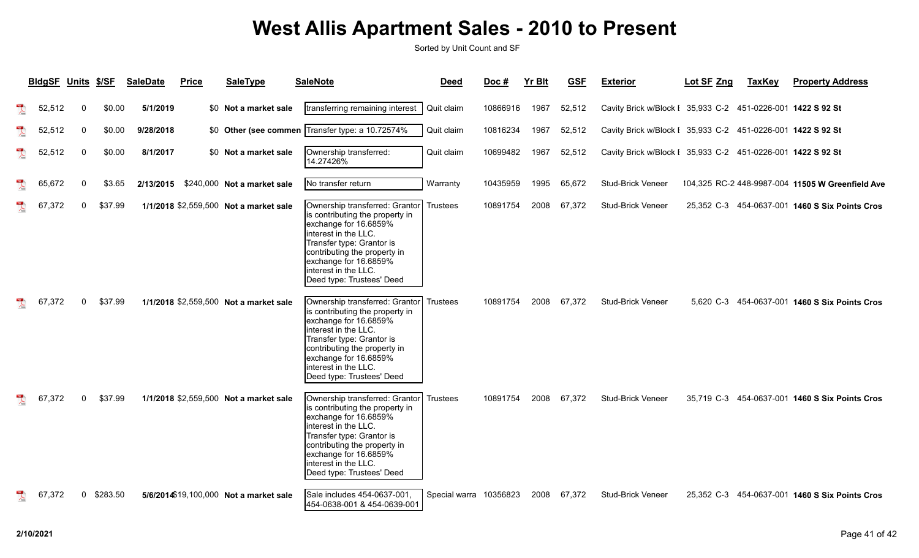# West Allis Apartment Sales - 2010 to Present

Sorted by Unit Count and SF

| BldgSF | Units | $/SF | SaleDate | Price | SaleType | SaleNote | Deed | Doc # | Yr Blt | GSF | Exterior | Lot SF | Zng | TaxKey | Property Address |
|---|---|---|---|---|---|---|---|---|---|---|---|---|---|---|---|
| 52,512 | 0 | $0.00 | 5/1/2019 | $0 | Not a market sale | transferring remaining interest | Quit claim | 10866916 | 1967 | 52,512 | Cavity Brick w/Block E | 35,933 | C-2 | 451-0226-001 | 1422 S 92 St |
| 52,512 | 0 | $0.00 | 9/28/2018 | $0 | Other (see commen | Transfer type: a 10.72574% | Quit claim | 10816234 | 1967 | 52,512 | Cavity Brick w/Block E | 35,933 | C-2 | 451-0226-001 | 1422 S 92 St |
| 52,512 | 0 | $0.00 | 8/1/2017 | $0 | Not a market sale | Ownership transferred: 14.27426% | Quit claim | 10699482 | 1967 | 52,512 | Cavity Brick w/Block E | 35,933 | C-2 | 451-0226-001 | 1422 S 92 St |
| 65,672 | 0 | $3.65 | 2/13/2015 | $240,000 | Not a market sale | No transfer return | Warranty | 10435959 | 1995 | 65,672 | Stud-Brick Veneer | 104,325 | RC-2 | 448-9987-004 | 11505 W Greenfield Ave |
| 67,372 | 0 | $37.99 | 1/1/2018 | $2,559,500 | Not a market sale | Ownership transferred: Grantor is contributing the property in exchange for 16.6859% interest in the LLC. Transfer type: Grantor is contributing the property in exchange for 16.6859% interest in the LLC. Deed type: Trustees' Deed | Trustees | 10891754 | 2008 | 67,372 | Stud-Brick Veneer | 25,352 | C-3 | 454-0637-001 | 1460 S Six Points Cros |
| 67,372 | 0 | $37.99 | 1/1/2018 | $2,559,500 | Not a market sale | Ownership transferred: Grantor is contributing the property in exchange for 16.6859% interest in the LLC. Transfer type: Grantor is contributing the property in exchange for 16.6859% interest in the LLC. Deed type: Trustees' Deed | Trustees | 10891754 | 2008 | 67,372 | Stud-Brick Veneer | 5,620 | C-3 | 454-0637-001 | 1460 S Six Points Cros |
| 67,372 | 0 | $37.99 | 1/1/2018 | $2,559,500 | Not a market sale | Ownership transferred: Grantor is contributing the property in exchange for 16.6859% interest in the LLC. Transfer type: Grantor is contributing the property in exchange for 16.6859% interest in the LLC. Deed type: Trustees' Deed | Trustees | 10891754 | 2008 | 67,372 | Stud-Brick Veneer | 35,719 | C-3 | 454-0637-001 | 1460 S Six Points Cros |
| 67,372 | 0 | $283.50 | 5/6/2014 | $19,100,000 | Not a market sale | Sale includes 454-0637-001, 454-0638-001 & 454-0639-001 | Special warra | 10356823 | 2008 | 67,372 | Stud-Brick Veneer | 25,352 | C-3 | 454-0637-001 | 1460 S Six Points Cros |

2/10/2021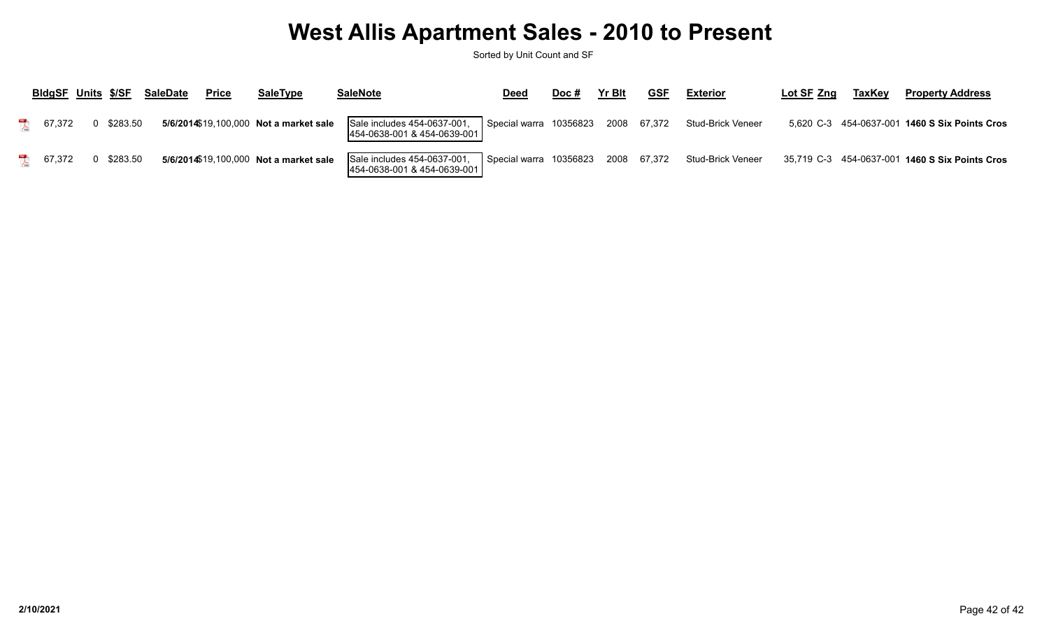# West Allis Apartment Sales - 2010 to Present

Sorted by Unit Count and SF

| BldgSF | Units | $/SF | SaleDate | Price | SaleType | SaleNote | Deed | Doc # | Yr Blt | GSF | Exterior | Lot SF | Zng | TaxKey | Property Address |
|---|---|---|---|---|---|---|---|---|---|---|---|---|---|---|---|
| 67,372 | 0 | $283.50 | **5/6/2014** | $19,100,000 | **Not a market sale** | Sale includes 454-0637-001, 454-0638-001 & 454-0639-001 | Special warra | 10356823 | 2008 | 67,372 | Stud-Brick Veneer | 5,620 | C-3 | 454-0637-001 | **1460 S Six Points Cros** |
| 67,372 | 0 | $283.50 | **5/6/2014** | $19,100,000 | **Not a market sale** | Sale includes 454-0637-001, 454-0638-001 & 454-0639-001 | Special warra | 10356823 | 2008 | 67,372 | Stud-Brick Veneer | 35,719 | C-3 | 454-0637-001 | **1460 S Six Points Cros** |

2/10/2021